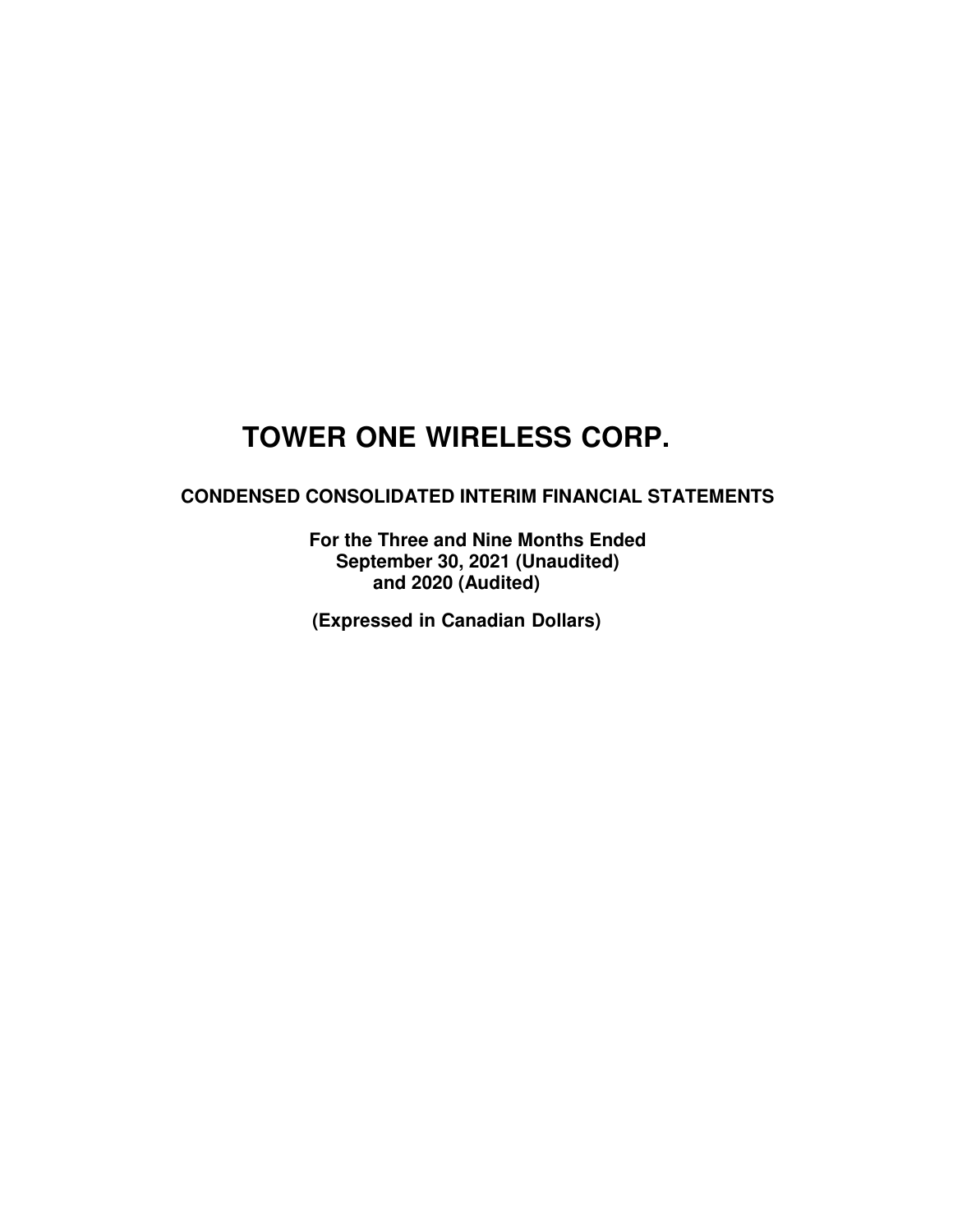# TOWER ONE WIRELESS CORP.

**CONDENSED CONSOLIDATED INTERIM FINANCIAL STATEMENTS**

**For the Three and Nine Months Ended**
**September 30, 2021 (Unaudited)**
**and 2020 (Audited)**

**(Expressed in Canadian Dollars)**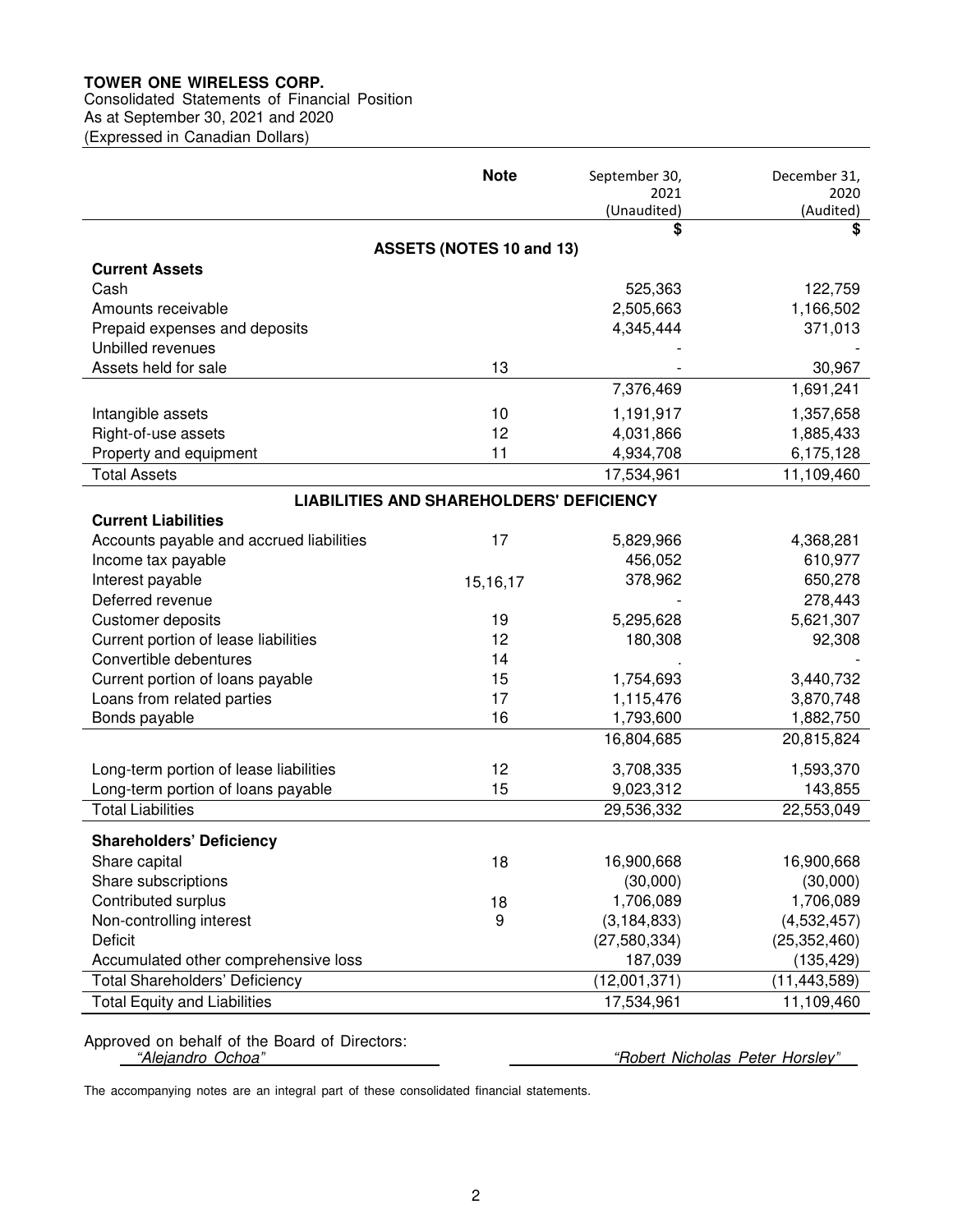**TOWER ONE WIRELESS CORP.**
Consolidated Statements of Financial Position
As at September 30, 2021 and 2020
(Expressed in Canadian Dollars)

| | Note | September 30, 2021 (Unaudited) | December 31, 2020 (Audited) |
|---|---|---|---|
| | | $ | $ |
| **ASSETS (NOTES 10 and 13)** | | | |
| **Current Assets** | | | |
| Cash | | 525,363 | 122,759 |
| Amounts receivable | | 2,505,663 | 1,166,502 |
| Prepaid expenses and deposits | | 4,345,444 | 371,013 |
| Unbilled revenues | | - | - |
| Assets held for sale | 13 | - | 30,967 |
| | | 7,376,469 | 1,691,241 |
| Intangible assets | 10 | 1,191,917 | 1,357,658 |
| Right-of-use assets | 12 | 4,031,866 | 1,885,433 |
| Property and equipment | 11 | 4,934,708 | 6,175,128 |
| Total Assets | | 17,534,961 | 11,109,460 |
| **LIABILITIES AND SHAREHOLDERS' DEFICIENCY** | | | |
| **Current Liabilities** | | | |
| Accounts payable and accrued liabilities | 17 | 5,829,966 | 4,368,281 |
| Income tax payable | | 456,052 | 610,977 |
| Interest payable | 15,16,17 | 378,962 | 650,278 |
| Deferred revenue | | - | 278,443 |
| Customer deposits | 19 | 5,295,628 | 5,621,307 |
| Current portion of lease liabilities | 12 | 180,308 | 92,308 |
| Convertible debentures | 14 | . | - |
| Current portion of loans payable | 15 | 1,754,693 | 3,440,732 |
| Loans from related parties | 17 | 1,115,476 | 3,870,748 |
| Bonds payable | 16 | 1,793,600 | 1,882,750 |
| | | 16,804,685 | 20,815,824 |
| Long-term portion of lease liabilities | 12 | 3,708,335 | 1,593,370 |
| Long-term portion of loans payable | 15 | 9,023,312 | 143,855 |
| Total Liabilities | | 29,536,332 | 22,553,049 |
| **Shareholders' Deficiency** | | | |
| Share capital | 18 | 16,900,668 | 16,900,668 |
| Share subscriptions | | (30,000) | (30,000) |
| Contributed surplus | 18 | 1,706,089 | 1,706,089 |
| Non-controlling interest | 9 | (3,184,833) | (4,532,457) |
| Deficit | | (27,580,334) | (25,352,460) |
| Accumulated other comprehensive loss | | 187,039 | (135,429) |
| Total Shareholders' Deficiency | | (12,001,371) | (11,443,589) |
| Total Equity and Liabilities | | 17,534,961 | 11,109,460 |

Approved on behalf of the Board of Directors:

*"Alejandro Ochoa"* *"Robert Nicholas Peter Horsley"*

The accompanying notes are an integral part of these consolidated financial statements.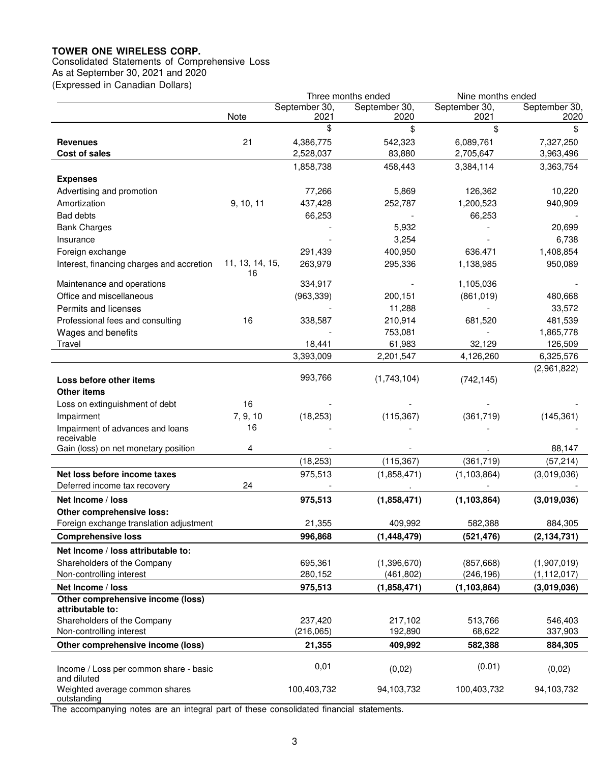**TOWER ONE WIRELESS CORP.**

Consolidated Statements of Comprehensive Loss
As at September 30, 2021 and 2020
(Expressed in Canadian Dollars)

| | Note | Three months ended September 30, 2021 | Three months ended September 30, 2020 | Nine months ended September 30, 2021 | Nine months ended September 30, 2020 |
|---|---|---|---|---|---|
| | | $ | $ | $ | $ |
| **Revenues** | 21 | 4,386,775 | 542,323 | 6,089,761 | 7,327,250 |
| **Cost of sales** | | 2,528,037 | 83,880 | 2,705,647 | 3,963,496 |
| | | 1,858,738 | 458,443 | 3,384,114 | 3,363,754 |
| **Expenses** | | | | | |
| Advertising and promotion | | 77,266 | 5,869 | 126,362 | 10,220 |
| Amortization | 9, 10, 11 | 437,428 | 252,787 | 1,200,523 | 940,909 |
| Bad debts | | 66,253 | - | 66,253 | - |
| Bank Charges | | - | 5,932 | - | 20,699 |
| Insurance | | - | 3,254 | - | 6,738 |
| Foreign exchange | | 291,439 | 400,950 | 636.471 | 1,408,854 |
| Interest, financing charges and accretion | 11, 13, 14, 15, 16 | 263,979 | 295,336 | 1,138,985 | 950,089 |
| Maintenance and operations | | 334,917 | - | 1,105,036 | - |
| Office and miscellaneous | | (963,339) | 200,151 | (861,019) | 480,668 |
| Permits and licenses | | - | 11,288 | - | 33,572 |
| Professional fees and consulting | 16 | 338,587 | 210,914 | 681,520 | 481,539 |
| Wages and benefits | | - | 753,081 | - | 1,865,778 |
| Travel | | 18,441 | 61,983 | 32,129 | 126,509 |
| | | 3,393,009 | 2,201,547 | 4,126,260 | 6,325,576 |
| **Loss before other items** | | 993,766 | (1,743,104) | (742,145) | (2,961,822) |
| **Other items** | | | | | |
| Loss on extinguishment of debt | 16 | - | - | - | - |
| Impairment | 7, 9, 10 | (18,253) | (115,367) | (361,719) | (145,361) |
| Impairment of advances and loans receivable | 16 | - | - | - | - |
| Gain (loss) on net monetary position | 4 | - | - | . | 88,147 |
| | | (18,253) | (115,367) | (361,719) | (57,214) |
| **Net loss before income taxes** | | 975,513 | (1,858,471) | (1,103,864) | (3,019,036) |
| Deferred income tax recovery | 24 | - | . | - | - |
| **Net Income / loss** | | **975,513** | **(1,858,471)** | **(1,103,864)** | **(3,019,036)** |
| **Other comprehensive loss:** | | | | | |
| Foreign exchange translation adjustment | | 21,355 | 409,992 | 582,388 | 884,305 |
| **Comprehensive loss** | | **996,868** | **(1,448,479)** | **(521,476)** | **(2,134,731)** |
| **Net Income / loss attributable to:** | | | | | |
| Shareholders of the Company | | 695,361 | (1,396,670) | (857,668) | (1,907,019) |
| Non-controlling interest | | 280,152 | (461,802) | (246,196) | (1,112,017) |
| **Net Income / loss** | | **975,513** | **(1,858,471)** | **(1,103,864)** | **(3,019,036)** |
| **Other comprehensive income (loss) attributable to:** | | | | | |
| Shareholders of the Company | | 237,420 | 217,102 | 513,766 | 546,403 |
| Non-controlling interest | | (216,065) | 192,890 | 68,622 | 337,903 |
| **Other comprehensive income (loss)** | | **21,355** | **409,992** | **582,388** | **884,305** |
| Income / Loss per common share - basic and diluted | | 0,01 | (0,02) | (0.01) | (0,02) |
| Weighted average common shares outstanding | | 100,403,732 | 94,103,732 | 100,403,732 | 94,103,732 |

The accompanying notes are an integral part of these consolidated financial statements.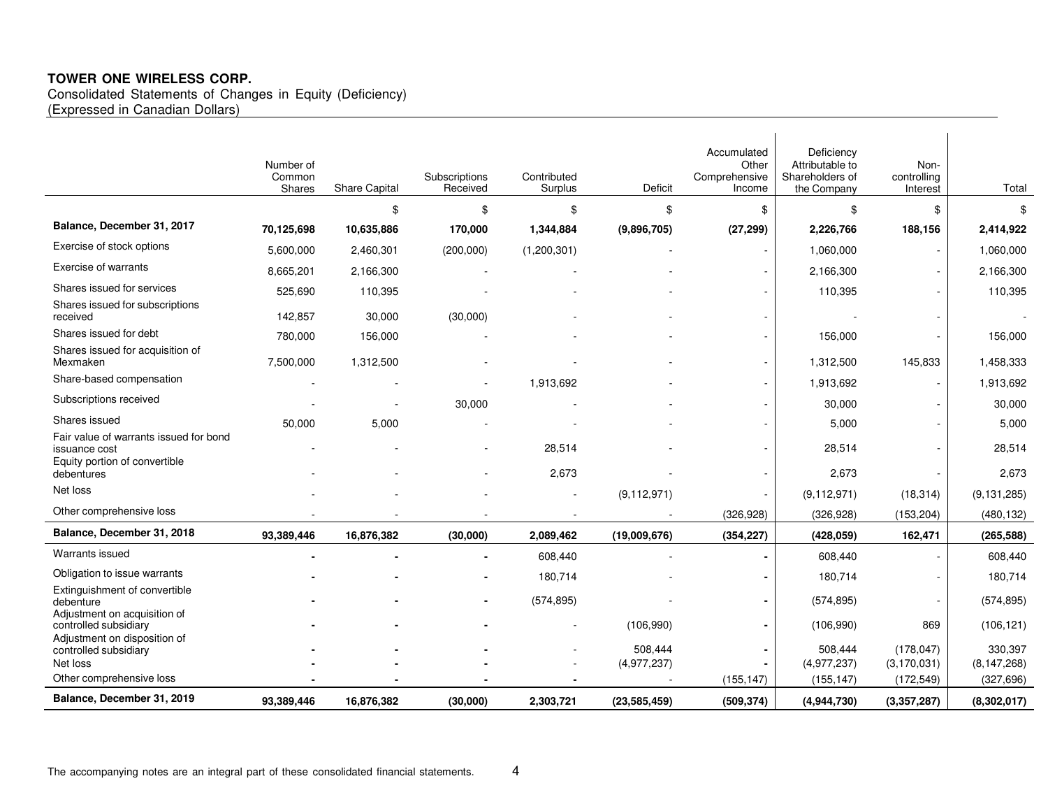**TOWER ONE WIRELESS CORP.**
Consolidated Statements of Changes in Equity (Deficiency)
(Expressed in Canadian Dollars)

| | Number of Common Shares | Share Capital | Subscriptions Received | Contributed Surplus | Deficit | Accumulated Other Comprehensive Income | Deficiency Attributable to Shareholders of the Company | Non-controlling Interest | Total |
|---|---|---|---|---|---|---|---|---|---|
| | | $ | $ | $ | $ | $ | $ | $ | $ |
| **Balance, December 31, 2017** | **70,125,698** | **10,635,886** | **170,000** | **1,344,884** | **(9,896,705)** | **(27,299)** | **2,226,766** | **188,156** | **2,414,922** |
| Exercise of stock options | 5,600,000 | 2,460,301 | (200,000) | (1,200,301) | - | - | 1,060,000 | - | 1,060,000 |
| Exercise of warrants | 8,665,201 | 2,166,300 | - | - | - | - | 2,166,300 | - | 2,166,300 |
| Shares issued for services | 525,690 | 110,395 | - | - | - | - | 110,395 | - | 110,395 |
| Shares issued for subscriptions received | 142,857 | 30,000 | (30,000) | - | - | - | - | - | - |
| Shares issued for debt | 780,000 | 156,000 | - | - | - | - | 156,000 | - | 156,000 |
| Shares issued for acquisition of Mexmaken | 7,500,000 | 1,312,500 | - | - | - | - | 1,312,500 | 145,833 | 1,458,333 |
| Share-based compensation | - | - | - | 1,913,692 | - | - | 1,913,692 | - | 1,913,692 |
| Subscriptions received | - | - | 30,000 | - | - | - | 30,000 | - | 30,000 |
| Shares issued | 50,000 | 5,000 | - | - | - | - | 5,000 | - | 5,000 |
| Fair value of warrants issued for bond issuance cost | - | - | - | 28,514 | - | - | 28,514 | - | 28,514 |
| Equity portion of convertible debentures | - | - | - | 2,673 | - | - | 2,673 | - | 2,673 |
| Net loss | - | - | - | - | (9,112,971) | - | (9,112,971) | (18,314) | (9,131,285) |
| Other comprehensive loss | - | - | - | - | - | (326,928) | (326,928) | (153,204) | (480,132) |
| **Balance, December 31, 2018** | **93,389,446** | **16,876,382** | **(30,000)** | **2,089,462** | **(19,009,676)** | **(354,227)** | **(428,059)** | **162,471** | **(265,588)** |
| Warrants issued | - | - | - | 608,440 | - | - | 608,440 | - | 608,440 |
| Obligation to issue warrants | - | - | - | 180,714 | - | - | 180,714 | - | 180,714 |
| Extinguishment of convertible debenture | - | - | - | (574,895) | - | - | (574,895) | - | (574,895) |
| Adjustment on acquisition of controlled subsidiary | - | - | - | - | (106,990) | - | (106,990) | 869 | (106,121) |
| Adjustment on disposition of controlled subsidiary | - | - | - | - | 508,444 | - | 508,444 | (178,047) | 330,397 |
| Net loss | - | - | - | - | (4,977,237) | - | (4,977,237) | (3,170,031) | (8,147,268) |
| Other comprehensive loss | - | - | - | - | - | (155,147) | (155,147) | (172,549) | (327,696) |
| **Balance, December 31, 2019** | **93,389,446** | **16,876,382** | **(30,000)** | **2,303,721** | **(23,585,459)** | **(509,374)** | **(4,944,730)** | **(3,357,287)** | **(8,302,017)** |

The accompanying notes are an integral part of these consolidated financial statements.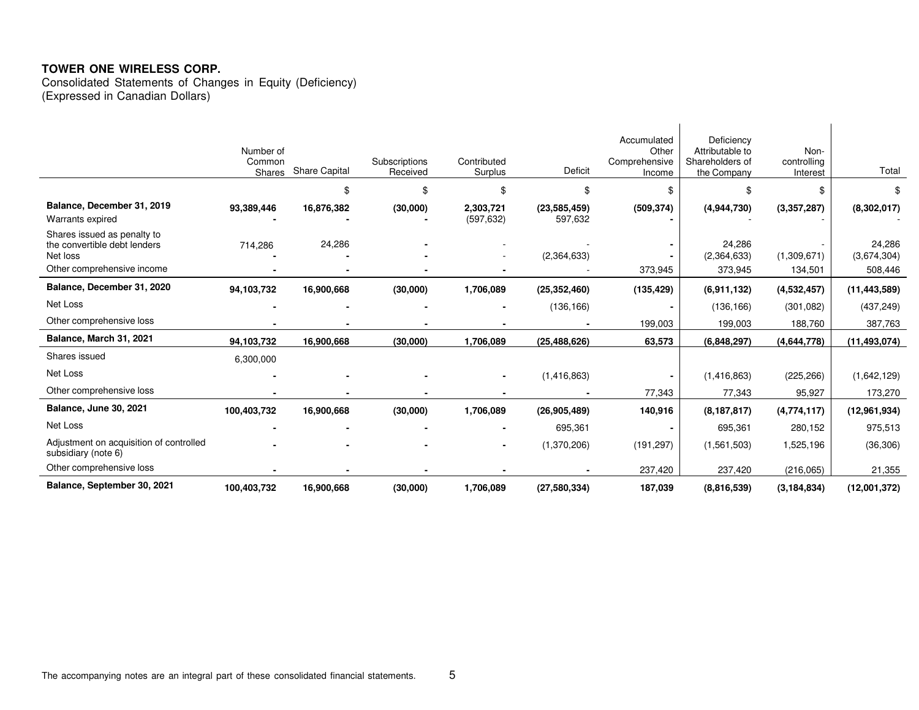**TOWER ONE WIRELESS CORP.**

Consolidated Statements of Changes in Equity (Deficiency)
(Expressed in Canadian Dollars)

| | Number of Common Shares | Share Capital | Subscriptions Received | Contributed Surplus | Deficit | Accumulated Other Comprehensive Income | Deficiency Attributable to Shareholders of the Company | Non-controlling Interest | Total |
|---|---|---|---|---|---|---|---|---|---|
| | | $ | $ | $ | $ | $ | $ | $ | $ |
| **Balance, December 31, 2019** | **93,389,446** | **16,876,382** | **(30,000)** | **2,303,721** | **(23,585,459)** | **(509,374)** | **(4,944,730)** | **(3,357,287)** | **(8,302,017)** |
| Warrants expired | - | - | - | (597,632) | 597,632 | - | - | - | - |
| Shares issued as penalty to the convertible debt lenders | 714,286 | 24,286 | - | - | - | - | 24,286 | - | 24,286 |
| Net loss | - | - | - | - | (2,364,633) | - | (2,364,633) | (1,309,671) | (3,674,304) |
| Other comprehensive income | - | - | - | - | - | 373,945 | 373,945 | 134,501 | 508,446 |
| **Balance, December 31, 2020** | **94,103,732** | **16,900,668** | **(30,000)** | **1,706,089** | **(25,352,460)** | **(135,429)** | **(6,911,132)** | **(4,532,457)** | **(11,443,589)** |
| Net Loss | - | - | - | - | (136,166) | - | (136,166) | (301,082) | (437,249) |
| Other comprehensive loss | - | - | - | - | - | 199,003 | 199,003 | 188,760 | 387,763 |
| **Balance, March 31, 2021** | **94,103,732** | **16,900,668** | **(30,000)** | **1,706,089** | **(25,488,626)** | **63,573** | **(6,848,297)** | **(4,644,778)** | **(11,493,074)** |
| Shares issued | 6,300,000 | | | | | | | | |
| Net Loss | - | - | - | - | (1,416,863) | - | (1,416,863) | (225,266) | (1,642,129) |
| Other comprehensive loss | - | - | - | - | - | 77,343 | 77,343 | 95,927 | 173,270 |
| **Balance, June 30, 2021** | **100,403,732** | **16,900,668** | **(30,000)** | **1,706,089** | **(26,905,489)** | **140,916** | **(8,187,817)** | **(4,774,117)** | **(12,961,934)** |
| Net Loss | - | - | - | - | 695,361 | - | 695,361 | 280,152 | 975,513 |
| Adjustment on acquisition of controlled subsidiary (note 6) | - | - | - | - | (1,370,206) | (191,297) | (1,561,503) | 1,525,196 | (36,306) |
| Other comprehensive loss | - | - | - | - | - | 237,420 | 237,420 | (216,065) | 21,355 |
| **Balance, September 30, 2021** | **100,403,732** | **16,900,668** | **(30,000)** | **1,706,089** | **(27,580,334)** | **187,039** | **(8,816,539)** | **(3,184,834)** | **(12,001,372)** |

The accompanying notes are an integral part of these consolidated financial statements.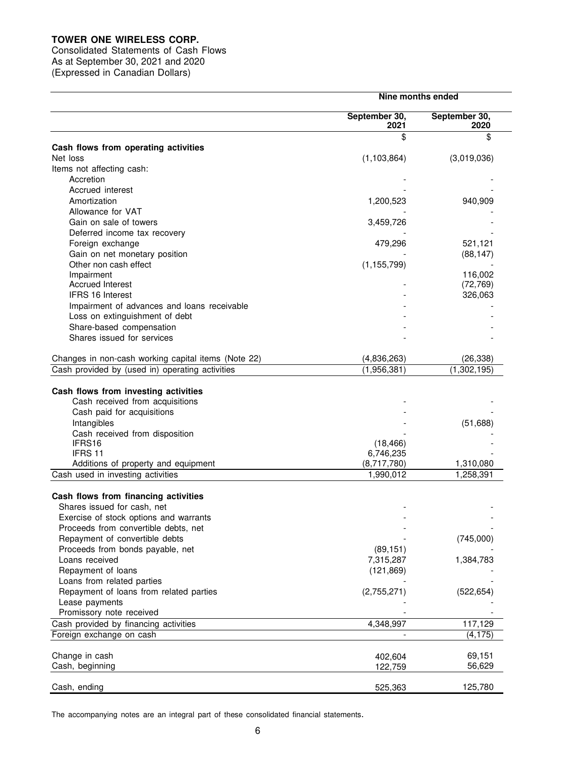**TOWER ONE WIRELESS CORP.**
Consolidated Statements of Cash Flows
As at September 30, 2021 and 2020
(Expressed in Canadian Dollars)

| | Nine months ended | |
|---|---|---|
| | September 30, 2021 | September 30, 2020 |
| | $ | $ |
| **Cash flows from operating activities** | | |
| Net loss | (1,103,864) | (3,019,036) |
| Items not affecting cash: | | |
| Accretion | - | - |
| Accrued interest | - | - |
| Amortization | 1,200,523 | 940,909 |
| Allowance for VAT | - | - |
| Gain on sale of towers | 3,459,726 | - |
| Deferred income tax recovery | - | - |
| Foreign exchange | 479,296 | 521,121 |
| Gain on net monetary position | - | (88,147) |
| Other non cash effect | (1,155,799) | - |
| Impairment | | 116,002 |
| Accrued Interest | - | (72,769) |
| IFRS 16 Interest | - | 326,063 |
| Impairment of advances and loans receivable | - | - |
| Loss on extinguishment of debt | - | - |
| Share-based compensation | - | - |
| Shares issued for services | - | - |
| Changes in non-cash working capital items (Note 22) | (4,836,263) | (26,338) |
| Cash provided by (used in) operating activities | (1,956,381) | (1,302,195) |
| **Cash flows from investing activities** | | |
| Cash received from acquisitions | - | - |
| Cash paid for acquisitions | - | - |
| Intangibles | - | (51,688) |
| Cash received from disposition | - | - |
| IFRS16 | (18,466) | - |
| IFRS 11 | 6,746,235 | - |
| Additions of property and equipment | (8,717,780) | 1,310,080 |
| Cash used in investing activities | 1,990,012 | 1,258,391 |
| **Cash flows from financing activities** | | |
| Shares issued for cash, net | - | - |
| Exercise of stock options and warrants | - | - |
| Proceeds from convertible debts, net | - | - |
| Repayment of convertible debts | - | (745,000) |
| Proceeds from bonds payable, net | (89,151) | - |
| Loans received | 7,315,287 | 1,384,783 |
| Repayment of loans | (121,869) | - |
| Loans from related parties | - | - |
| Repayment of loans from related parties | (2,755,271) | (522,654) |
| Lease payments | - | - |
| Promissory note received | - | - |
| Cash provided by financing activities | 4,348,997 | 117,129 |
| Foreign exchange on cash | - | (4,175) |
| Change in cash | 402,604 | 69,151 |
| Cash, beginning | 122,759 | 56,629 |
| Cash, ending | 525,363 | 125,780 |

The accompanying notes are an integral part of these consolidated financial statements.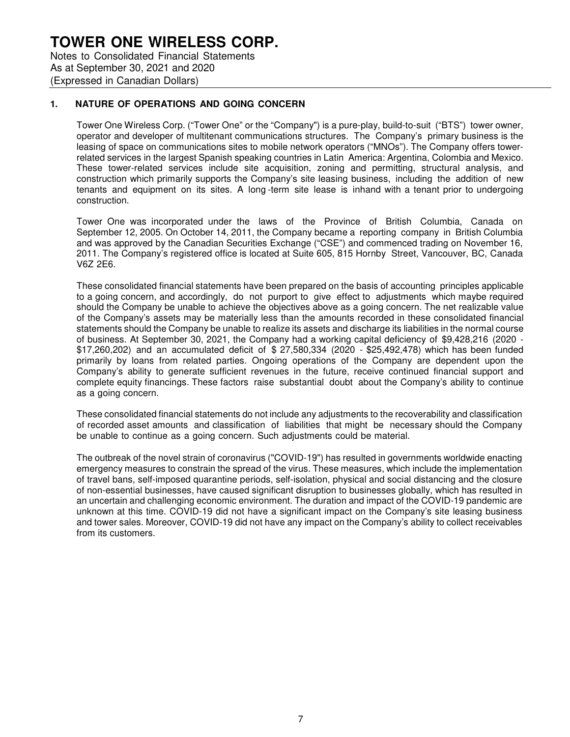# TOWER ONE WIRELESS CORP.

Notes to Consolidated Financial Statements
As at September 30, 2021 and 2020
(Expressed in Canadian Dollars)

## 1. NATURE OF OPERATIONS AND GOING CONCERN

Tower One Wireless Corp. ("Tower One" or the "Company") is a pure-play, build-to-suit ("BTS") tower owner, operator and developer of multitenant communications structures. The Company's primary business is the leasing of space on communications sites to mobile network operators ("MNOs"). The Company offers tower-related services in the largest Spanish speaking countries in Latin America: Argentina, Colombia and Mexico. These tower-related services include site acquisition, zoning and permitting, structural analysis, and construction which primarily supports the Company's site leasing business, including the addition of new tenants and equipment on its sites. A long -term site lease is inhand with a tenant prior to undergoing construction.

Tower One was incorporated under the laws of the Province of British Columbia, Canada on September 12, 2005. On October 14, 2011, the Company became a reporting company in British Columbia and was approved by the Canadian Securities Exchange ("CSE") and commenced trading on November 16, 2011. The Company's registered office is located at Suite 605, 815 Hornby Street, Vancouver, BC, Canada V6Z 2E6.

These consolidated financial statements have been prepared on the basis of accounting principles applicable to a going concern, and accordingly, do not purport to give effect to adjustments which maybe required should the Company be unable to achieve the objectives above as a going concern. The net realizable value of the Company's assets may be materially less than the amounts recorded in these consolidated financial statements should the Company be unable to realize its assets and discharge its liabilities in the normal course of business. At September 30, 2021, the Company had a working capital deficiency of $9,428,216 (2020 - $17,260,202) and an accumulated deficit of $ 27,580,334 (2020 - $25,492,478) which has been funded primarily by loans from related parties. Ongoing operations of the Company are dependent upon the Company's ability to generate sufficient revenues in the future, receive continued financial support and complete equity financings. These factors raise substantial doubt about the Company's ability to continue as a going concern.

These consolidated financial statements do not include any adjustments to the recoverability and classification of recorded asset amounts and classification of liabilities that might be necessary should the Company be unable to continue as a going concern. Such adjustments could be material.

The outbreak of the novel strain of coronavirus ("COVID-19") has resulted in governments worldwide enacting emergency measures to constrain the spread of the virus. These measures, which include the implementation of travel bans, self-imposed quarantine periods, self-isolation, physical and social distancing and the closure of non-essential businesses, have caused significant disruption to businesses globally, which has resulted in an uncertain and challenging economic environment. The duration and impact of the COVID-19 pandemic are unknown at this time. COVID-19 did not have a significant impact on the Company's site leasing business and tower sales. Moreover, COVID-19 did not have any impact on the Company's ability to collect receivables from its customers.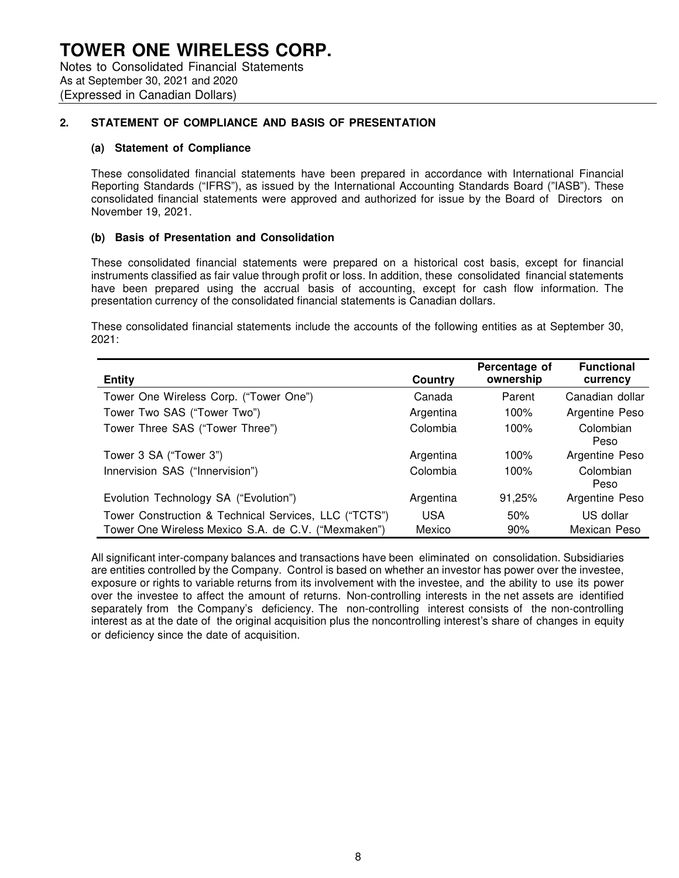# TOWER ONE WIRELESS CORP.

Notes to Consolidated Financial Statements
As at September 30, 2021 and 2020
(Expressed in Canadian Dollars)

## 2. STATEMENT OF COMPLIANCE AND BASIS OF PRESENTATION

### (a) Statement of Compliance

These consolidated financial statements have been prepared in accordance with International Financial Reporting Standards ("IFRS"), as issued by the International Accounting Standards Board ("IASB"). These consolidated financial statements were approved and authorized for issue by the Board of Directors on November 19, 2021.

### (b) Basis of Presentation and Consolidation

These consolidated financial statements were prepared on a historical cost basis, except for financial instruments classified as fair value through profit or loss. In addition, these consolidated financial statements have been prepared using the accrual basis of accounting, except for cash flow information. The presentation currency of the consolidated financial statements is Canadian dollars.

These consolidated financial statements include the accounts of the following entities as at September 30, 2021:

| Entity | Country | Percentage of ownership | Functional currency |
|---|---|---|---|
| Tower One Wireless Corp. ("Tower One") | Canada | Parent | Canadian dollar |
| Tower Two SAS ("Tower Two") | Argentina | 100% | Argentine Peso |
| Tower Three SAS ("Tower Three") | Colombia | 100% | Colombian Peso |
| Tower 3 SA ("Tower 3") | Argentina | 100% | Argentine Peso |
| Innervision SAS ("Innervision") | Colombia | 100% | Colombian Peso |
| Evolution Technology SA ("Evolution") | Argentina | 91,25% | Argentine Peso |
| Tower Construction & Technical Services, LLC ("TCTS") | USA | 50% | US dollar |
| Tower One Wireless Mexico S.A. de C.V. ("Mexmaken") | Mexico | 90% | Mexican Peso |

All significant inter-company balances and transactions have been eliminated on consolidation. Subsidiaries are entities controlled by the Company. Control is based on whether an investor has power over the investee, exposure or rights to variable returns from its involvement with the investee, and the ability to use its power over the investee to affect the amount of returns. Non-controlling interests in the net assets are identified separately from the Company's deficiency. The non-controlling interest consists of the non-controlling interest as at the date of the original acquisition plus the noncontrolling interest's share of changes in equity or deficiency since the date of acquisition.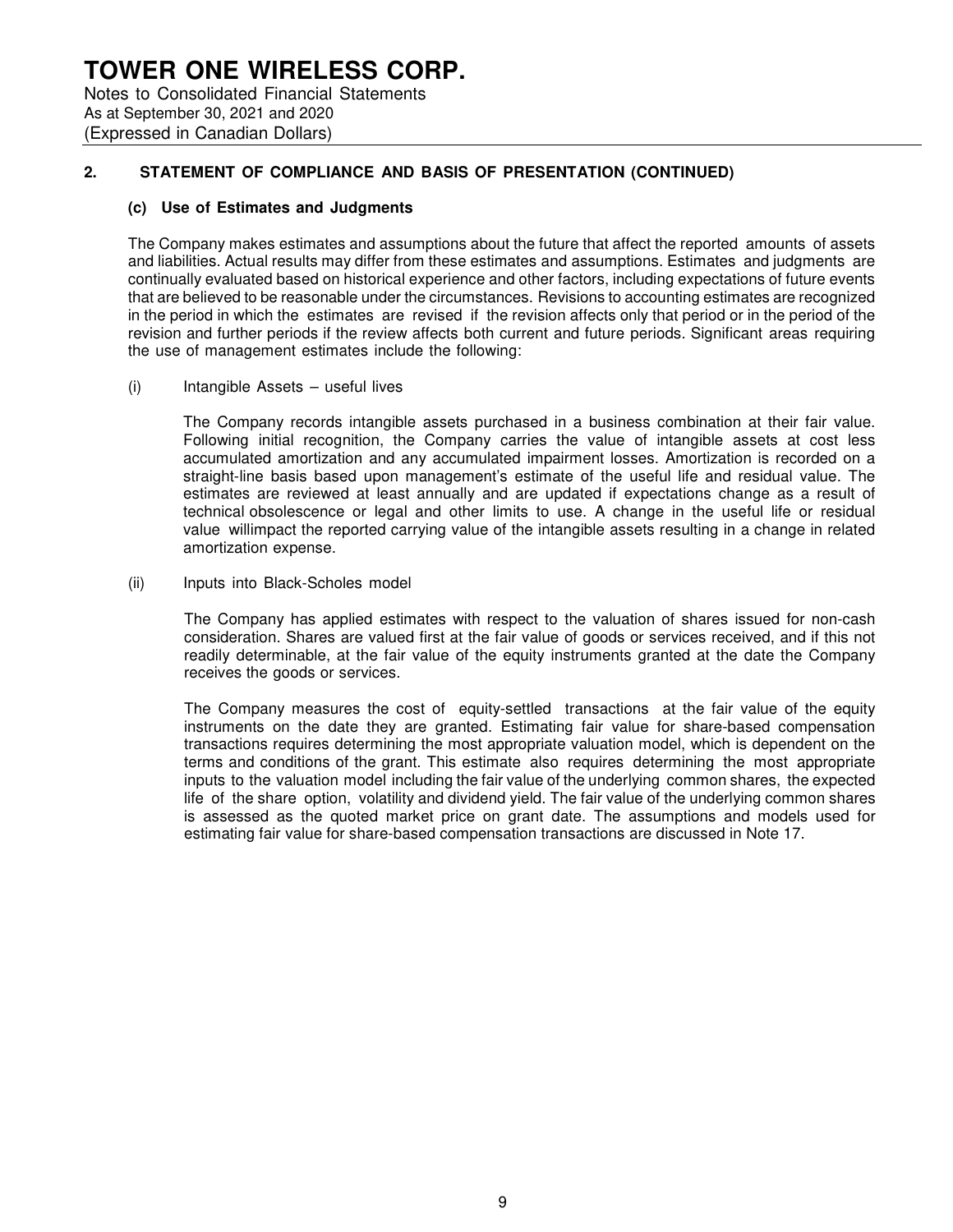## 2. STATEMENT OF COMPLIANCE AND BASIS OF PRESENTATION (CONTINUED)

### (c) Use of Estimates and Judgments

The Company makes estimates and assumptions about the future that affect the reported amounts of assets and liabilities. Actual results may differ from these estimates and assumptions. Estimates and judgments are continually evaluated based on historical experience and other factors, including expectations of future events that are believed to be reasonable under the circumstances. Revisions to accounting estimates are recognized in the period in which the estimates are revised if the revision affects only that period or in the period of the revision and further periods if the review affects both current and future periods. Significant areas requiring the use of management estimates include the following:

(i) Intangible Assets – useful lives

The Company records intangible assets purchased in a business combination at their fair value. Following initial recognition, the Company carries the value of intangible assets at cost less accumulated amortization and any accumulated impairment losses. Amortization is recorded on a straight-line basis based upon management's estimate of the useful life and residual value. The estimates are reviewed at least annually and are updated if expectations change as a result of technical obsolescence or legal and other limits to use. A change in the useful life or residual value willimpact the reported carrying value of the intangible assets resulting in a change in related amortization expense.

(ii) Inputs into Black-Scholes model

The Company has applied estimates with respect to the valuation of shares issued for non-cash consideration. Shares are valued first at the fair value of goods or services received, and if this not readily determinable, at the fair value of the equity instruments granted at the date the Company receives the goods or services.

The Company measures the cost of equity-settled transactions at the fair value of the equity instruments on the date they are granted. Estimating fair value for share-based compensation transactions requires determining the most appropriate valuation model, which is dependent on the terms and conditions of the grant. This estimate also requires determining the most appropriate inputs to the valuation model including the fair value of the underlying common shares, the expected life of the share option, volatility and dividend yield. The fair value of the underlying common shares is assessed as the quoted market price on grant date. The assumptions and models used for estimating fair value for share-based compensation transactions are discussed in Note 17.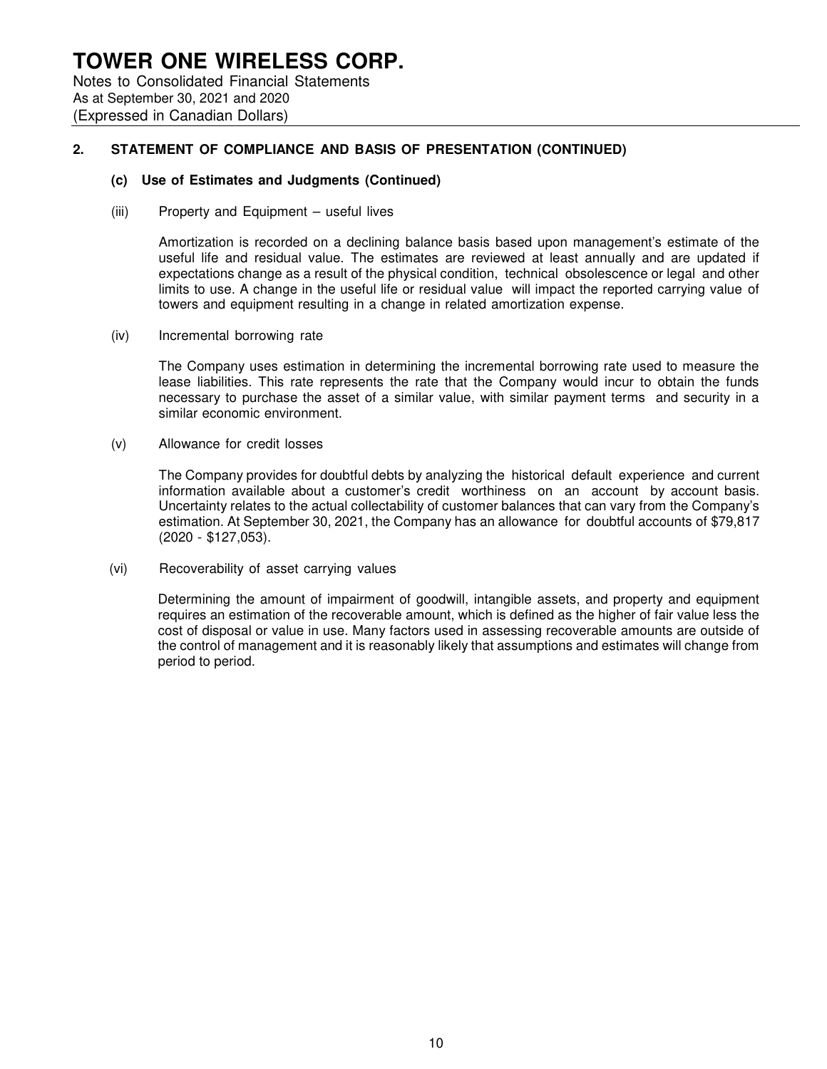## 2. STATEMENT OF COMPLIANCE AND BASIS OF PRESENTATION (CONTINUED)

### (c) Use of Estimates and Judgments (Continued)

(iii) Property and Equipment – useful lives

Amortization is recorded on a declining balance basis based upon management's estimate of the useful life and residual value. The estimates are reviewed at least annually and are updated if expectations change as a result of the physical condition, technical obsolescence or legal and other limits to use. A change in the useful life or residual value will impact the reported carrying value of towers and equipment resulting in a change in related amortization expense.

(iv) Incremental borrowing rate

The Company uses estimation in determining the incremental borrowing rate used to measure the lease liabilities. This rate represents the rate that the Company would incur to obtain the funds necessary to purchase the asset of a similar value, with similar payment terms and security in a similar economic environment.

(v) Allowance for credit losses

The Company provides for doubtful debts by analyzing the historical default experience and current information available about a customer's credit worthiness on an account by account basis. Uncertainty relates to the actual collectability of customer balances that can vary from the Company's estimation. At September 30, 2021, the Company has an allowance for doubtful accounts of $79,817 (2020 - $127,053).

(vi) Recoverability of asset carrying values

Determining the amount of impairment of goodwill, intangible assets, and property and equipment requires an estimation of the recoverable amount, which is defined as the higher of fair value less the cost of disposal or value in use. Many factors used in assessing recoverable amounts are outside of the control of management and it is reasonably likely that assumptions and estimates will change from period to period.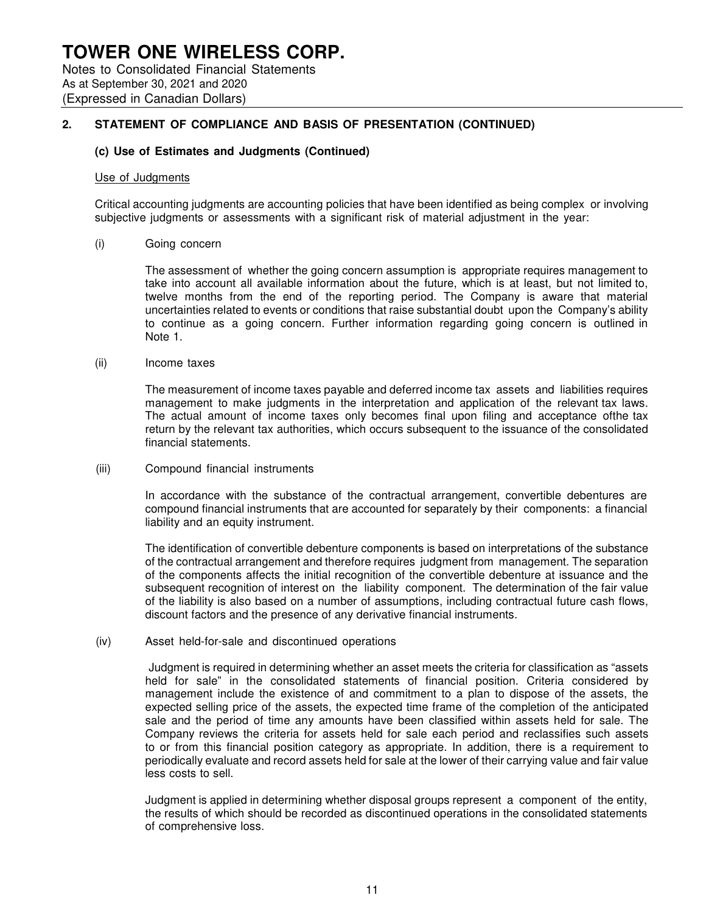# TOWER ONE WIRELESS CORP.

Notes to Consolidated Financial Statements
As at September 30, 2021 and 2020
(Expressed in Canadian Dollars)

## 2. STATEMENT OF COMPLIANCE AND BASIS OF PRESENTATION (CONTINUED)

### (c) Use of Estimates and Judgments (Continued)

Use of Judgments

Critical accounting judgments are accounting policies that have been identified as being complex or involving subjective judgments or assessments with a significant risk of material adjustment in the year:

(i) Going concern

The assessment of whether the going concern assumption is appropriate requires management to take into account all available information about the future, which is at least, but not limited to, twelve months from the end of the reporting period. The Company is aware that material uncertainties related to events or conditions that raise substantial doubt upon the Company's ability to continue as a going concern. Further information regarding going concern is outlined in Note 1.

(ii) Income taxes

The measurement of income taxes payable and deferred income tax assets and liabilities requires management to make judgments in the interpretation and application of the relevant tax laws. The actual amount of income taxes only becomes final upon filing and acceptance ofthe tax return by the relevant tax authorities, which occurs subsequent to the issuance of the consolidated financial statements.

(iii) Compound financial instruments

In accordance with the substance of the contractual arrangement, convertible debentures are compound financial instruments that are accounted for separately by their components: a financial liability and an equity instrument.

The identification of convertible debenture components is based on interpretations of the substance of the contractual arrangement and therefore requires judgment from management. The separation of the components affects the initial recognition of the convertible debenture at issuance and the subsequent recognition of interest on the liability component. The determination of the fair value of the liability is also based on a number of assumptions, including contractual future cash flows, discount factors and the presence of any derivative financial instruments.

(iv) Asset held-for-sale and discontinued operations

Judgment is required in determining whether an asset meets the criteria for classification as "assets held for sale" in the consolidated statements of financial position. Criteria considered by management include the existence of and commitment to a plan to dispose of the assets, the expected selling price of the assets, the expected time frame of the completion of the anticipated sale and the period of time any amounts have been classified within assets held for sale. The Company reviews the criteria for assets held for sale each period and reclassifies such assets to or from this financial position category as appropriate. In addition, there is a requirement to periodically evaluate and record assets held for sale at the lower of their carrying value and fair value less costs to sell.

Judgment is applied in determining whether disposal groups represent a component of the entity, the results of which should be recorded as discontinued operations in the consolidated statements of comprehensive loss.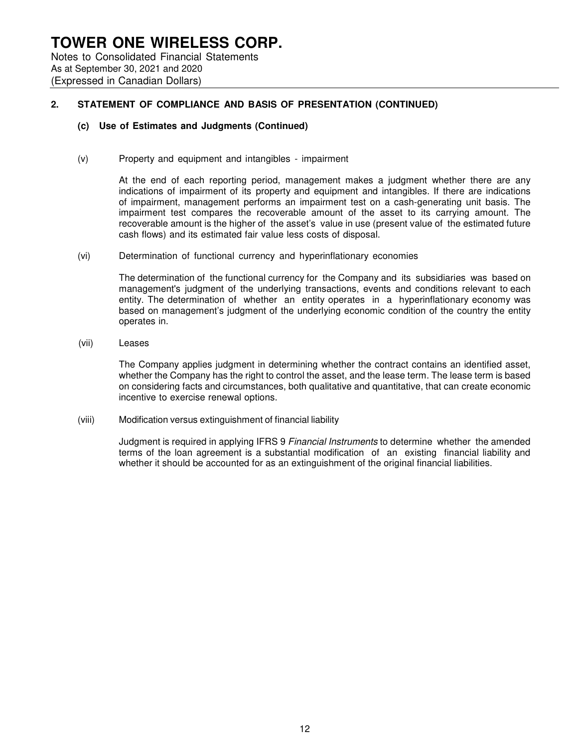## 2. STATEMENT OF COMPLIANCE AND BASIS OF PRESENTATION (CONTINUED)

### (c) Use of Estimates and Judgments (Continued)

(v) Property and equipment and intangibles - impairment

At the end of each reporting period, management makes a judgment whether there are any indications of impairment of its property and equipment and intangibles. If there are indications of impairment, management performs an impairment test on a cash-generating unit basis. The impairment test compares the recoverable amount of the asset to its carrying amount. The recoverable amount is the higher of the asset's value in use (present value of the estimated future cash flows) and its estimated fair value less costs of disposal.

(vi) Determination of functional currency and hyperinflationary economies

The determination of the functional currency for the Company and its subsidiaries was based on management's judgment of the underlying transactions, events and conditions relevant to each entity. The determination of whether an entity operates in a hyperinflationary economy was based on management's judgment of the underlying economic condition of the country the entity operates in.

(vii) Leases

The Company applies judgment in determining whether the contract contains an identified asset, whether the Company has the right to control the asset, and the lease term. The lease term is based on considering facts and circumstances, both qualitative and quantitative, that can create economic incentive to exercise renewal options.

(viii) Modification versus extinguishment of financial liability

Judgment is required in applying IFRS 9 *Financial Instruments* to determine whether the amended terms of the loan agreement is a substantial modification of an existing financial liability and whether it should be accounted for as an extinguishment of the original financial liabilities.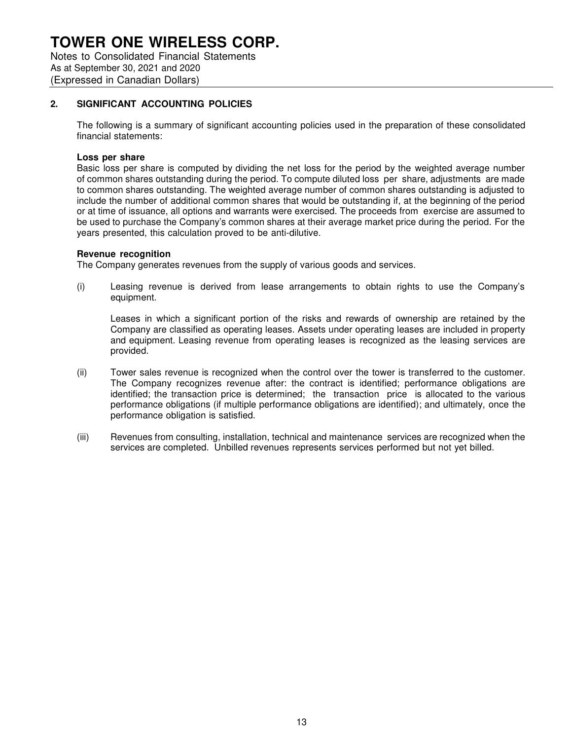## 2. SIGNIFICANT ACCOUNTING POLICIES

The following is a summary of significant accounting policies used in the preparation of these consolidated financial statements:

**Loss per share**

Basic loss per share is computed by dividing the net loss for the period by the weighted average number of common shares outstanding during the period. To compute diluted loss per share, adjustments are made to common shares outstanding. The weighted average number of common shares outstanding is adjusted to include the number of additional common shares that would be outstanding if, at the beginning of the period or at time of issuance, all options and warrants were exercised. The proceeds from exercise are assumed to be used to purchase the Company's common shares at their average market price during the period. For the years presented, this calculation proved to be anti-dilutive.

**Revenue recognition**

The Company generates revenues from the supply of various goods and services.

(i) Leasing revenue is derived from lease arrangements to obtain rights to use the Company's equipment.

   Leases in which a significant portion of the risks and rewards of ownership are retained by the Company are classified as operating leases. Assets under operating leases are included in property and equipment. Leasing revenue from operating leases is recognized as the leasing services are provided.

(ii) Tower sales revenue is recognized when the control over the tower is transferred to the customer. The Company recognizes revenue after: the contract is identified; performance obligations are identified; the transaction price is determined; the transaction price is allocated to the various performance obligations (if multiple performance obligations are identified); and ultimately, once the performance obligation is satisfied.

(iii) Revenues from consulting, installation, technical and maintenance services are recognized when the services are completed. Unbilled revenues represents services performed but not yet billed.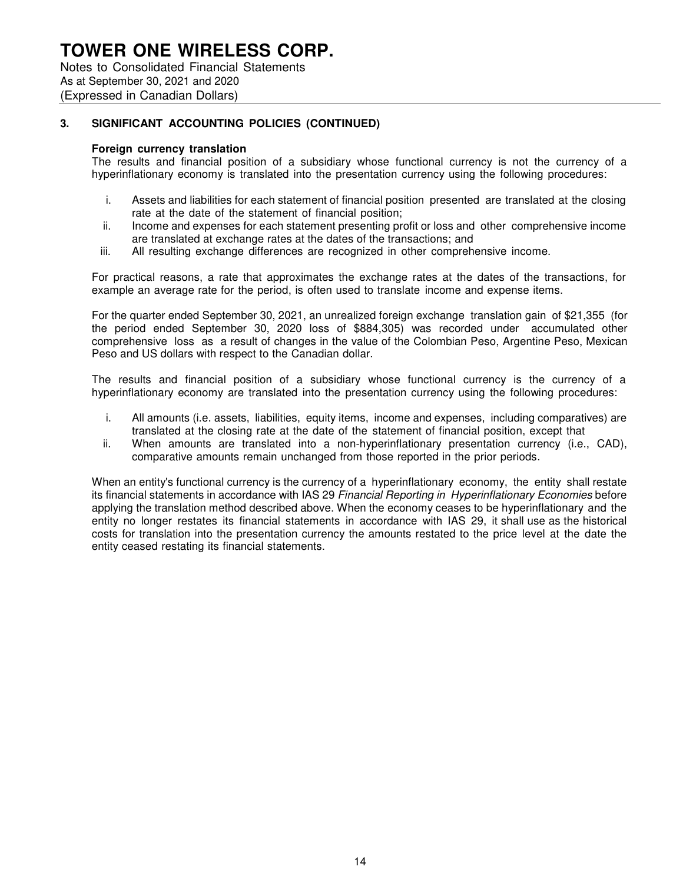## 3. SIGNIFICANT ACCOUNTING POLICIES (CONTINUED)

**Foreign currency translation**

The results and financial position of a subsidiary whose functional currency is not the currency of a hyperinflationary economy is translated into the presentation currency using the following procedures:

i. Assets and liabilities for each statement of financial position presented are translated at the closing rate at the date of the statement of financial position;
ii. Income and expenses for each statement presenting profit or loss and other comprehensive income are translated at exchange rates at the dates of the transactions; and
iii. All resulting exchange differences are recognized in other comprehensive income.

For practical reasons, a rate that approximates the exchange rates at the dates of the transactions, for example an average rate for the period, is often used to translate income and expense items.

For the quarter ended September 30, 2021, an unrealized foreign exchange translation gain of $21,355 (for the period ended September 30, 2020 loss of $884,305) was recorded under accumulated other comprehensive loss as a result of changes in the value of the Colombian Peso, Argentine Peso, Mexican Peso and US dollars with respect to the Canadian dollar.

The results and financial position of a subsidiary whose functional currency is the currency of a hyperinflationary economy are translated into the presentation currency using the following procedures:

i. All amounts (i.e. assets, liabilities, equity items, income and expenses, including comparatives) are translated at the closing rate at the date of the statement of financial position, except that
ii. When amounts are translated into a non-hyperinflationary presentation currency (i.e., CAD), comparative amounts remain unchanged from those reported in the prior periods.

When an entity's functional currency is the currency of a hyperinflationary economy, the entity shall restate its financial statements in accordance with IAS 29 *Financial Reporting in Hyperinflationary Economies* before applying the translation method described above. When the economy ceases to be hyperinflationary and the entity no longer restates its financial statements in accordance with IAS 29, it shall use as the historical costs for translation into the presentation currency the amounts restated to the price level at the date the entity ceased restating its financial statements.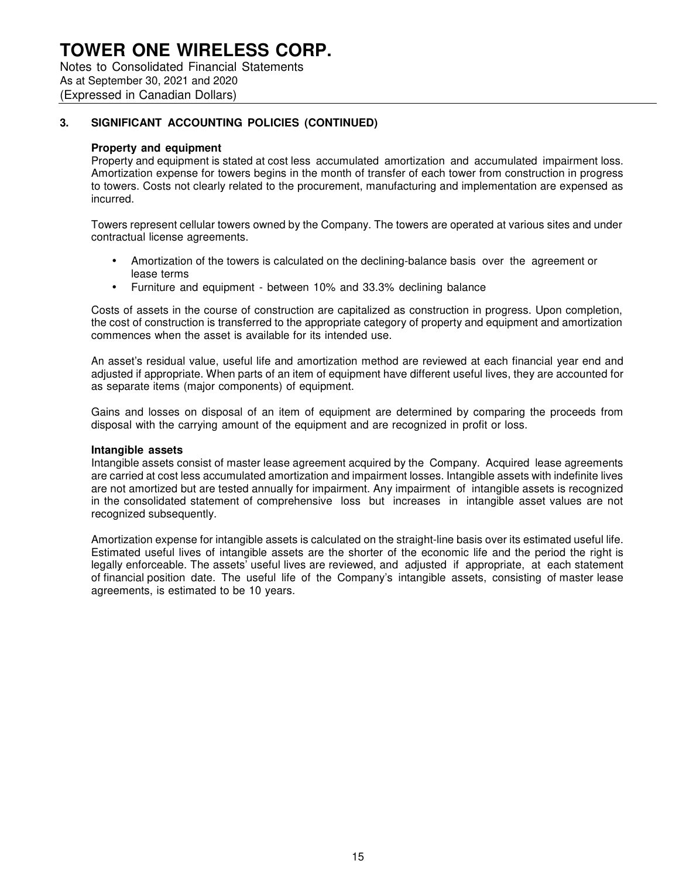# TOWER ONE WIRELESS CORP.

Notes to Consolidated Financial Statements
As at September 30, 2021 and 2020
(Expressed in Canadian Dollars)

## 3. SIGNIFICANT ACCOUNTING POLICIES (CONTINUED)

### Property and equipment

Property and equipment is stated at cost less accumulated amortization and accumulated impairment loss. Amortization expense for towers begins in the month of transfer of each tower from construction in progress to towers. Costs not clearly related to the procurement, manufacturing and implementation are expensed as incurred.

Towers represent cellular towers owned by the Company. The towers are operated at various sites and under contractual license agreements.

- Amortization of the towers is calculated on the declining-balance basis over the agreement or lease terms
- Furniture and equipment - between 10% and 33.3% declining balance

Costs of assets in the course of construction are capitalized as construction in progress. Upon completion, the cost of construction is transferred to the appropriate category of property and equipment and amortization commences when the asset is available for its intended use.

An asset's residual value, useful life and amortization method are reviewed at each financial year end and adjusted if appropriate. When parts of an item of equipment have different useful lives, they are accounted for as separate items (major components) of equipment.

Gains and losses on disposal of an item of equipment are determined by comparing the proceeds from disposal with the carrying amount of the equipment and are recognized in profit or loss.

### Intangible assets

Intangible assets consist of master lease agreement acquired by the Company. Acquired lease agreements are carried at cost less accumulated amortization and impairment losses. Intangible assets with indefinite lives are not amortized but are tested annually for impairment. Any impairment of intangible assets is recognized in the consolidated statement of comprehensive loss but increases in intangible asset values are not recognized subsequently.

Amortization expense for intangible assets is calculated on the straight-line basis over its estimated useful life. Estimated useful lives of intangible assets are the shorter of the economic life and the period the right is legally enforceable. The assets' useful lives are reviewed, and adjusted if appropriate, at each statement of financial position date. The useful life of the Company's intangible assets, consisting of master lease agreements, is estimated to be 10 years.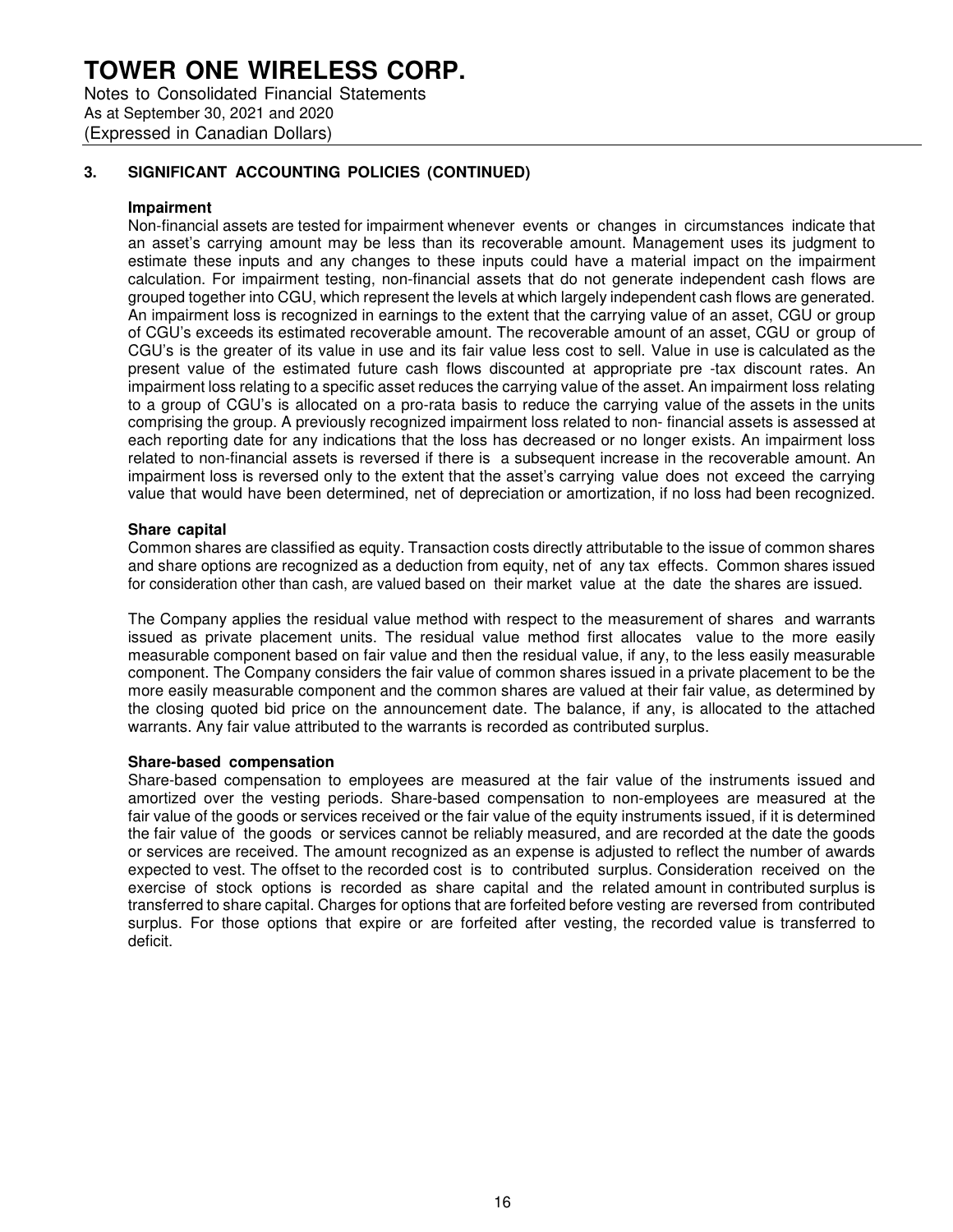### 3. SIGNIFICANT ACCOUNTING POLICIES (CONTINUED)

**Impairment**

Non-financial assets are tested for impairment whenever events or changes in circumstances indicate that an asset's carrying amount may be less than its recoverable amount. Management uses its judgment to estimate these inputs and any changes to these inputs could have a material impact on the impairment calculation. For impairment testing, non-financial assets that do not generate independent cash flows are grouped together into CGU, which represent the levels at which largely independent cash flows are generated. An impairment loss is recognized in earnings to the extent that the carrying value of an asset, CGU or group of CGU's exceeds its estimated recoverable amount. The recoverable amount of an asset, CGU or group of CGU's is the greater of its value in use and its fair value less cost to sell. Value in use is calculated as the present value of the estimated future cash flows discounted at appropriate pre -tax discount rates. An impairment loss relating to a specific asset reduces the carrying value of the asset. An impairment loss relating to a group of CGU's is allocated on a pro-rata basis to reduce the carrying value of the assets in the units comprising the group. A previously recognized impairment loss related to non- financial assets is assessed at each reporting date for any indications that the loss has decreased or no longer exists. An impairment loss related to non-financial assets is reversed if there is a subsequent increase in the recoverable amount. An impairment loss is reversed only to the extent that the asset's carrying value does not exceed the carrying value that would have been determined, net of depreciation or amortization, if no loss had been recognized.

**Share capital**

Common shares are classified as equity. Transaction costs directly attributable to the issue of common shares and share options are recognized as a deduction from equity, net of any tax effects. Common shares issued for consideration other than cash, are valued based on their market value at the date the shares are issued.

The Company applies the residual value method with respect to the measurement of shares and warrants issued as private placement units. The residual value method first allocates value to the more easily measurable component based on fair value and then the residual value, if any, to the less easily measurable component. The Company considers the fair value of common shares issued in a private placement to be the more easily measurable component and the common shares are valued at their fair value, as determined by the closing quoted bid price on the announcement date. The balance, if any, is allocated to the attached warrants. Any fair value attributed to the warrants is recorded as contributed surplus.

**Share-based compensation**

Share-based compensation to employees are measured at the fair value of the instruments issued and amortized over the vesting periods. Share-based compensation to non-employees are measured at the fair value of the goods or services received or the fair value of the equity instruments issued, if it is determined the fair value of the goods or services cannot be reliably measured, and are recorded at the date the goods or services are received. The amount recognized as an expense is adjusted to reflect the number of awards expected to vest. The offset to the recorded cost is to contributed surplus. Consideration received on the exercise of stock options is recorded as share capital and the related amount in contributed surplus is transferred to share capital. Charges for options that are forfeited before vesting are reversed from contributed surplus. For those options that expire or are forfeited after vesting, the recorded value is transferred to deficit.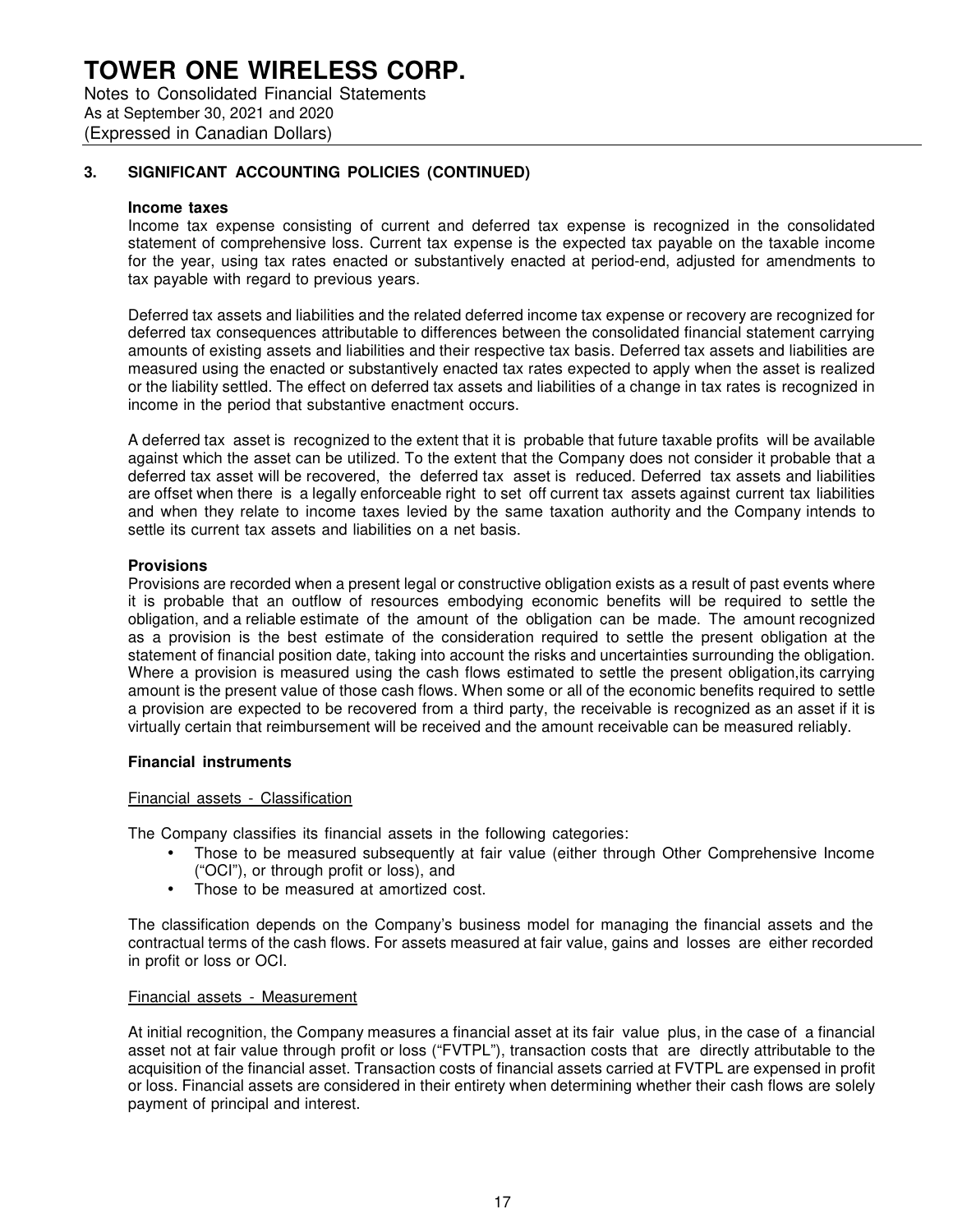# TOWER ONE WIRELESS CORP.

Notes to Consolidated Financial Statements
As at September 30, 2021 and 2020
(Expressed in Canadian Dollars)

## 3. SIGNIFICANT ACCOUNTING POLICIES (CONTINUED)

**Income taxes**

Income tax expense consisting of current and deferred tax expense is recognized in the consolidated statement of comprehensive loss. Current tax expense is the expected tax payable on the taxable income for the year, using tax rates enacted or substantively enacted at period-end, adjusted for amendments to tax payable with regard to previous years.

Deferred tax assets and liabilities and the related deferred income tax expense or recovery are recognized for deferred tax consequences attributable to differences between the consolidated financial statement carrying amounts of existing assets and liabilities and their respective tax basis. Deferred tax assets and liabilities are measured using the enacted or substantively enacted tax rates expected to apply when the asset is realized or the liability settled. The effect on deferred tax assets and liabilities of a change in tax rates is recognized in income in the period that substantive enactment occurs.

A deferred tax asset is recognized to the extent that it is probable that future taxable profits will be available against which the asset can be utilized. To the extent that the Company does not consider it probable that a deferred tax asset will be recovered, the deferred tax asset is reduced. Deferred tax assets and liabilities are offset when there is a legally enforceable right to set off current tax assets against current tax liabilities and when they relate to income taxes levied by the same taxation authority and the Company intends to settle its current tax assets and liabilities on a net basis.

**Provisions**

Provisions are recorded when a present legal or constructive obligation exists as a result of past events where it is probable that an outflow of resources embodying economic benefits will be required to settle the obligation, and a reliable estimate of the amount of the obligation can be made. The amount recognized as a provision is the best estimate of the consideration required to settle the present obligation at the statement of financial position date, taking into account the risks and uncertainties surrounding the obligation. Where a provision is measured using the cash flows estimated to settle the present obligation,its carrying amount is the present value of those cash flows. When some or all of the economic benefits required to settle a provision are expected to be recovered from a third party, the receivable is recognized as an asset if it is virtually certain that reimbursement will be received and the amount receivable can be measured reliably.

**Financial instruments**

Financial assets - Classification

The Company classifies its financial assets in the following categories:

- Those to be measured subsequently at fair value (either through Other Comprehensive Income ("OCI"), or through profit or loss), and
- Those to be measured at amortized cost.

The classification depends on the Company's business model for managing the financial assets and the contractual terms of the cash flows. For assets measured at fair value, gains and losses are either recorded in profit or loss or OCI.

Financial assets - Measurement

At initial recognition, the Company measures a financial asset at its fair value plus, in the case of a financial asset not at fair value through profit or loss ("FVTPL"), transaction costs that are directly attributable to the acquisition of the financial asset. Transaction costs of financial assets carried at FVTPL are expensed in profit or loss. Financial assets are considered in their entirety when determining whether their cash flows are solely payment of principal and interest.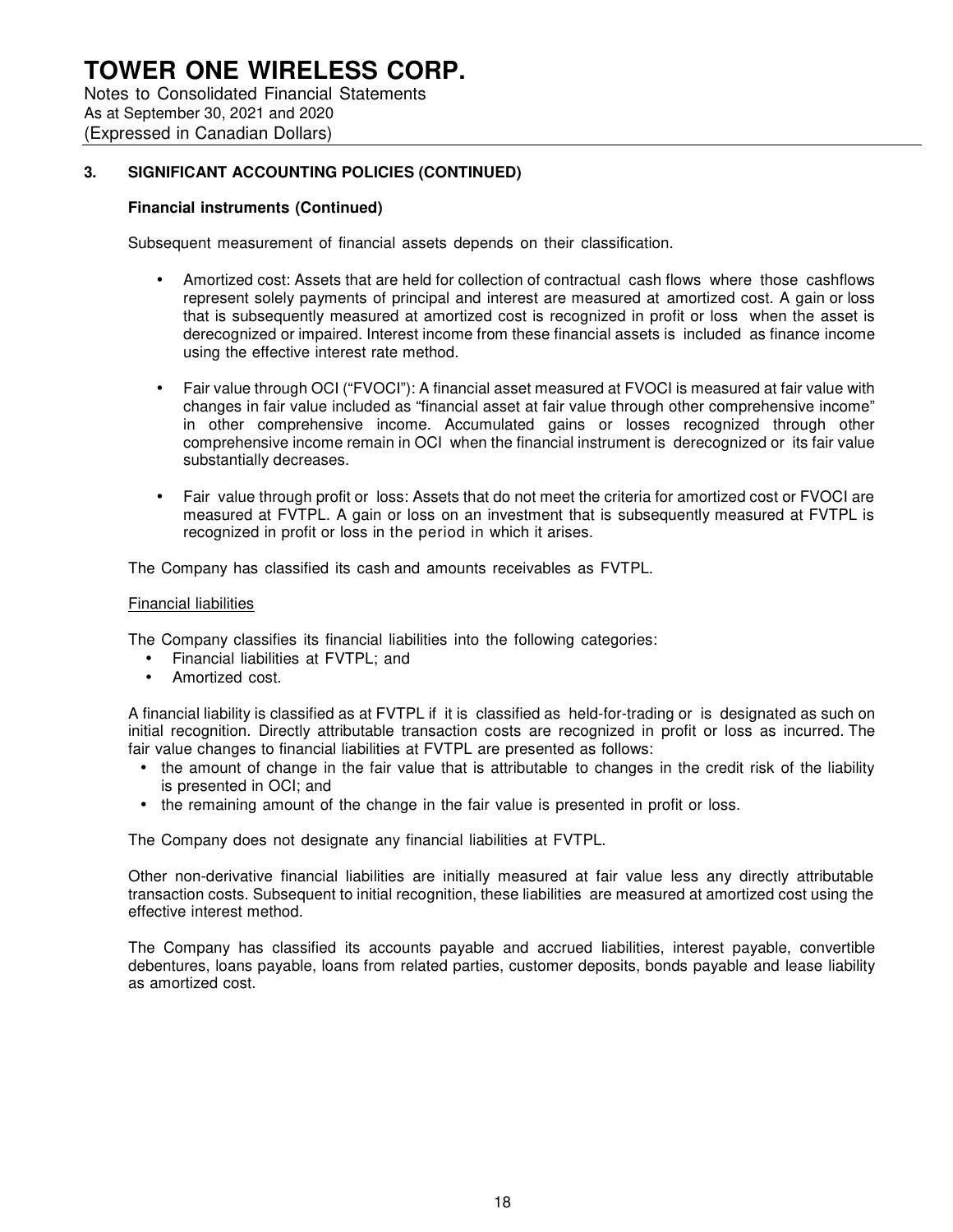# TOWER ONE WIRELESS CORP.

Notes to Consolidated Financial Statements
As at September 30, 2021 and 2020
(Expressed in Canadian Dollars)

## 3. SIGNIFICANT ACCOUNTING POLICIES (CONTINUED)

### Financial instruments (Continued)

Subsequent measurement of financial assets depends on their classification.

- Amortized cost: Assets that are held for collection of contractual cash flows where those cashflows represent solely payments of principal and interest are measured at amortized cost. A gain or loss that is subsequently measured at amortized cost is recognized in profit or loss when the asset is derecognized or impaired. Interest income from these financial assets is included as finance income using the effective interest rate method.

- Fair value through OCI ("FVOCI"): A financial asset measured at FVOCI is measured at fair value with changes in fair value included as "financial asset at fair value through other comprehensive income" in other comprehensive income. Accumulated gains or losses recognized through other comprehensive income remain in OCI when the financial instrument is derecognized or its fair value substantially decreases.

- Fair value through profit or loss: Assets that do not meet the criteria for amortized cost or FVOCI are measured at FVTPL. A gain or loss on an investment that is subsequently measured at FVTPL is recognized in profit or loss in the period in which it arises.

The Company has classified its cash and amounts receivables as FVTPL.

<u>Financial liabilities</u>

The Company classifies its financial liabilities into the following categories:

- Financial liabilities at FVTPL; and
- Amortized cost.

A financial liability is classified as at FVTPL if it is classified as held-for-trading or is designated as such on initial recognition. Directly attributable transaction costs are recognized in profit or loss as incurred. The fair value changes to financial liabilities at FVTPL are presented as follows:

- the amount of change in the fair value that is attributable to changes in the credit risk of the liability is presented in OCI; and
- the remaining amount of the change in the fair value is presented in profit or loss.

The Company does not designate any financial liabilities at FVTPL.

Other non-derivative financial liabilities are initially measured at fair value less any directly attributable transaction costs. Subsequent to initial recognition, these liabilities are measured at amortized cost using the effective interest method.

The Company has classified its accounts payable and accrued liabilities, interest payable, convertible debentures, loans payable, loans from related parties, customer deposits, bonds payable and lease liability as amortized cost.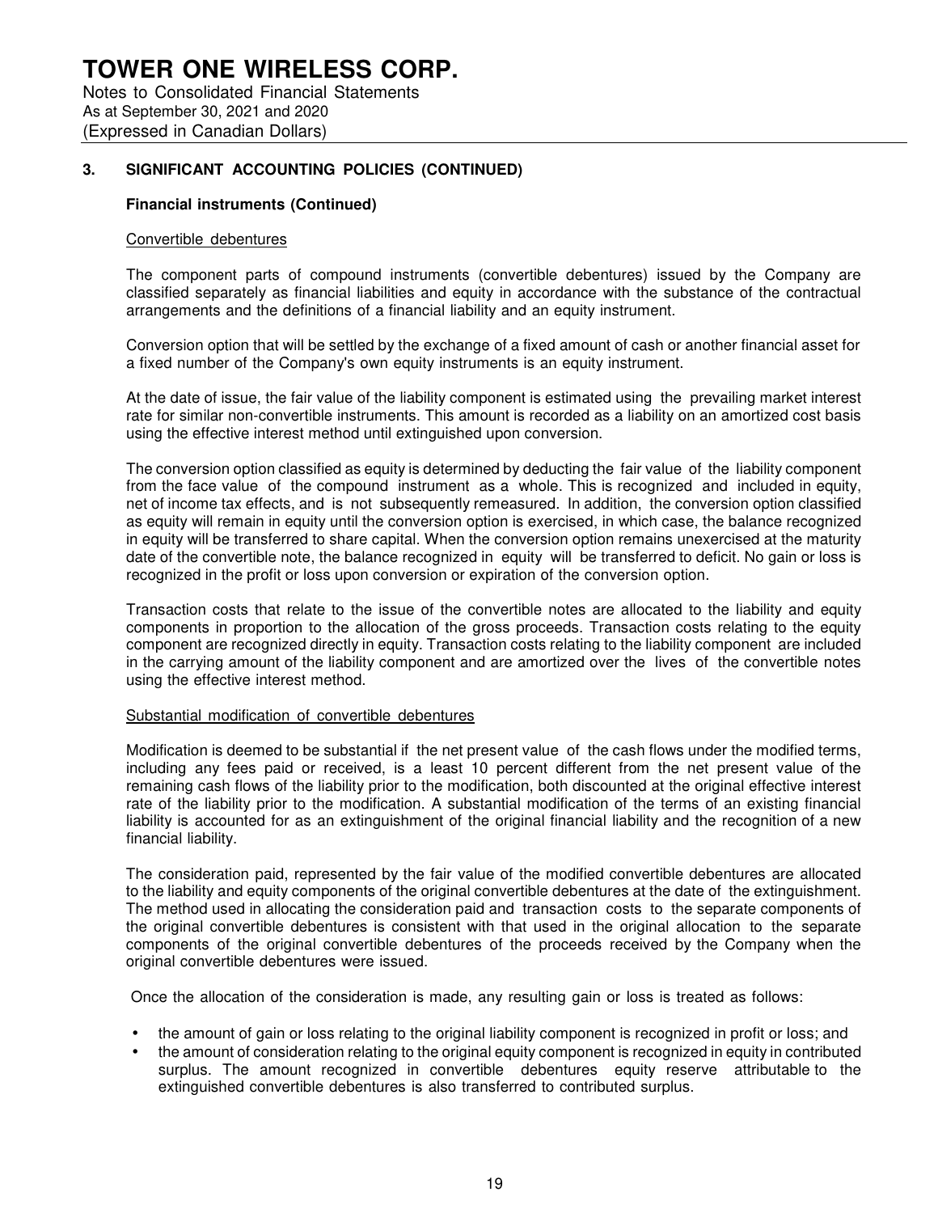# TOWER ONE WIRELESS CORP.

Notes to Consolidated Financial Statements
As at September 30, 2021 and 2020
(Expressed in Canadian Dollars)

## 3. SIGNIFICANT ACCOUNTING POLICIES (CONTINUED)

### Financial instruments (Continued)

Convertible debentures

The component parts of compound instruments (convertible debentures) issued by the Company are classified separately as financial liabilities and equity in accordance with the substance of the contractual arrangements and the definitions of a financial liability and an equity instrument.

Conversion option that will be settled by the exchange of a fixed amount of cash or another financial asset for a fixed number of the Company's own equity instruments is an equity instrument.

At the date of issue, the fair value of the liability component is estimated using the prevailing market interest rate for similar non-convertible instruments. This amount is recorded as a liability on an amortized cost basis using the effective interest method until extinguished upon conversion.

The conversion option classified as equity is determined by deducting the fair value of the liability component from the face value of the compound instrument as a whole. This is recognized and included in equity, net of income tax effects, and is not subsequently remeasured. In addition, the conversion option classified as equity will remain in equity until the conversion option is exercised, in which case, the balance recognized in equity will be transferred to share capital. When the conversion option remains unexercised at the maturity date of the convertible note, the balance recognized in equity will be transferred to deficit. No gain or loss is recognized in the profit or loss upon conversion or expiration of the conversion option.

Transaction costs that relate to the issue of the convertible notes are allocated to the liability and equity components in proportion to the allocation of the gross proceeds. Transaction costs relating to the equity component are recognized directly in equity. Transaction costs relating to the liability component are included in the carrying amount of the liability component and are amortized over the lives of the convertible notes using the effective interest method.

Substantial modification of convertible debentures

Modification is deemed to be substantial if the net present value of the cash flows under the modified terms, including any fees paid or received, is a least 10 percent different from the net present value of the remaining cash flows of the liability prior to the modification, both discounted at the original effective interest rate of the liability prior to the modification. A substantial modification of the terms of an existing financial liability is accounted for as an extinguishment of the original financial liability and the recognition of a new financial liability.

The consideration paid, represented by the fair value of the modified convertible debentures are allocated to the liability and equity components of the original convertible debentures at the date of the extinguishment. The method used in allocating the consideration paid and transaction costs to the separate components of the original convertible debentures is consistent with that used in the original allocation to the separate components of the original convertible debentures of the proceeds received by the Company when the original convertible debentures were issued.

Once the allocation of the consideration is made, any resulting gain or loss is treated as follows:

- the amount of gain or loss relating to the original liability component is recognized in profit or loss; and
- the amount of consideration relating to the original equity component is recognized in equity in contributed surplus. The amount recognized in convertible debentures equity reserve attributable to the extinguished convertible debentures is also transferred to contributed surplus.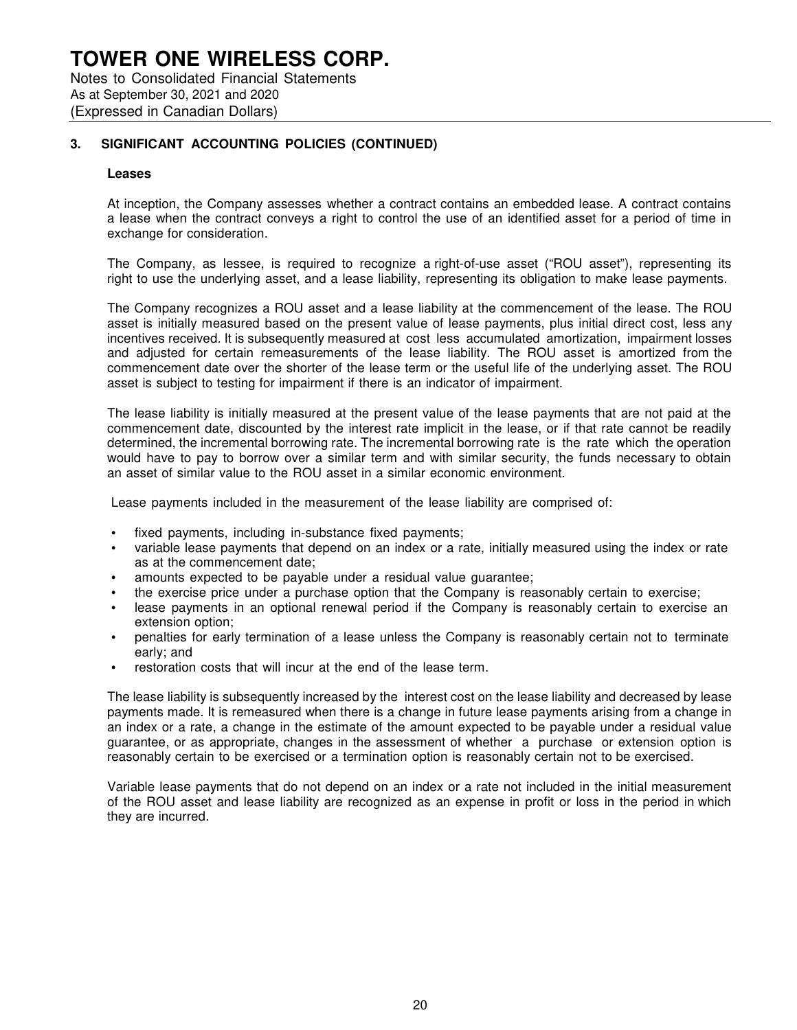# TOWER ONE WIRELESS CORP.

Notes to Consolidated Financial Statements
As at September 30, 2021 and 2020
(Expressed in Canadian Dollars)

## 3. SIGNIFICANT ACCOUNTING POLICIES (CONTINUED)

### Leases

At inception, the Company assesses whether a contract contains an embedded lease. A contract contains a lease when the contract conveys a right to control the use of an identified asset for a period of time in exchange for consideration.

The Company, as lessee, is required to recognize a right-of-use asset ("ROU asset"), representing its right to use the underlying asset, and a lease liability, representing its obligation to make lease payments.

The Company recognizes a ROU asset and a lease liability at the commencement of the lease. The ROU asset is initially measured based on the present value of lease payments, plus initial direct cost, less any incentives received. It is subsequently measured at cost less accumulated amortization, impairment losses and adjusted for certain remeasurements of the lease liability. The ROU asset is amortized from the commencement date over the shorter of the lease term or the useful life of the underlying asset. The ROU asset is subject to testing for impairment if there is an indicator of impairment.

The lease liability is initially measured at the present value of the lease payments that are not paid at the commencement date, discounted by the interest rate implicit in the lease, or if that rate cannot be readily determined, the incremental borrowing rate. The incremental borrowing rate is the rate which the operation would have to pay to borrow over a similar term and with similar security, the funds necessary to obtain an asset of similar value to the ROU asset in a similar economic environment.

Lease payments included in the measurement of the lease liability are comprised of:

- fixed payments, including in-substance fixed payments;
- variable lease payments that depend on an index or a rate, initially measured using the index or rate as at the commencement date;
- amounts expected to be payable under a residual value guarantee;
- the exercise price under a purchase option that the Company is reasonably certain to exercise;
- lease payments in an optional renewal period if the Company is reasonably certain to exercise an extension option;
- penalties for early termination of a lease unless the Company is reasonably certain not to terminate early; and
- restoration costs that will incur at the end of the lease term.

The lease liability is subsequently increased by the interest cost on the lease liability and decreased by lease payments made. It is remeasured when there is a change in future lease payments arising from a change in an index or a rate, a change in the estimate of the amount expected to be payable under a residual value guarantee, or as appropriate, changes in the assessment of whether a purchase or extension option is reasonably certain to be exercised or a termination option is reasonably certain not to be exercised.

Variable lease payments that do not depend on an index or a rate not included in the initial measurement of the ROU asset and lease liability are recognized as an expense in profit or loss in the period in which they are incurred.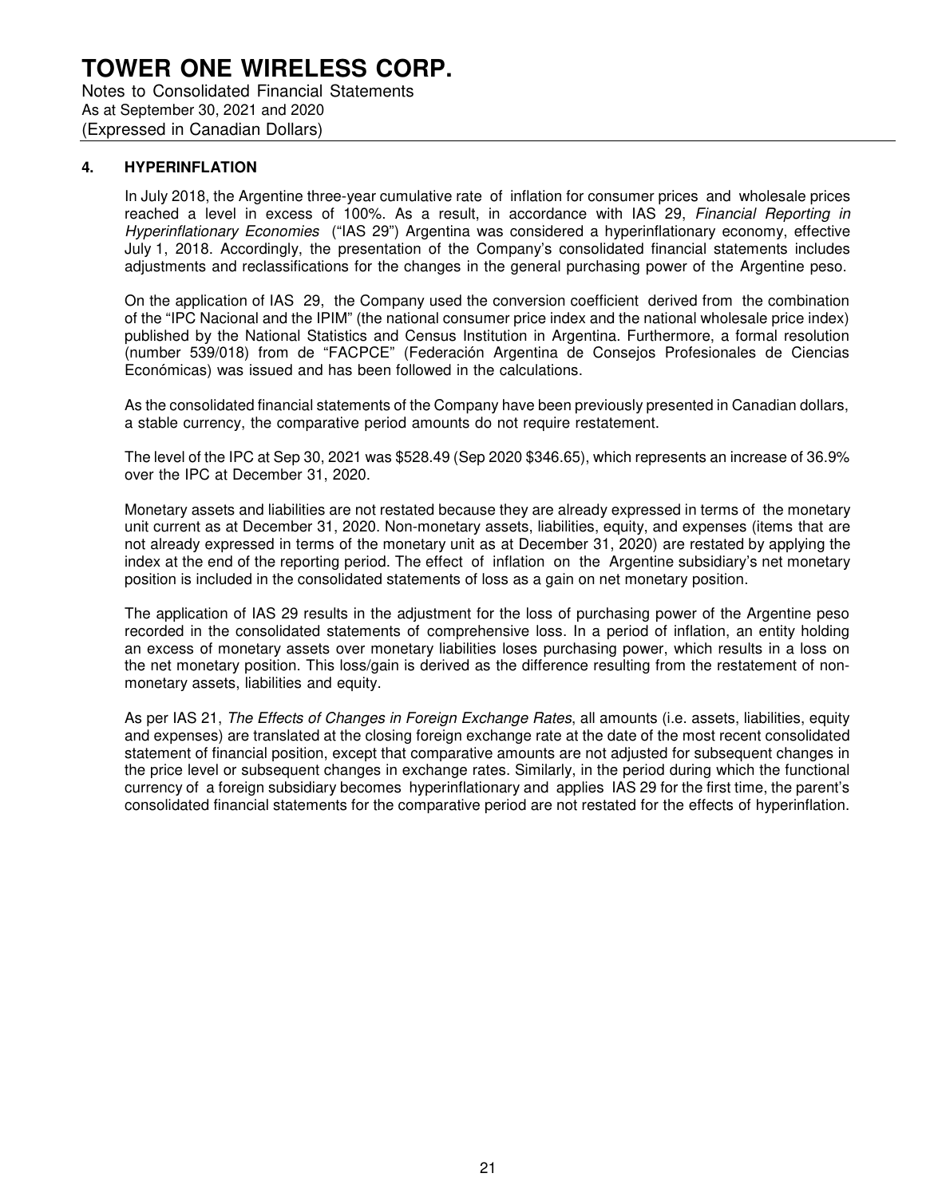# TOWER ONE WIRELESS CORP.

Notes to Consolidated Financial Statements
As at September 30, 2021 and 2020
(Expressed in Canadian Dollars)

## 4. HYPERINFLATION

In July 2018, the Argentine three-year cumulative rate of inflation for consumer prices and wholesale prices reached a level in excess of 100%. As a result, in accordance with IAS 29, *Financial Reporting in Hyperinflationary Economies* ("IAS 29") Argentina was considered a hyperinflationary economy, effective July 1, 2018. Accordingly, the presentation of the Company's consolidated financial statements includes adjustments and reclassifications for the changes in the general purchasing power of the Argentine peso.

On the application of IAS 29, the Company used the conversion coefficient derived from the combination of the "IPC Nacional and the IPIM" (the national consumer price index and the national wholesale price index) published by the National Statistics and Census Institution in Argentina. Furthermore, a formal resolution (number 539/018) from de "FACPCE" (Federación Argentina de Consejos Profesionales de Ciencias Económicas) was issued and has been followed in the calculations.

As the consolidated financial statements of the Company have been previously presented in Canadian dollars, a stable currency, the comparative period amounts do not require restatement.

The level of the IPC at Sep 30, 2021 was $528.49 (Sep 2020 $346.65), which represents an increase of 36.9% over the IPC at December 31, 2020.

Monetary assets and liabilities are not restated because they are already expressed in terms of the monetary unit current as at December 31, 2020. Non-monetary assets, liabilities, equity, and expenses (items that are not already expressed in terms of the monetary unit as at December 31, 2020) are restated by applying the index at the end of the reporting period. The effect of inflation on the Argentine subsidiary's net monetary position is included in the consolidated statements of loss as a gain on net monetary position.

The application of IAS 29 results in the adjustment for the loss of purchasing power of the Argentine peso recorded in the consolidated statements of comprehensive loss. In a period of inflation, an entity holding an excess of monetary assets over monetary liabilities loses purchasing power, which results in a loss on the net monetary position. This loss/gain is derived as the difference resulting from the restatement of non-monetary assets, liabilities and equity.

As per IAS 21, *The Effects of Changes in Foreign Exchange Rates*, all amounts (i.e. assets, liabilities, equity and expenses) are translated at the closing foreign exchange rate at the date of the most recent consolidated statement of financial position, except that comparative amounts are not adjusted for subsequent changes in the price level or subsequent changes in exchange rates. Similarly, in the period during which the functional currency of a foreign subsidiary becomes hyperinflationary and applies IAS 29 for the first time, the parent's consolidated financial statements for the comparative period are not restated for the effects of hyperinflation.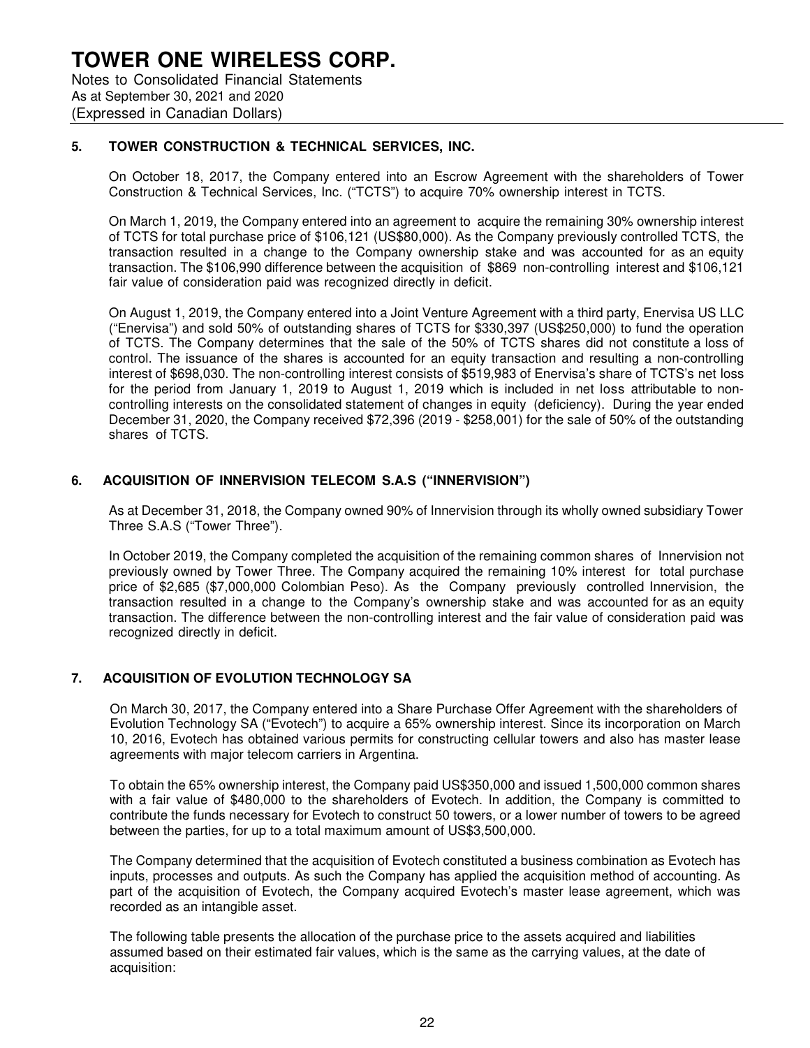# TOWER ONE WIRELESS CORP.

Notes to Consolidated Financial Statements
As at September 30, 2021 and 2020
(Expressed in Canadian Dollars)

## 5. TOWER CONSTRUCTION & TECHNICAL SERVICES, INC.

On October 18, 2017, the Company entered into an Escrow Agreement with the shareholders of Tower Construction & Technical Services, Inc. ("TCTS") to acquire 70% ownership interest in TCTS.

On March 1, 2019, the Company entered into an agreement to acquire the remaining 30% ownership interest of TCTS for total purchase price of $106,121 (US$80,000). As the Company previously controlled TCTS, the transaction resulted in a change to the Company ownership stake and was accounted for as an equity transaction. The $106,990 difference between the acquisition of $869 non-controlling interest and $106,121 fair value of consideration paid was recognized directly in deficit.

On August 1, 2019, the Company entered into a Joint Venture Agreement with a third party, Enervisa US LLC ("Enervisa") and sold 50% of outstanding shares of TCTS for $330,397 (US$250,000) to fund the operation of TCTS. The Company determines that the sale of the 50% of TCTS shares did not constitute a loss of control. The issuance of the shares is accounted for an equity transaction and resulting a non-controlling interest of $698,030. The non-controlling interest consists of $519,983 of Enervisa's share of TCTS's net loss for the period from January 1, 2019 to August 1, 2019 which is included in net loss attributable to non-controlling interests on the consolidated statement of changes in equity (deficiency). During the year ended December 31, 2020, the Company received $72,396 (2019 - $258,001) for the sale of 50% of the outstanding shares of TCTS.

## 6. ACQUISITION OF INNERVISION TELECOM S.A.S ("INNERVISION")

As at December 31, 2018, the Company owned 90% of Innervision through its wholly owned subsidiary Tower Three S.A.S ("Tower Three").

In October 2019, the Company completed the acquisition of the remaining common shares of Innervision not previously owned by Tower Three. The Company acquired the remaining 10% interest for total purchase price of $2,685 ($7,000,000 Colombian Peso). As the Company previously controlled Innervision, the transaction resulted in a change to the Company's ownership stake and was accounted for as an equity transaction. The difference between the non-controlling interest and the fair value of consideration paid was recognized directly in deficit.

## 7. ACQUISITION OF EVOLUTION TECHNOLOGY SA

On March 30, 2017, the Company entered into a Share Purchase Offer Agreement with the shareholders of Evolution Technology SA ("Evotech") to acquire a 65% ownership interest. Since its incorporation on March 10, 2016, Evotech has obtained various permits for constructing cellular towers and also has master lease agreements with major telecom carriers in Argentina.

To obtain the 65% ownership interest, the Company paid US$350,000 and issued 1,500,000 common shares with a fair value of $480,000 to the shareholders of Evotech. In addition, the Company is committed to contribute the funds necessary for Evotech to construct 50 towers, or a lower number of towers to be agreed between the parties, for up to a total maximum amount of US$3,500,000.

The Company determined that the acquisition of Evotech constituted a business combination as Evotech has inputs, processes and outputs. As such the Company has applied the acquisition method of accounting. As part of the acquisition of Evotech, the Company acquired Evotech's master lease agreement, which was recorded as an intangible asset.

The following table presents the allocation of the purchase price to the assets acquired and liabilities assumed based on their estimated fair values, which is the same as the carrying values, at the date of acquisition: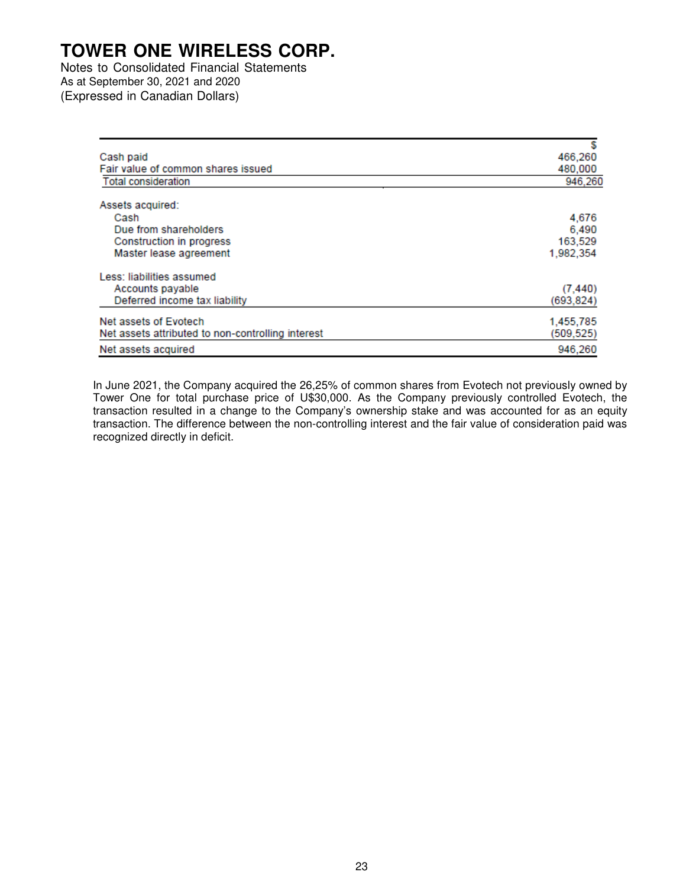| | $ |
|---|---|
| Cash paid | 466,260 |
| Fair value of common shares issued | 480,000 |
| Total consideration | 946,260 |
| | |
| Assets acquired: | |
| Cash | 4,676 |
| Due from shareholders | 6,490 |
| Construction in progress | 163,529 |
| Master lease agreement | 1,982,354 |
| | |
| Less: liabilities assumed | |
| Accounts payable | (7,440) |
| Deferred income tax liability | (693,824) |
| Net assets of Evotech | 1,455,785 |
| Net assets attributed to non-controlling interest | (509,525) |
| Net assets acquired | 946,260 |

In June 2021, the Company acquired the 26,25% of common shares from Evotech not previously owned by Tower One for total purchase price of U$30,000. As the Company previously controlled Evotech, the transaction resulted in a change to the Company's ownership stake and was accounted for as an equity transaction. The difference between the non-controlling interest and the fair value of consideration paid was recognized directly in deficit.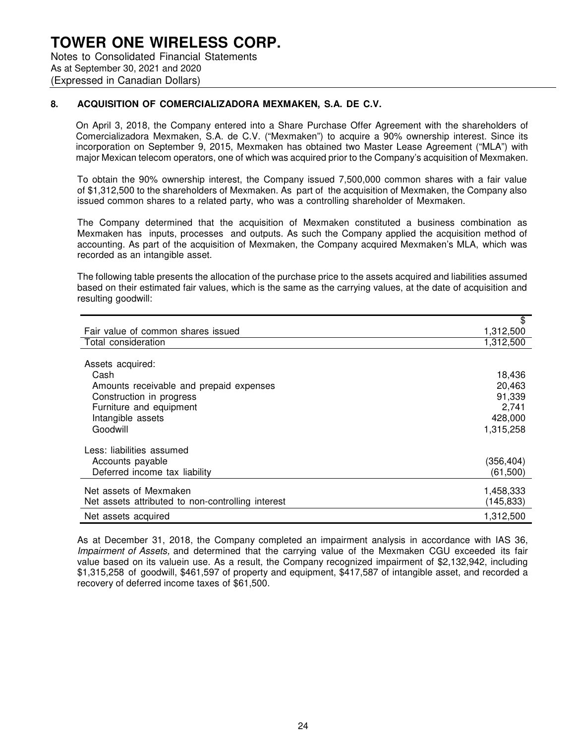## 8. ACQUISITION OF COMERCIALIZADORA MEXMAKEN, S.A. DE C.V.

On April 3, 2018, the Company entered into a Share Purchase Offer Agreement with the shareholders of Comercializadora Mexmaken, S.A. de C.V. ("Mexmaken") to acquire a 90% ownership interest. Since its incorporation on September 9, 2015, Mexmaken has obtained two Master Lease Agreement ("MLA") with major Mexican telecom operators, one of which was acquired prior to the Company's acquisition of Mexmaken.

To obtain the 90% ownership interest, the Company issued 7,500,000 common shares with a fair value of $1,312,500 to the shareholders of Mexmaken. As part of the acquisition of Mexmaken, the Company also issued common shares to a related party, who was a controlling shareholder of Mexmaken.

The Company determined that the acquisition of Mexmaken constituted a business combination as Mexmaken has inputs, processes and outputs. As such the Company applied the acquisition method of accounting. As part of the acquisition of Mexmaken, the Company acquired Mexmaken's MLA, which was recorded as an intangible asset.

The following table presents the allocation of the purchase price to the assets acquired and liabilities assumed based on their estimated fair values, which is the same as the carrying values, at the date of acquisition and resulting goodwill:

| | $ |
|---|---|
| Fair value of common shares issued | 1,312,500 |
| Total consideration | 1,312,500 |
| | |
| Assets acquired: | |
| Cash | 18,436 |
| Amounts receivable and prepaid expenses | 20,463 |
| Construction in progress | 91,339 |
| Furniture and equipment | 2,741 |
| Intangible assets | 428,000 |
| Goodwill | 1,315,258 |
| | |
| Less: liabilities assumed | |
| Accounts payable | (356,404) |
| Deferred income tax liability | (61,500) |
| Net assets of Mexmaken | 1,458,333 |
| Net assets attributed to non-controlling interest | (145,833) |
| Net assets acquired | 1,312,500 |

As at December 31, 2018, the Company completed an impairment analysis in accordance with IAS 36, *Impairment of Assets,* and determined that the carrying value of the Mexmaken CGU exceeded its fair value based on its valuein use. As a result, the Company recognized impairment of $2,132,942, including $1,315,258 of goodwill, $461,597 of property and equipment, $417,587 of intangible asset, and recorded a recovery of deferred income taxes of $61,500.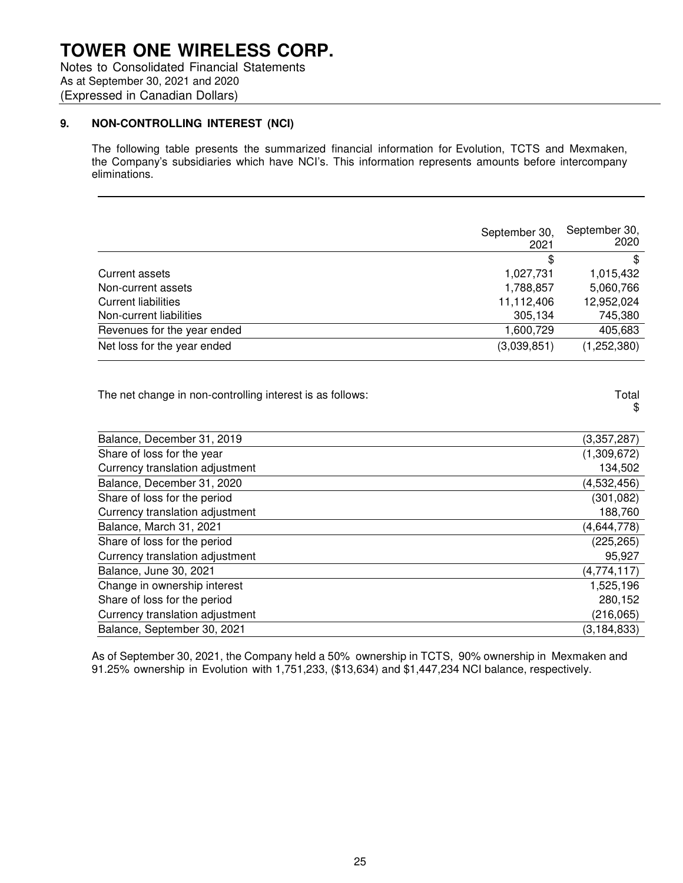# TOWER ONE WIRELESS CORP.

Notes to Consolidated Financial Statements
As at September 30, 2021 and 2020
(Expressed in Canadian Dollars)

## 9. NON-CONTROLLING INTEREST (NCI)

The following table presents the summarized financial information for Evolution, TCTS and Mexmaken, the Company's subsidiaries which have NCI's. This information represents amounts before intercompany eliminations.

| | September 30, 2021 | September 30, 2020 |
|---|---|---|
| | $ | $ |
| Current assets | 1,027,731 | 1,015,432 |
| Non-current assets | 1,788,857 | 5,060,766 |
| Current liabilities | 11,112,406 | 12,952,024 |
| Non-current liabilities | 305,134 | 745,380 |
| Revenues for the year ended | 1,600,729 | 405,683 |
| Net loss for the year ended | (3,039,851) | (1,252,380) |

| The net change in non-controlling interest is as follows: | Total $ |
|---|---|
| Balance, December 31, 2019 | (3,357,287) |
| Share of loss for the year | (1,309,672) |
| Currency translation adjustment | 134,502 |
| Balance, December 31, 2020 | (4,532,456) |
| Share of loss for the period | (301,082) |
| Currency translation adjustment | 188,760 |
| Balance, March 31, 2021 | (4,644,778) |
| Share of loss for the period | (225,265) |
| Currency translation adjustment | 95,927 |
| Balance, June 30, 2021 | (4,774,117) |
| Change in ownership interest | 1,525,196 |
| Share of loss for the period | 280,152 |
| Currency translation adjustment | (216,065) |
| Balance, September 30, 2021 | (3,184,833) |

As of September 30, 2021, the Company held a 50% ownership in TCTS, 90% ownership in Mexmaken and 91.25% ownership in Evolution with 1,751,233, ($13,634) and $1,447,234 NCI balance, respectively.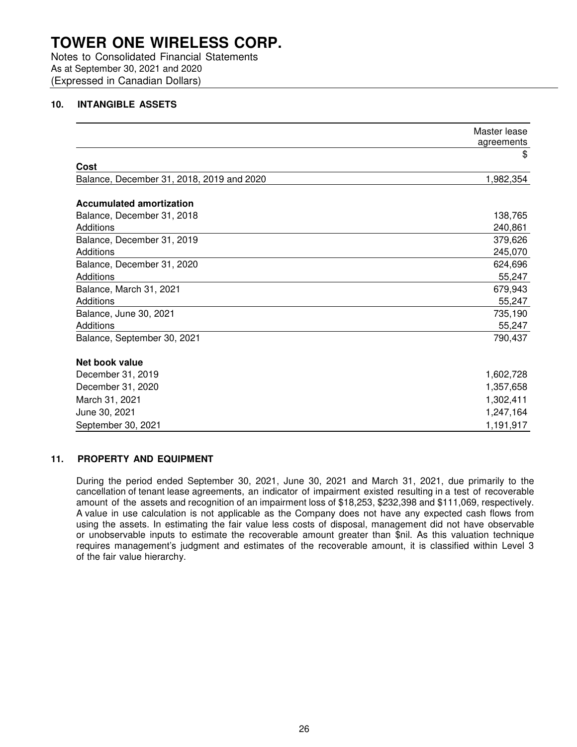# TOWER ONE WIRELESS CORP.

Notes to Consolidated Financial Statements
As at September 30, 2021 and 2020
(Expressed in Canadian Dollars)

## 10. INTANGIBLE ASSETS

| | Master lease agreements |
|---|---|
| | $ |
| **Cost** | |
| Balance, December 31, 2018, 2019 and 2020 | 1,982,354 |
| | |
| **Accumulated amortization** | |
| Balance, December 31, 2018 | 138,765 |
| Additions | 240,861 |
| Balance, December 31, 2019 | 379,626 |
| Additions | 245,070 |
| Balance, December 31, 2020 | 624,696 |
| Additions | 55,247 |
| Balance, March 31, 2021 | 679,943 |
| Additions | 55,247 |
| Balance, June 30, 2021 | 735,190 |
| Additions | 55,247 |
| Balance, September 30, 2021 | 790,437 |
| | |
| **Net book value** | |
| December 31, 2019 | 1,602,728 |
| December 31, 2020 | 1,357,658 |
| March 31, 2021 | 1,302,411 |
| June 30, 2021 | 1,247,164 |
| September 30, 2021 | 1,191,917 |

## 11. PROPERTY AND EQUIPMENT

During the period ended September 30, 2021, June 30, 2021 and March 31, 2021, due primarily to the cancellation of tenant lease agreements, an indicator of impairment existed resulting in a test of recoverable amount of the assets and recognition of an impairment loss of $18,253, $232,398 and $111,069, respectively. A value in use calculation is not applicable as the Company does not have any expected cash flows from using the assets. In estimating the fair value less costs of disposal, management did not have observable or unobservable inputs to estimate the recoverable amount greater than $nil. As this valuation technique requires management's judgment and estimates of the recoverable amount, it is classified within Level 3 of the fair value hierarchy.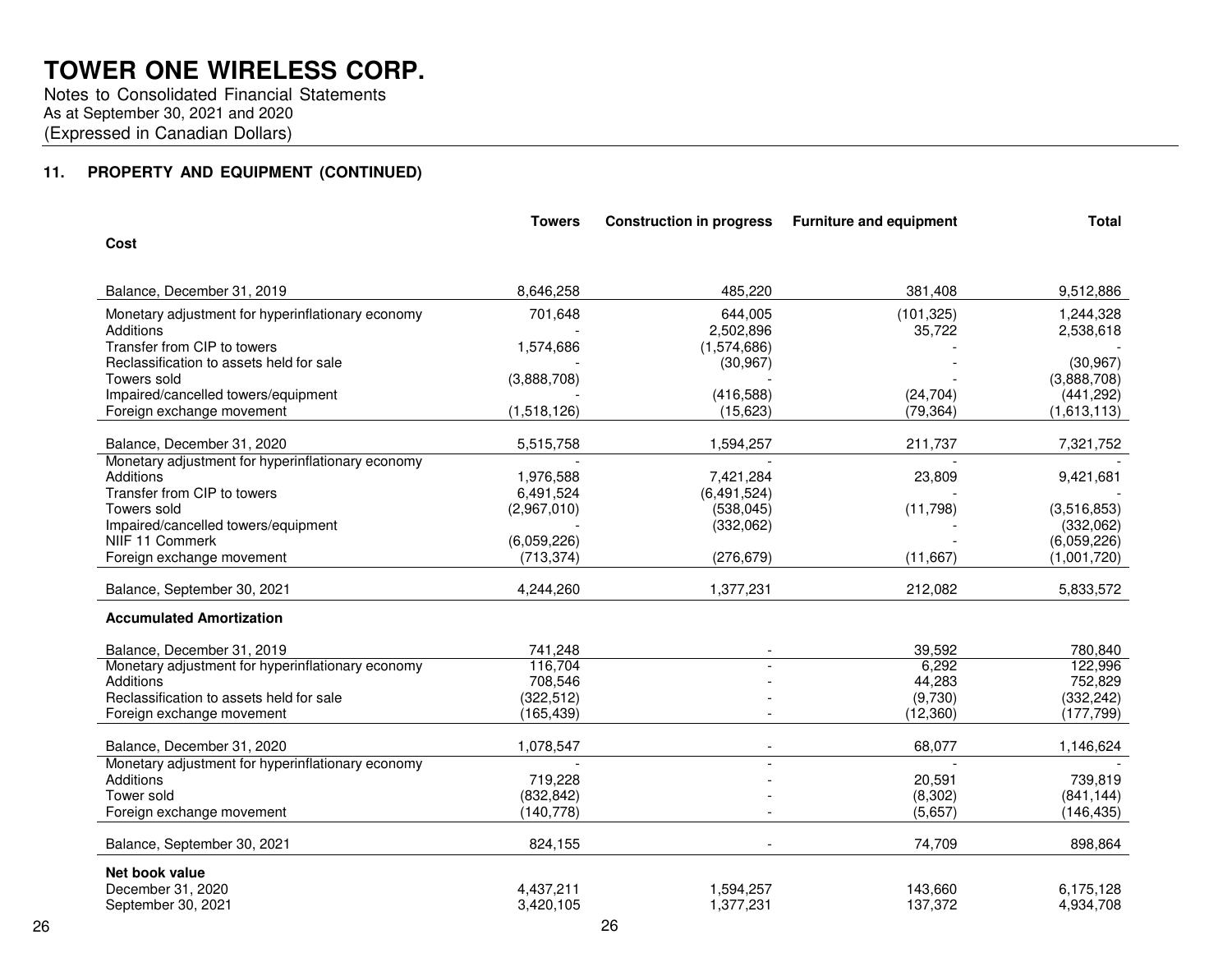# TOWER ONE WIRELESS CORP.

Notes to Consolidated Financial Statements
As at September 30, 2021 and 2020
(Expressed in Canadian Dollars)

## 11. PROPERTY AND EQUIPMENT (CONTINUED)

| | Towers | Construction in progress | Furniture and equipment | Total |
|---|---|---|---|---|
| **Cost** | | | | |
| Balance, December 31, 2019 | 8,646,258 | 485,220 | 381,408 | 9,512,886 |
| Monetary adjustment for hyperinflationary economy | 701,648 | 644,005 | (101,325) | 1,244,328 |
| Additions | - | 2,502,896 | 35,722 | 2,538,618 |
| Transfer from CIP to towers | 1,574,686 | (1,574,686) | - | - |
| Reclassification to assets held for sale | - | (30,967) | - | (30,967) |
| Towers sold | (3,888,708) | - | - | (3,888,708) |
| Impaired/cancelled towers/equipment | - | (416,588) | (24,704) | (441,292) |
| Foreign exchange movement | (1,518,126) | (15,623) | (79,364) | (1,613,113) |
| Balance, December 31, 2020 | 5,515,758 | 1,594,257 | 211,737 | 7,321,752 |
| Monetary adjustment for hyperinflationary economy | - | - | - | - |
| Additions | 1,976,588 | 7,421,284 | 23,809 | 9,421,681 |
| Transfer from CIP to towers | 6,491,524 | (6,491,524) | - | - |
| Towers sold | (2,967,010) | (538,045) | (11,798) | (3,516,853) |
| Impaired/cancelled towers/equipment | - | (332,062) | - | (332,062) |
| NIIF 11 Commerk | (6,059,226) | | - | (6,059,226) |
| Foreign exchange movement | (713,374) | (276,679) | (11,667) | (1,001,720) |
| Balance, September 30, 2021 | 4,244,260 | 1,377,231 | 212,082 | 5,833,572 |
| **Accumulated Amortization** | | | | |
| Balance, December 31, 2019 | 741,248 | - | 39,592 | 780,840 |
| Monetary adjustment for hyperinflationary economy | 116,704 | - | 6,292 | 122,996 |
| Additions | 708,546 | - | 44,283 | 752,829 |
| Reclassification to assets held for sale | (322,512) | - | (9,730) | (332,242) |
| Foreign exchange movement | (165,439) | - | (12,360) | (177,799) |
| Balance, December 31, 2020 | 1,078,547 | - | 68,077 | 1,146,624 |
| Monetary adjustment for hyperinflationary economy | - | - | - | - |
| Additions | 719,228 | - | 20,591 | 739,819 |
| Tower sold | (832,842) | - | (8,302) | (841,144) |
| Foreign exchange movement | (140,778) | - | (5,657) | (146,435) |
| Balance, September 30, 2021 | 824,155 | - | 74,709 | 898,864 |
| **Net book value** | | | | |
| December 31, 2020 | 4,437,211 | 1,594,257 | 143,660 | 6,175,128 |
| September 30, 2021 | 3,420,105 | 1,377,231 | 137,372 | 4,934,708 |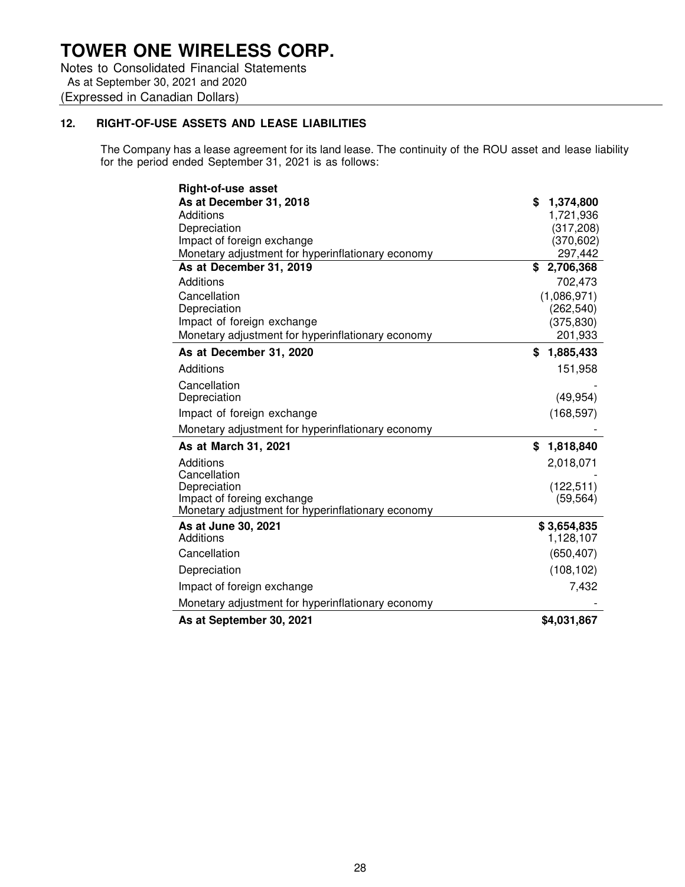# TOWER ONE WIRELESS CORP.

Notes to Consolidated Financial Statements
As at September 30, 2021 and 2020
(Expressed in Canadian Dollars)

## 12. RIGHT-OF-USE ASSETS AND LEASE LIABILITIES

The Company has a lease agreement for its land lease. The continuity of the ROU asset and lease liability for the period ended September 31, 2021 is as follows:

| **Right-of-use asset** | |
|---|---|
| **As at December 31, 2018** | **$ 1,374,800** |
| Additions | 1,721,936 |
| Depreciation | (317,208) |
| Impact of foreign exchange | (370,602) |
| Monetary adjustment for hyperinflationary economy | 297,442 |
| **As at December 31, 2019** | **$ 2,706,368** |
| Additions | 702,473 |
| Cancellation | (1,086,971) |
| Depreciation | (262,540) |
| Impact of foreign exchange | (375,830) |
| Monetary adjustment for hyperinflationary economy | 201,933 |
| **As at December 31, 2020** | **$ 1,885,433** |
| Additions | 151,958 |
| Cancellation | - |
| Depreciation | (49,954) |
| Impact of foreign exchange | (168,597) |
| Monetary adjustment for hyperinflationary economy | - |
| **As at March 31, 2021** | **$ 1,818,840** |
| Additions | 2,018,071 |
| Cancellation | - |
| Depreciation | (122,511) |
| Impact of foreing exchange | (59,564) |
| Monetary adjustment for hyperinflationary economy | |
| **As at June 30, 2021** | **$ 3,654,835** |
| Additions | 1,128,107 |
| Cancellation | (650,407) |
| Depreciation | (108,102) |
| Impact of foreign exchange | 7,432 |
| Monetary adjustment for hyperinflationary economy | - |
| **As at September 30, 2021** | **$4,031,867** |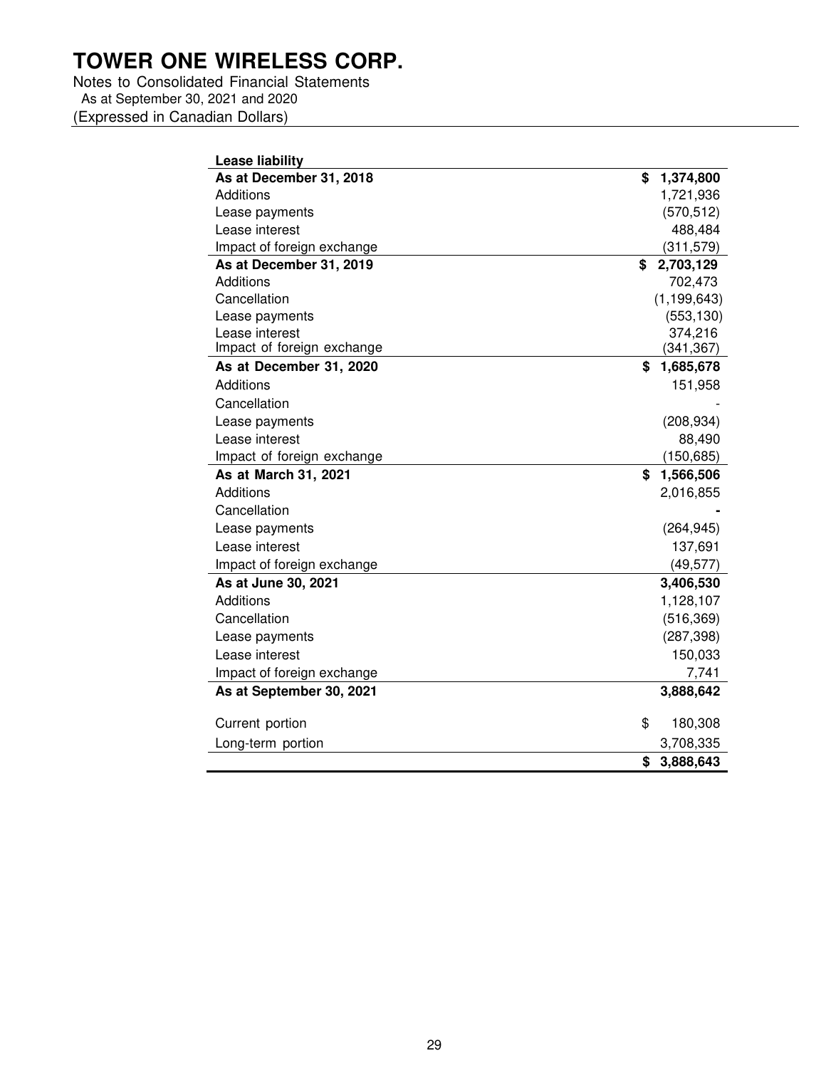# TOWER ONE WIRELESS CORP.

Notes to Consolidated Financial Statements
As at September 30, 2021 and 2020
(Expressed in Canadian Dollars)

| **Lease liability** | |
|---|---|
| **As at December 31, 2018** | **$ 1,374,800** |
| Additions | 1,721,936 |
| Lease payments | (570,512) |
| Lease interest | 488,484 |
| Impact of foreign exchange | (311,579) |
| **As at December 31, 2019** | **$ 2,703,129** |
| Additions | 702,473 |
| Cancellation | (1,199,643) |
| Lease payments | (553,130) |
| Lease interest | 374,216 |
| Impact of foreign exchange | (341,367) |
| **As at December 31, 2020** | **$ 1,685,678** |
| Additions | 151,958 |
| Cancellation | - |
| Lease payments | (208,934) |
| Lease interest | 88,490 |
| Impact of foreign exchange | (150,685) |
| **As at March 31, 2021** | **$ 1,566,506** |
| Additions | 2,016,855 |
| Cancellation | **-** |
| Lease payments | (264,945) |
| Lease interest | 137,691 |
| Impact of foreign exchange | (49,577) |
| **As at June 30, 2021** | **3,406,530** |
| Additions | 1,128,107 |
| Cancellation | (516,369) |
| Lease payments | (287,398) |
| Lease interest | 150,033 |
| Impact of foreign exchange | 7,741 |
| **As at September 30, 2021** | **3,888,642** |
| | |
| Current portion | $ 180,308 |
| Long-term portion | 3,708,335 |
| | **$ 3,888,643** |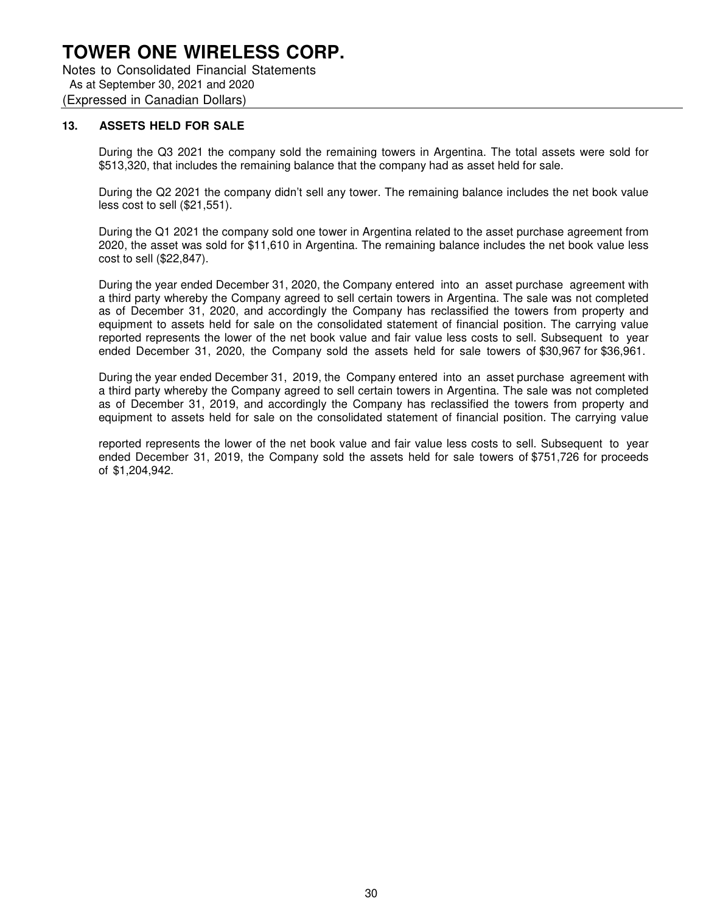## 13. ASSETS HELD FOR SALE

During the Q3 2021 the company sold the remaining towers in Argentina. The total assets were sold for $513,320, that includes the remaining balance that the company had as asset held for sale.

During the Q2 2021 the company didn't sell any tower. The remaining balance includes the net book value less cost to sell ($21,551).

During the Q1 2021 the company sold one tower in Argentina related to the asset purchase agreement from 2020, the asset was sold for $11,610 in Argentina. The remaining balance includes the net book value less cost to sell ($22,847).

During the year ended December 31, 2020, the Company entered into an asset purchase agreement with a third party whereby the Company agreed to sell certain towers in Argentina. The sale was not completed as of December 31, 2020, and accordingly the Company has reclassified the towers from property and equipment to assets held for sale on the consolidated statement of financial position. The carrying value reported represents the lower of the net book value and fair value less costs to sell. Subsequent to year ended December 31, 2020, the Company sold the assets held for sale towers of $30,967 for $36,961.

During the year ended December 31, 2019, the Company entered into an asset purchase agreement with a third party whereby the Company agreed to sell certain towers in Argentina. The sale was not completed as of December 31, 2019, and accordingly the Company has reclassified the towers from property and equipment to assets held for sale on the consolidated statement of financial position. The carrying value reported represents the lower of the net book value and fair value less costs to sell. Subsequent to year ended December 31, 2019, the Company sold the assets held for sale towers of $751,726 for proceeds of $1,204,942.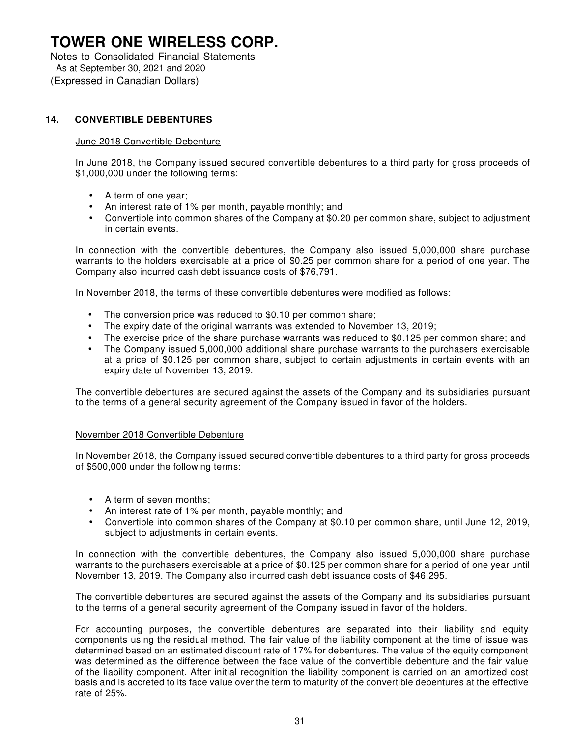## 14. CONVERTIBLE DEBENTURES

June 2018 Convertible Debenture

In June 2018, the Company issued secured convertible debentures to a third party for gross proceeds of $1,000,000 under the following terms:

- A term of one year;
- An interest rate of 1% per month, payable monthly; and
- Convertible into common shares of the Company at $0.20 per common share, subject to adjustment in certain events.

In connection with the convertible debentures, the Company also issued 5,000,000 share purchase warrants to the holders exercisable at a price of $0.25 per common share for a period of one year. The Company also incurred cash debt issuance costs of $76,791.

In November 2018, the terms of these convertible debentures were modified as follows:

- The conversion price was reduced to $0.10 per common share;
- The expiry date of the original warrants was extended to November 13, 2019;
- The exercise price of the share purchase warrants was reduced to $0.125 per common share; and
- The Company issued 5,000,000 additional share purchase warrants to the purchasers exercisable at a price of $0.125 per common share, subject to certain adjustments in certain events with an expiry date of November 13, 2019.

The convertible debentures are secured against the assets of the Company and its subsidiaries pursuant to the terms of a general security agreement of the Company issued in favor of the holders.

November 2018 Convertible Debenture

In November 2018, the Company issued secured convertible debentures to a third party for gross proceeds of $500,000 under the following terms:

- A term of seven months;
- An interest rate of 1% per month, payable monthly; and
- Convertible into common shares of the Company at $0.10 per common share, until June 12, 2019, subject to adjustments in certain events.

In connection with the convertible debentures, the Company also issued 5,000,000 share purchase warrants to the purchasers exercisable at a price of $0.125 per common share for a period of one year until November 13, 2019. The Company also incurred cash debt issuance costs of $46,295.

The convertible debentures are secured against the assets of the Company and its subsidiaries pursuant to the terms of a general security agreement of the Company issued in favor of the holders.

For accounting purposes, the convertible debentures are separated into their liability and equity components using the residual method. The fair value of the liability component at the time of issue was determined based on an estimated discount rate of 17% for debentures. The value of the equity component was determined as the difference between the face value of the convertible debenture and the fair value of the liability component. After initial recognition the liability component is carried on an amortized cost basis and is accreted to its face value over the term to maturity of the convertible debentures at the effective rate of 25%.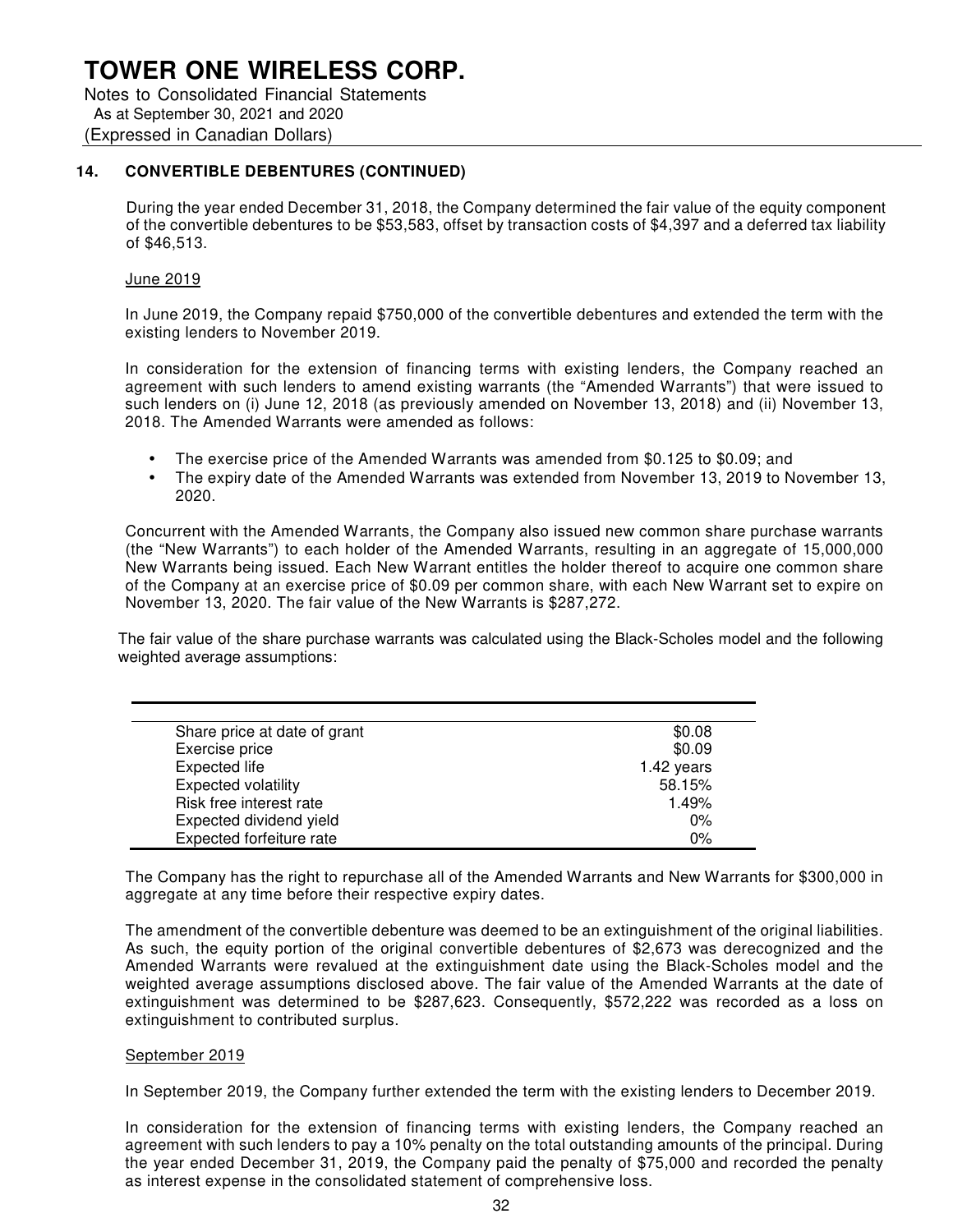# TOWER ONE WIRELESS CORP.

Notes to Consolidated Financial Statements
As at September 30, 2021 and 2020
(Expressed in Canadian Dollars)

## 14. CONVERTIBLE DEBENTURES (CONTINUED)

During the year ended December 31, 2018, the Company determined the fair value of the equity component of the convertible debentures to be $53,583, offset by transaction costs of $4,397 and a deferred tax liability of $46,513.

### June 2019

In June 2019, the Company repaid $750,000 of the convertible debentures and extended the term with the existing lenders to November 2019.

In consideration for the extension of financing terms with existing lenders, the Company reached an agreement with such lenders to amend existing warrants (the "Amended Warrants") that were issued to such lenders on (i) June 12, 2018 (as previously amended on November 13, 2018) and (ii) November 13, 2018. The Amended Warrants were amended as follows:

- The exercise price of the Amended Warrants was amended from $0.125 to $0.09; and
- The expiry date of the Amended Warrants was extended from November 13, 2019 to November 13, 2020.

Concurrent with the Amended Warrants, the Company also issued new common share purchase warrants (the "New Warrants") to each holder of the Amended Warrants, resulting in an aggregate of 15,000,000 New Warrants being issued. Each New Warrant entitles the holder thereof to acquire one common share of the Company at an exercise price of $0.09 per common share, with each New Warrant set to expire on November 13, 2020. The fair value of the New Warrants is $287,272.

The fair value of the share purchase warrants was calculated using the Black-Scholes model and the following weighted average assumptions:

| | |
|---|---|
| Share price at date of grant | $0.08 |
| Exercise price | $0.09 |
| Expected life | 1.42 years |
| Expected volatility | 58.15% |
| Risk free interest rate | 1.49% |
| Expected dividend yield | 0% |
| Expected forfeiture rate | 0% |

The Company has the right to repurchase all of the Amended Warrants and New Warrants for $300,000 in aggregate at any time before their respective expiry dates.

The amendment of the convertible debenture was deemed to be an extinguishment of the original liabilities. As such, the equity portion of the original convertible debentures of $2,673 was derecognized and the Amended Warrants were revalued at the extinguishment date using the Black-Scholes model and the weighted average assumptions disclosed above. The fair value of the Amended Warrants at the date of extinguishment was determined to be $287,623. Consequently, $572,222 was recorded as a loss on extinguishment to contributed surplus.

### September 2019

In September 2019, the Company further extended the term with the existing lenders to December 2019.

In consideration for the extension of financing terms with existing lenders, the Company reached an agreement with such lenders to pay a 10% penalty on the total outstanding amounts of the principal. During the year ended December 31, 2019, the Company paid the penalty of $75,000 and recorded the penalty as interest expense in the consolidated statement of comprehensive loss.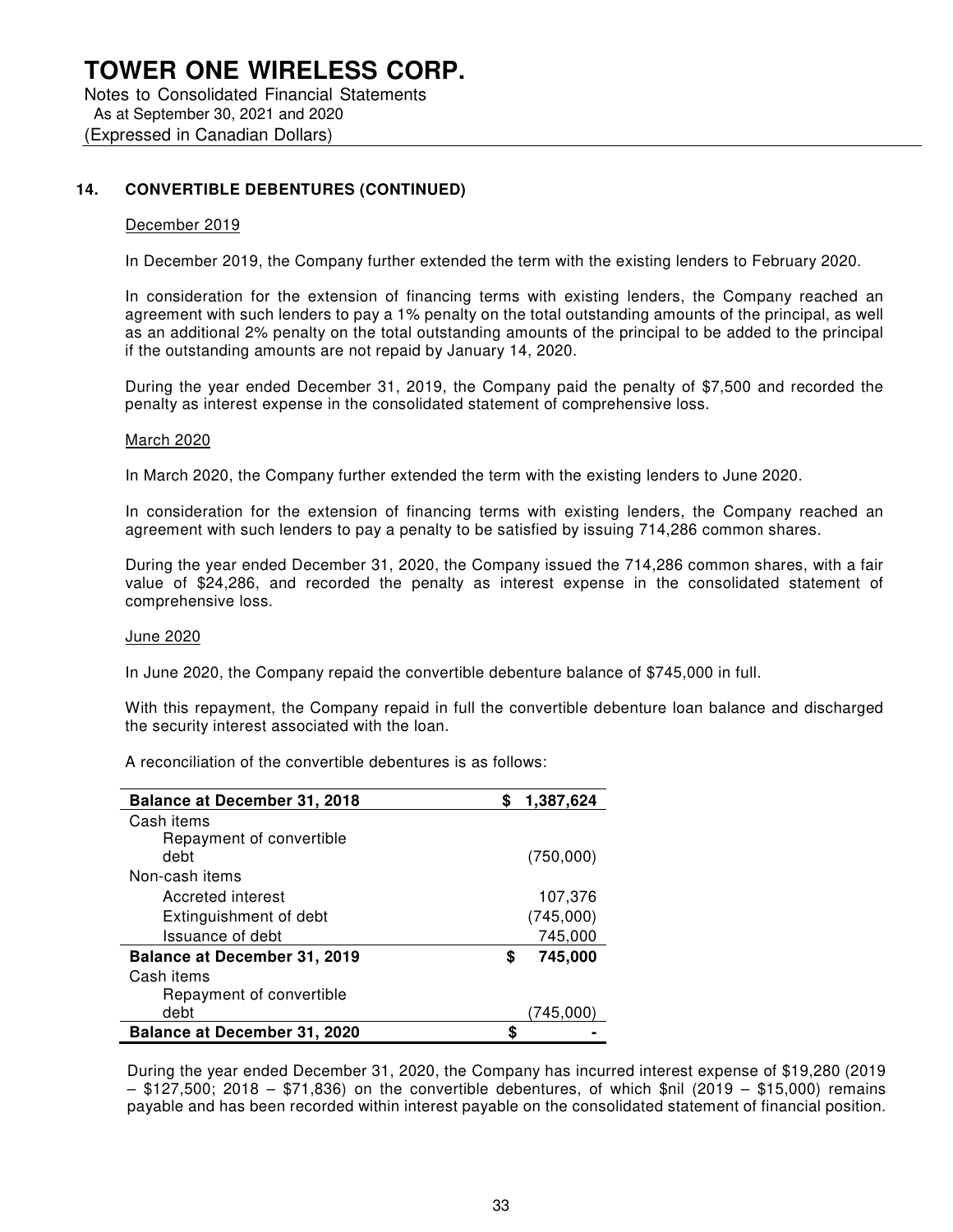## 14. CONVERTIBLE DEBENTURES (CONTINUED)

December 2019

In December 2019, the Company further extended the term with the existing lenders to February 2020.

In consideration for the extension of financing terms with existing lenders, the Company reached an agreement with such lenders to pay a 1% penalty on the total outstanding amounts of the principal, as well as an additional 2% penalty on the total outstanding amounts of the principal to be added to the principal if the outstanding amounts are not repaid by January 14, 2020.

During the year ended December 31, 2019, the Company paid the penalty of $7,500 and recorded the penalty as interest expense in the consolidated statement of comprehensive loss.

March 2020

In March 2020, the Company further extended the term with the existing lenders to June 2020.

In consideration for the extension of financing terms with existing lenders, the Company reached an agreement with such lenders to pay a penalty to be satisfied by issuing 714,286 common shares.

During the year ended December 31, 2020, the Company issued the 714,286 common shares, with a fair value of $24,286, and recorded the penalty as interest expense in the consolidated statement of comprehensive loss.

June 2020

In June 2020, the Company repaid the convertible debenture balance of $745,000 in full.

With this repayment, the Company repaid in full the convertible debenture loan balance and discharged the security interest associated with the loan.

A reconciliation of the convertible debentures is as follows:

| | |
|---|---|
| **Balance at December 31, 2018** | **$ 1,387,624** |
| Cash items | |
| Repayment of convertible debt | (750,000) |
| Non-cash items | |
| Accreted interest | 107,376 |
| Extinguishment of debt | (745,000) |
| Issuance of debt | 745,000 |
| **Balance at December 31, 2019** | **$ 745,000** |
| Cash items | |
| Repayment of convertible debt | (745,000) |
| **Balance at December 31, 2020** | **$ -** |

During the year ended December 31, 2020, the Company has incurred interest expense of $19,280 (2019 – $127,500; 2018 – $71,836) on the convertible debentures, of which $nil (2019 – $15,000) remains payable and has been recorded within interest payable on the consolidated statement of financial position.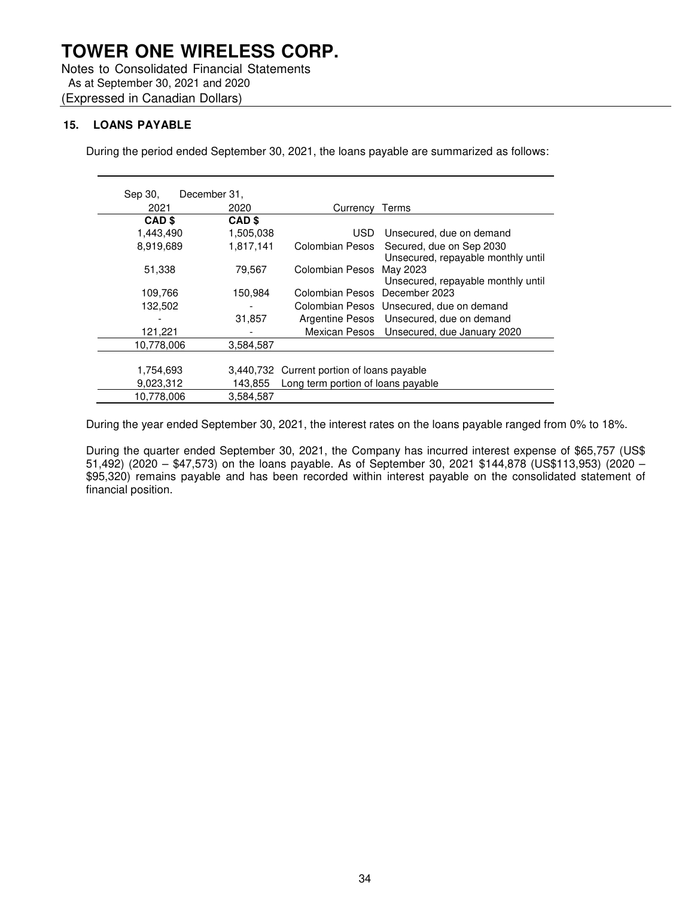# TOWER ONE WIRELESS CORP.

Notes to Consolidated Financial Statements
As at September 30, 2021 and 2020
(Expressed in Canadian Dollars)

## 15. LOANS PAYABLE

During the period ended September 30, 2021, the loans payable are summarized as follows:

| Sep 30, 2021 | December 31, 2020 | Currency | Terms |
|---|---|---|---|
| **CAD $** | **CAD $** | | |
| 1,443,490 | 1,505,038 | USD | Unsecured, due on demand |
| 8,919,689 | 1,817,141 | Colombian Pesos | Secured, due on Sep 2030 |
| 51,338 | 79,567 | Colombian Pesos | Unsecured, repayable monthly until May 2023 |
| 109,766 | 150,984 | Colombian Pesos | Unsecured, repayable monthly until December 2023 |
| 132,502 | - | Colombian Pesos | Unsecured, due on demand |
| - | 31,857 | Argentine Pesos | Unsecured, due on demand |
| 121,221 | - | Mexican Pesos | Unsecured, due January 2020 |
| 10,778,006 | 3,584,587 | | |
| | | | |
| 1,754,693 | 3,440,732 | Current portion of loans payable | |
| 9,023,312 | 143,855 | Long term portion of loans payable | |
| 10,778,006 | 3,584,587 | | |

During the year ended September 30, 2021, the interest rates on the loans payable ranged from 0% to 18%.

During the quarter ended September 30, 2021, the Company has incurred interest expense of $65,757 (US$ 51,492) (2020 – $47,573) on the loans payable. As of September 30, 2021 $144,878 (US$113,953) (2020 – $95,320) remains payable and has been recorded within interest payable on the consolidated statement of financial position.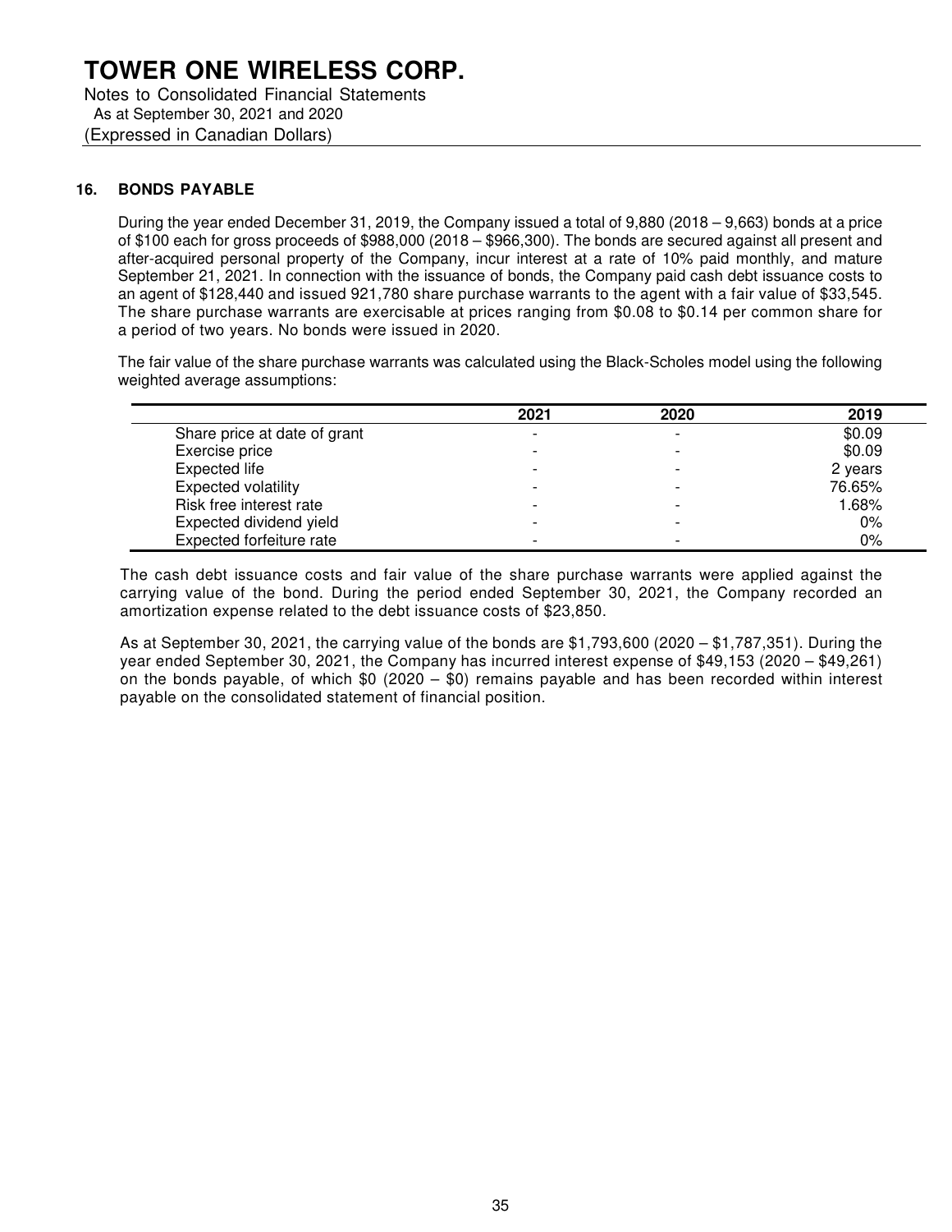# TOWER ONE WIRELESS CORP.

Notes to Consolidated Financial Statements
As at September 30, 2021 and 2020
(Expressed in Canadian Dollars)

## 16. BONDS PAYABLE

During the year ended December 31, 2019, the Company issued a total of 9,880 (2018 – 9,663) bonds at a price of $100 each for gross proceeds of $988,000 (2018 – $966,300). The bonds are secured against all present and after-acquired personal property of the Company, incur interest at a rate of 10% paid monthly, and mature September 21, 2021. In connection with the issuance of bonds, the Company paid cash debt issuance costs to an agent of $128,440 and issued 921,780 share purchase warrants to the agent with a fair value of $33,545. The share purchase warrants are exercisable at prices ranging from $0.08 to $0.14 per common share for a period of two years. No bonds were issued in 2020.

The fair value of the share purchase warrants was calculated using the Black-Scholes model using the following weighted average assumptions:

| | 2021 | 2020 | 2019 |
|---|---|---|---|
| Share price at date of grant | - | - | $0.09 |
| Exercise price | - | - | $0.09 |
| Expected life | - | - | 2 years |
| Expected volatility | - | - | 76.65% |
| Risk free interest rate | - | - | 1.68% |
| Expected dividend yield | - | - | 0% |
| Expected forfeiture rate | - | - | 0% |

The cash debt issuance costs and fair value of the share purchase warrants were applied against the carrying value of the bond. During the period ended September 30, 2021, the Company recorded an amortization expense related to the debt issuance costs of $23,850.

As at September 30, 2021, the carrying value of the bonds are $1,793,600 (2020 – $1,787,351). During the year ended September 30, 2021, the Company has incurred interest expense of $49,153 (2020 – $49,261) on the bonds payable, of which $0 (2020 – $0) remains payable and has been recorded within interest payable on the consolidated statement of financial position.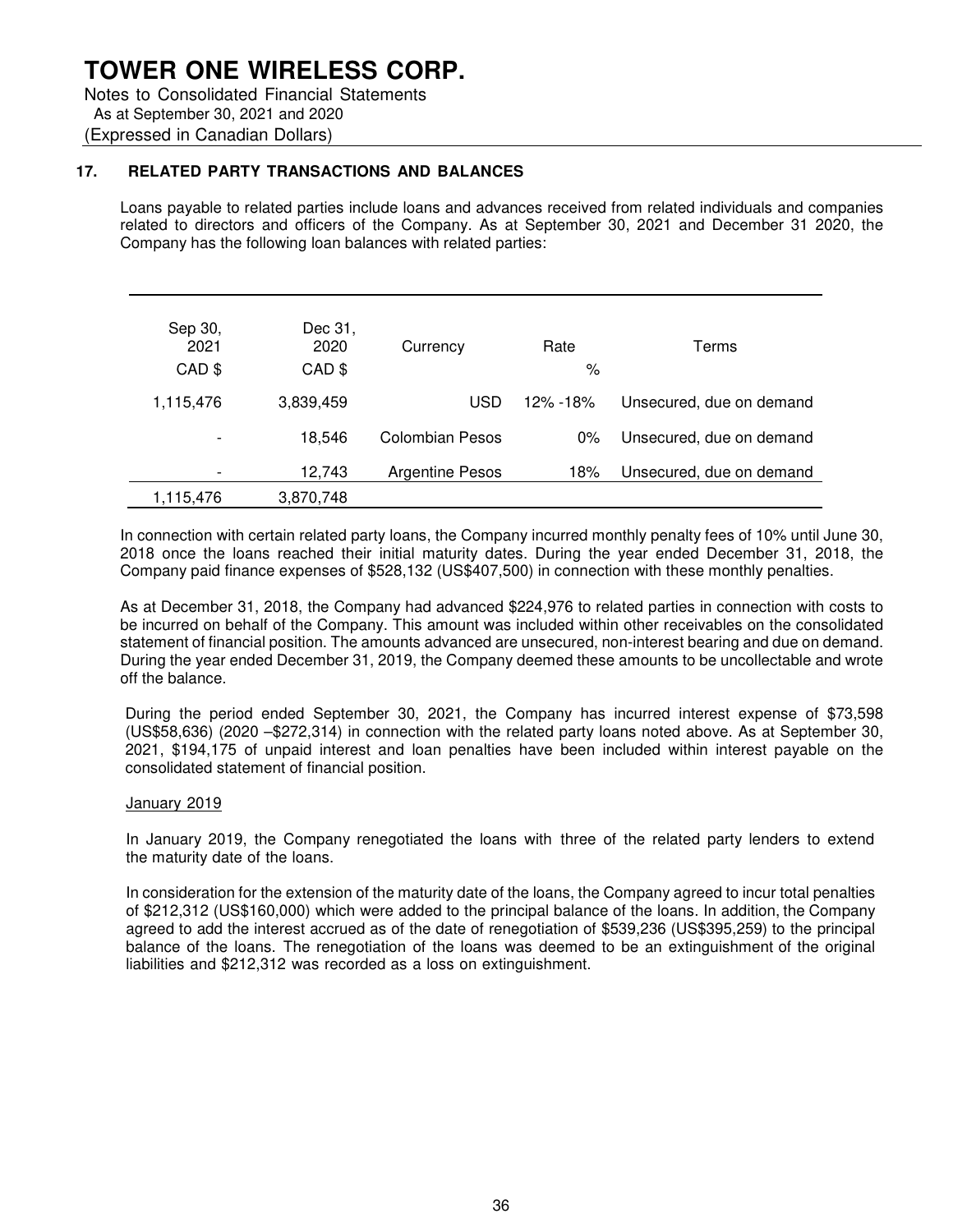# TOWER ONE WIRELESS CORP.

Notes to Consolidated Financial Statements
As at September 30, 2021 and 2020
(Expressed in Canadian Dollars)

## 17. RELATED PARTY TRANSACTIONS AND BALANCES

Loans payable to related parties include loans and advances received from related individuals and companies related to directors and officers of the Company. As at September 30, 2021 and December 31 2020, the Company has the following loan balances with related parties:

| Sep 30, 2021 CAD $ | Dec 31, 2020 CAD $ | Currency | Rate % | Terms |
|---|---|---|---|---|
| 1,115,476 | 3,839,459 | USD | 12% -18% | Unsecured, due on demand |
| - | 18,546 | Colombian Pesos | 0% | Unsecured, due on demand |
| - | 12,743 | Argentine Pesos | 18% | Unsecured, due on demand |
| 1,115,476 | 3,870,748 | | | |

In connection with certain related party loans, the Company incurred monthly penalty fees of 10% until June 30, 2018 once the loans reached their initial maturity dates. During the year ended December 31, 2018, the Company paid finance expenses of $528,132 (US$407,500) in connection with these monthly penalties.

As at December 31, 2018, the Company had advanced $224,976 to related parties in connection with costs to be incurred on behalf of the Company. This amount was included within other receivables on the consolidated statement of financial position. The amounts advanced are unsecured, non-interest bearing and due on demand. During the year ended December 31, 2019, the Company deemed these amounts to be uncollectable and wrote off the balance.

During the period ended September 30, 2021, the Company has incurred interest expense of $73,598 (US$58,636) (2020 –$272,314) in connection with the related party loans noted above. As at September 30, 2021, $194,175 of unpaid interest and loan penalties have been included within interest payable on the consolidated statement of financial position.

January 2019

In January 2019, the Company renegotiated the loans with three of the related party lenders to extend the maturity date of the loans.

In consideration for the extension of the maturity date of the loans, the Company agreed to incur total penalties of $212,312 (US$160,000) which were added to the principal balance of the loans. In addition, the Company agreed to add the interest accrued as of the date of renegotiation of $539,236 (US$395,259) to the principal balance of the loans. The renegotiation of the loans was deemed to be an extinguishment of the original liabilities and $212,312 was recorded as a loss on extinguishment.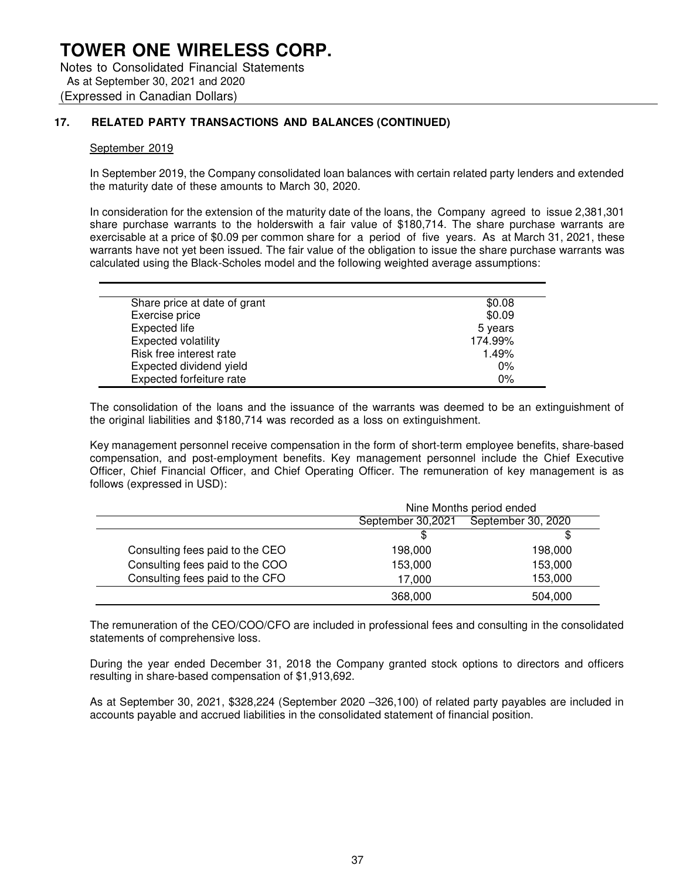# TOWER ONE WIRELESS CORP.

Notes to Consolidated Financial Statements
As at September 30, 2021 and 2020
(Expressed in Canadian Dollars)

## 17. RELATED PARTY TRANSACTIONS AND BALANCES (CONTINUED)

September 2019

In September 2019, the Company consolidated loan balances with certain related party lenders and extended the maturity date of these amounts to March 30, 2020.

In consideration for the extension of the maturity date of the loans, the Company agreed to issue 2,381,301 share purchase warrants to the holderswith a fair value of $180,714. The share purchase warrants are exercisable at a price of $0.09 per common share for a period of five years. As at March 31, 2021, these warrants have not yet been issued. The fair value of the obligation to issue the share purchase warrants was calculated using the Black-Scholes model and the following weighted average assumptions:

| | |
|---|---|
| Share price at date of grant | $0.08 |
| Exercise price | $0.09 |
| Expected life | 5 years |
| Expected volatility | 174.99% |
| Risk free interest rate | 1.49% |
| Expected dividend yield | 0% |
| Expected forfeiture rate | 0% |

The consolidation of the loans and the issuance of the warrants was deemed to be an extinguishment of the original liabilities and $180,714 was recorded as a loss on extinguishment.

Key management personnel receive compensation in the form of short-term employee benefits, share-based compensation, and post-employment benefits. Key management personnel include the Chief Executive Officer, Chief Financial Officer, and Chief Operating Officer. The remuneration of key management is as follows (expressed in USD):

| | Nine Months period ended | |
|---|---|---|
| | September 30,2021 | September 30, 2020 |
| | $ | $ |
| Consulting fees paid to the CEO | 198,000 | 198,000 |
| Consulting fees paid to the COO | 153,000 | 153,000 |
| Consulting fees paid to the CFO | 17,000 | 153,000 |
| | 368,000 | 504,000 |

The remuneration of the CEO/COO/CFO are included in professional fees and consulting in the consolidated statements of comprehensive loss.

During the year ended December 31, 2018 the Company granted stock options to directors and officers resulting in share-based compensation of $1,913,692.

As at September 30, 2021, $328,224 (September 2020 –326,100) of related party payables are included in accounts payable and accrued liabilities in the consolidated statement of financial position.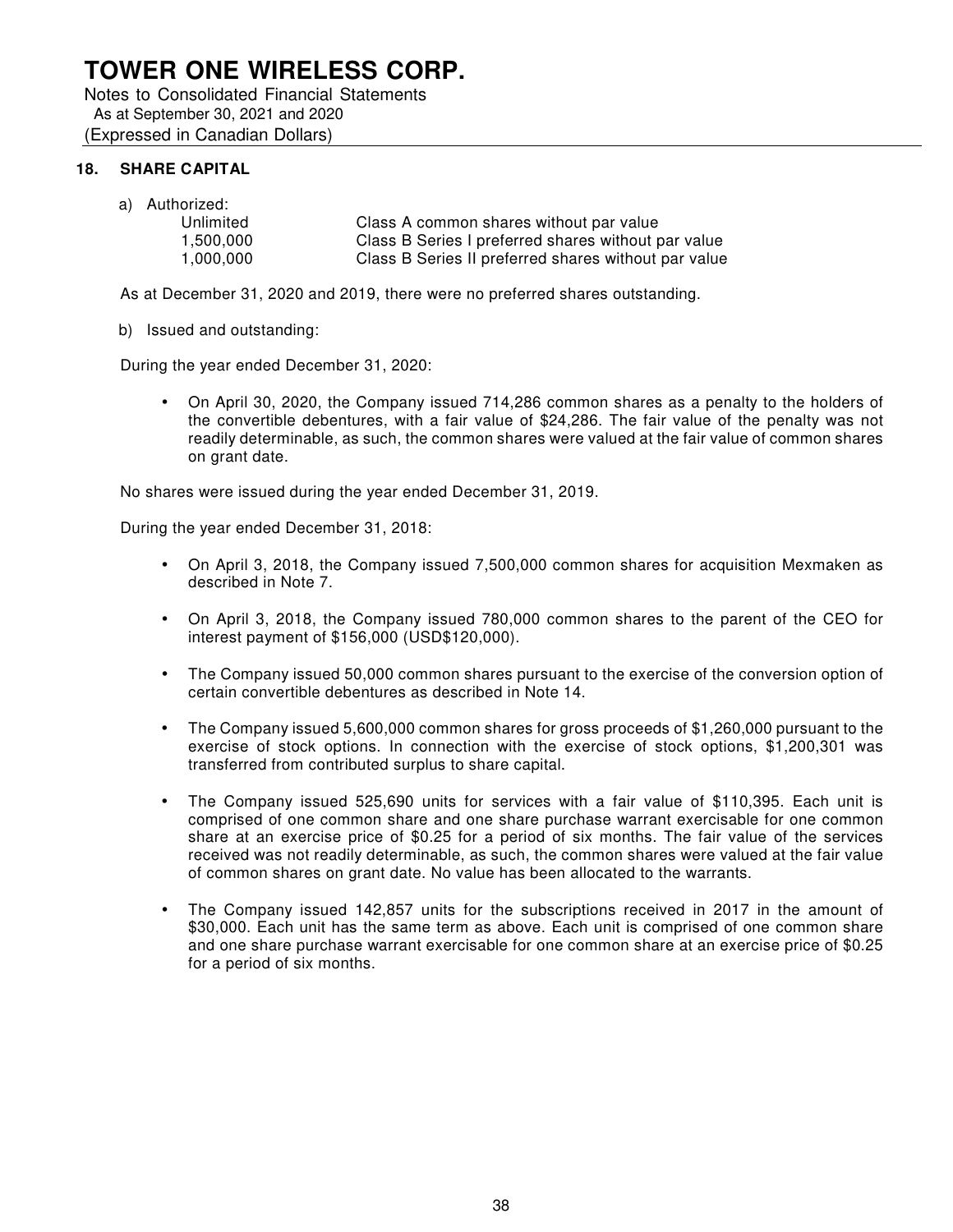# TOWER ONE WIRELESS CORP.

Notes to Consolidated Financial Statements
As at September 30, 2021 and 2020
(Expressed in Canadian Dollars)

## 18. SHARE CAPITAL

a) Authorized:

| | |
|---|---|
| Unlimited | Class A common shares without par value |
| 1,500,000 | Class B Series I preferred shares without par value |
| 1,000,000 | Class B Series II preferred shares without par value |

As at December 31, 2020 and 2019, there were no preferred shares outstanding.

b) Issued and outstanding:

During the year ended December 31, 2020:

- On April 30, 2020, the Company issued 714,286 common shares as a penalty to the holders of the convertible debentures, with a fair value of $24,286. The fair value of the penalty was not readily determinable, as such, the common shares were valued at the fair value of common shares on grant date.

No shares were issued during the year ended December 31, 2019.

During the year ended December 31, 2018:

- On April 3, 2018, the Company issued 7,500,000 common shares for acquisition Mexmaken as described in Note 7.
- On April 3, 2018, the Company issued 780,000 common shares to the parent of the CEO for interest payment of $156,000 (USD$120,000).
- The Company issued 50,000 common shares pursuant to the exercise of the conversion option of certain convertible debentures as described in Note 14.
- The Company issued 5,600,000 common shares for gross proceeds of $1,260,000 pursuant to the exercise of stock options. In connection with the exercise of stock options, $1,200,301 was transferred from contributed surplus to share capital.
- The Company issued 525,690 units for services with a fair value of $110,395. Each unit is comprised of one common share and one share purchase warrant exercisable for one common share at an exercise price of $0.25 for a period of six months. The fair value of the services received was not readily determinable, as such, the common shares were valued at the fair value of common shares on grant date. No value has been allocated to the warrants.
- The Company issued 142,857 units for the subscriptions received in 2017 in the amount of $30,000. Each unit has the same term as above. Each unit is comprised of one common share and one share purchase warrant exercisable for one common share at an exercise price of $0.25 for a period of six months.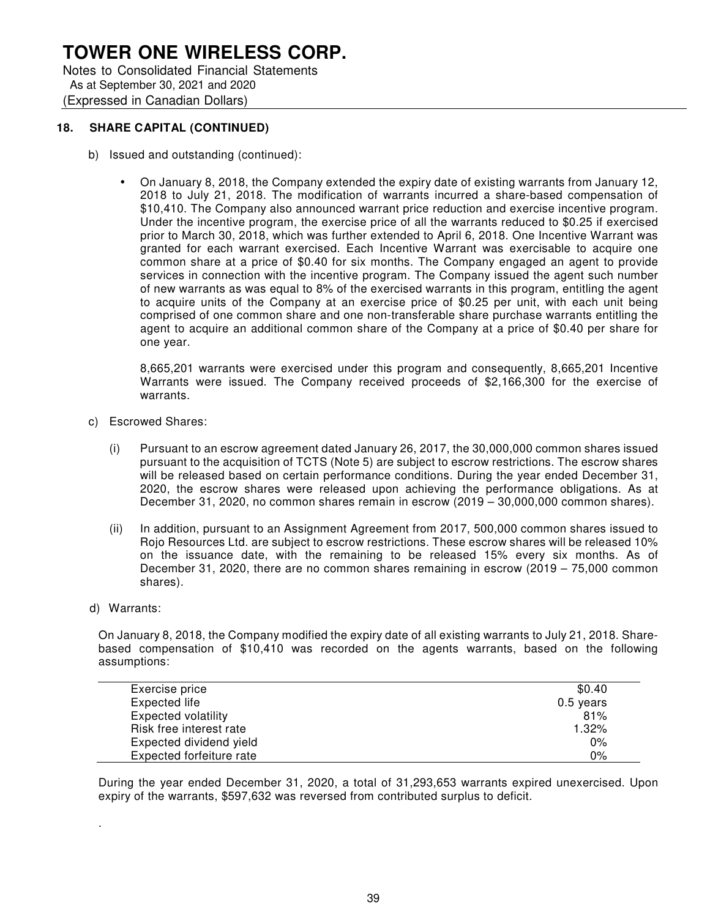# TOWER ONE WIRELESS CORP.

Notes to Consolidated Financial Statements
As at September 30, 2021 and 2020
(Expressed in Canadian Dollars)

## 18. SHARE CAPITAL (CONTINUED)

b) Issued and outstanding (continued):

- On January 8, 2018, the Company extended the expiry date of existing warrants from January 12, 2018 to July 21, 2018. The modification of warrants incurred a share-based compensation of $10,410. The Company also announced warrant price reduction and exercise incentive program. Under the incentive program, the exercise price of all the warrants reduced to $0.25 if exercised prior to March 30, 2018, which was further extended to April 6, 2018. One Incentive Warrant was granted for each warrant exercised. Each Incentive Warrant was exercisable to acquire one common share at a price of $0.40 for six months. The Company engaged an agent to provide services in connection with the incentive program. The Company issued the agent such number of new warrants as was equal to 8% of the exercised warrants in this program, entitling the agent to acquire units of the Company at an exercise price of $0.25 per unit, with each unit being comprised of one common share and one non-transferable share purchase warrants entitling the agent to acquire an additional common share of the Company at a price of $0.40 per share for one year.

  8,665,201 warrants were exercised under this program and consequently, 8,665,201 Incentive Warrants were issued. The Company received proceeds of $2,166,300 for the exercise of warrants.

c) Escrowed Shares:

(i) Pursuant to an escrow agreement dated January 26, 2017, the 30,000,000 common shares issued pursuant to the acquisition of TCTS (Note 5) are subject to escrow restrictions. The escrow shares will be released based on certain performance conditions. During the year ended December 31, 2020, the escrow shares were released upon achieving the performance obligations. As at December 31, 2020, no common shares remain in escrow (2019 – 30,000,000 common shares).

(ii) In addition, pursuant to an Assignment Agreement from 2017, 500,000 common shares issued to Rojo Resources Ltd. are subject to escrow restrictions. These escrow shares will be released 10% on the issuance date, with the remaining to be released 15% every six months. As of December 31, 2020, there are no common shares remaining in escrow (2019 – 75,000 common shares).

d) Warrants:

On January 8, 2018, the Company modified the expiry date of all existing warrants to July 21, 2018. Share-based compensation of $10,410 was recorded on the agents warrants, based on the following assumptions:

| | |
|---|---|
| Exercise price | $0.40 |
| Expected life | 0.5 years |
| Expected volatility | 81% |
| Risk free interest rate | 1.32% |
| Expected dividend yield | 0% |
| Expected forfeiture rate | 0% |

During the year ended December 31, 2020, a total of 31,293,653 warrants expired unexercised. Upon expiry of the warrants, $597,632 was reversed from contributed surplus to deficit.

.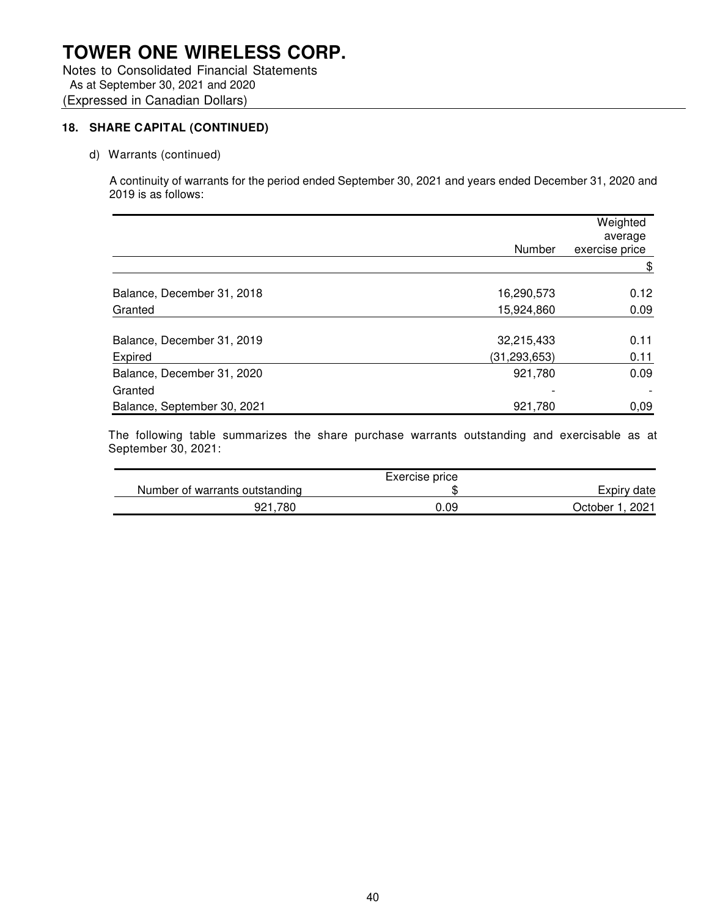# TOWER ONE WIRELESS CORP.

Notes to Consolidated Financial Statements
As at September 30, 2021 and 2020
(Expressed in Canadian Dollars)

### 18. SHARE CAPITAL (CONTINUED)

d) Warrants (continued)

A continuity of warrants for the period ended September 30, 2021 and years ended December 31, 2020 and 2019 is as follows:

| | Number | Weighted average exercise price |
|---|---|---|
| | | $ |
| Balance, December 31, 2018 | 16,290,573 | 0.12 |
| Granted | 15,924,860 | 0.09 |
| Balance, December 31, 2019 | 32,215,433 | 0.11 |
| Expired | (31,293,653) | 0.11 |
| Balance, December 31, 2020 | 921,780 | 0.09 |
| Granted | - | - |
| Balance, September 30, 2021 | 921,780 | 0,09 |

The following table summarizes the share purchase warrants outstanding and exercisable as at September 30, 2021:

| Number of warrants outstanding | Exercise price $ | Expiry date |
|---|---|---|
| 921,780 | 0.09 | October 1, 2021 |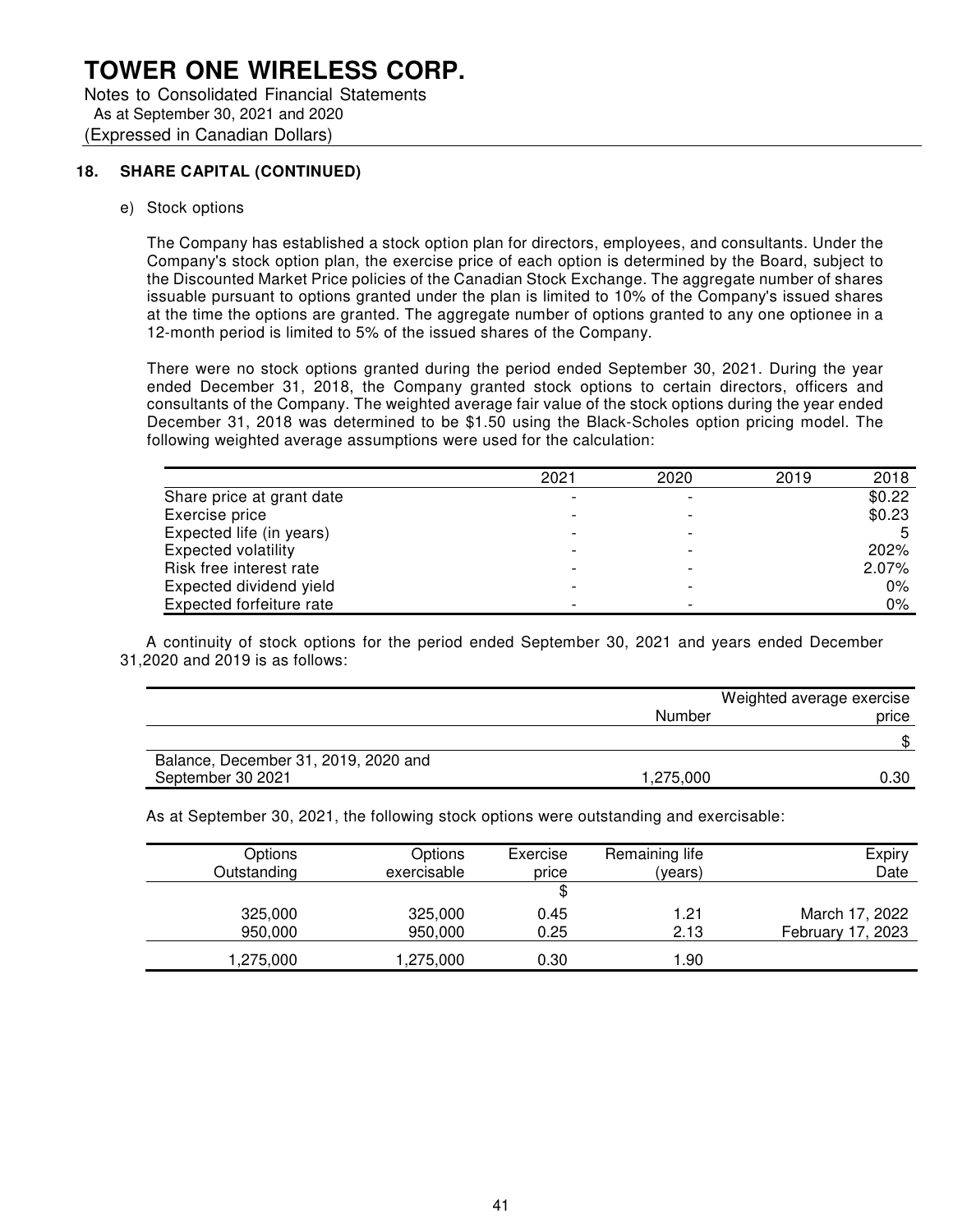# TOWER ONE WIRELESS CORP.

Notes to Consolidated Financial Statements
As at September 30, 2021 and 2020
(Expressed in Canadian Dollars)

## 18. SHARE CAPITAL (CONTINUED)

e) Stock options

The Company has established a stock option plan for directors, employees, and consultants. Under the Company's stock option plan, the exercise price of each option is determined by the Board, subject to the Discounted Market Price policies of the Canadian Stock Exchange. The aggregate number of shares issuable pursuant to options granted under the plan is limited to 10% of the Company's issued shares at the time the options are granted. The aggregate number of options granted to any one optionee in a 12-month period is limited to 5% of the issued shares of the Company.

There were no stock options granted during the period ended September 30, 2021. During the year ended December 31, 2018, the Company granted stock options to certain directors, officers and consultants of the Company. The weighted average fair value of the stock options during the year ended December 31, 2018 was determined to be $1.50 using the Black-Scholes option pricing model. The following weighted average assumptions were used for the calculation:

| | 2021 | 2020 | 2019 | 2018 |
|---|---|---|---|---|
| Share price at grant date | - | - | | $0.22 |
| Exercise price | - | - | | $0.23 |
| Expected life (in years) | - | - | | 5 |
| Expected volatility | - | - | | 202% |
| Risk free interest rate | - | - | | 2.07% |
| Expected dividend yield | - | - | | 0% |
| Expected forfeiture rate | - | - | | 0% |

A continuity of stock options for the period ended September 30, 2021 and years ended December 31,2020 and 2019 is as follows:

| | Number | Weighted average exercise price |
|---|---|---|
| | | $ |
| Balance, December 31, 2019, 2020 and September 30 2021 | 1,275,000 | 0.30 |

As at September 30, 2021, the following stock options were outstanding and exercisable:

| Options Outstanding | Options exercisable | Exercise price | Remaining life (years) | Expiry Date |
|---|---|---|---|---|
| | | $ | | |
| 325,000 | 325,000 | 0.45 | 1.21 | March 17, 2022 |
| 950,000 | 950,000 | 0.25 | 2.13 | February 17, 2023 |
| 1,275,000 | 1,275,000 | 0.30 | 1.90 | |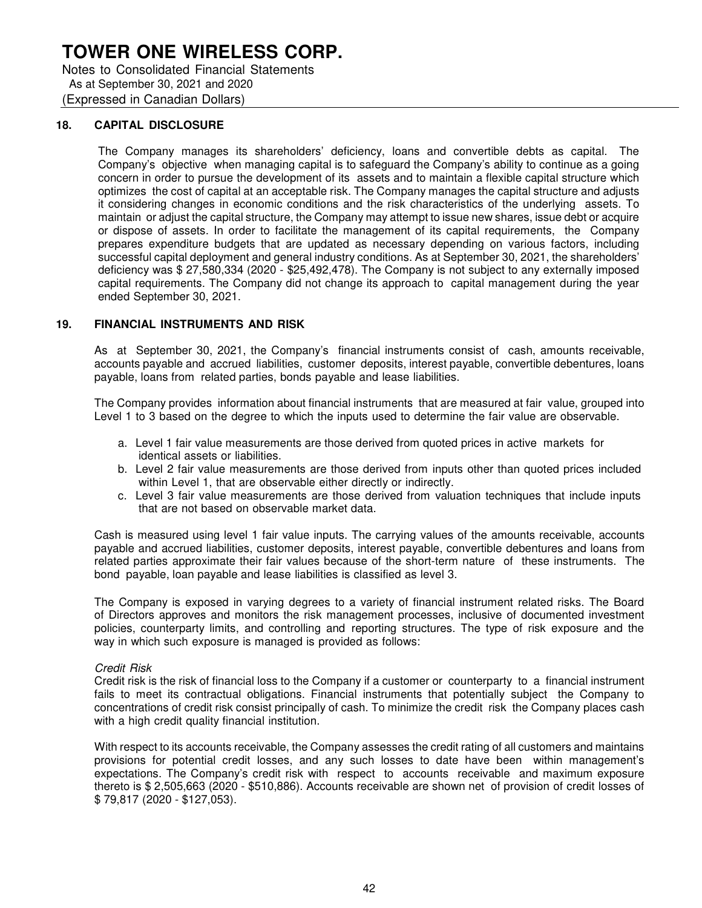# TOWER ONE WIRELESS CORP.

Notes to Consolidated Financial Statements
As at September 30, 2021 and 2020
(Expressed in Canadian Dollars)

## 18. CAPITAL DISCLOSURE

The Company manages its shareholders' deficiency, loans and convertible debts as capital. The Company's objective when managing capital is to safeguard the Company's ability to continue as a going concern in order to pursue the development of its assets and to maintain a flexible capital structure which optimizes the cost of capital at an acceptable risk. The Company manages the capital structure and adjusts it considering changes in economic conditions and the risk characteristics of the underlying assets. To maintain or adjust the capital structure, the Company may attempt to issue new shares, issue debt or acquire or dispose of assets. In order to facilitate the management of its capital requirements, the Company prepares expenditure budgets that are updated as necessary depending on various factors, including successful capital deployment and general industry conditions. As at September 30, 2021, the shareholders' deficiency was $ 27,580,334 (2020 - $25,492,478). The Company is not subject to any externally imposed capital requirements. The Company did not change its approach to capital management during the year ended September 30, 2021.

## 19. FINANCIAL INSTRUMENTS AND RISK

As at September 30, 2021, the Company's financial instruments consist of cash, amounts receivable, accounts payable and accrued liabilities, customer deposits, interest payable, convertible debentures, loans payable, loans from related parties, bonds payable and lease liabilities.

The Company provides information about financial instruments that are measured at fair value, grouped into Level 1 to 3 based on the degree to which the inputs used to determine the fair value are observable.

a. Level 1 fair value measurements are those derived from quoted prices in active markets for identical assets or liabilities.
b. Level 2 fair value measurements are those derived from inputs other than quoted prices included within Level 1, that are observable either directly or indirectly.
c. Level 3 fair value measurements are those derived from valuation techniques that include inputs that are not based on observable market data.

Cash is measured using level 1 fair value inputs. The carrying values of the amounts receivable, accounts payable and accrued liabilities, customer deposits, interest payable, convertible debentures and loans from related parties approximate their fair values because of the short-term nature of these instruments. The bond payable, loan payable and lease liabilities is classified as level 3.

The Company is exposed in varying degrees to a variety of financial instrument related risks. The Board of Directors approves and monitors the risk management processes, inclusive of documented investment policies, counterparty limits, and controlling and reporting structures. The type of risk exposure and the way in which such exposure is managed is provided as follows:

*Credit Risk*

Credit risk is the risk of financial loss to the Company if a customer or counterparty to a financial instrument fails to meet its contractual obligations. Financial instruments that potentially subject the Company to concentrations of credit risk consist principally of cash. To minimize the credit risk the Company places cash with a high credit quality financial institution.

With respect to its accounts receivable, the Company assesses the credit rating of all customers and maintains provisions for potential credit losses, and any such losses to date have been within management's expectations. The Company's credit risk with respect to accounts receivable and maximum exposure thereto is $ 2,505,663 (2020 - $510,886). Accounts receivable are shown net of provision of credit losses of $ 79,817 (2020 - $127,053).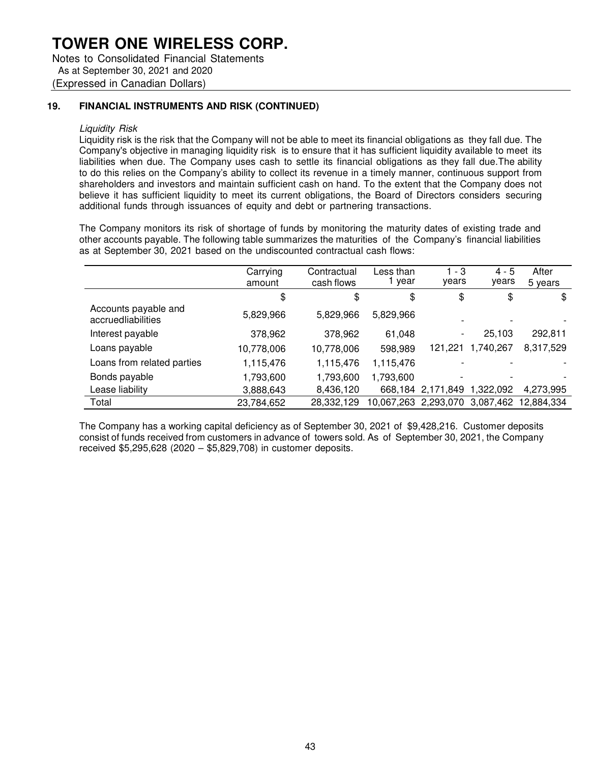# TOWER ONE WIRELESS CORP.

Notes to Consolidated Financial Statements
As at September 30, 2021 and 2020
(Expressed in Canadian Dollars)

## 19. FINANCIAL INSTRUMENTS AND RISK (CONTINUED)

*Liquidity Risk*

Liquidity risk is the risk that the Company will not be able to meet its financial obligations as they fall due. The Company's objective in managing liquidity risk is to ensure that it has sufficient liquidity available to meet its liabilities when due. The Company uses cash to settle its financial obligations as they fall due.The ability to do this relies on the Company's ability to collect its revenue in a timely manner, continuous support from shareholders and investors and maintain sufficient cash on hand. To the extent that the Company does not believe it has sufficient liquidity to meet its current obligations, the Board of Directors considers securing additional funds through issuances of equity and debt or partnering transactions.

The Company monitors its risk of shortage of funds by monitoring the maturity dates of existing trade and other accounts payable. The following table summarizes the maturities of the Company's financial liabilities as at September 30, 2021 based on the undiscounted contractual cash flows:

| | Carrying amount | Contractual cash flows | Less than 1 year | 1 - 3 years | 4 - 5 years | After 5 years |
|---|---|---|---|---|---|---|
| | $ | $ | $ | $ | $ | $ |
| Accounts payable and accruedliabilities | 5,829,966 | 5,829,966 | 5,829,966 | - | - | - |
| Interest payable | 378,962 | 378,962 | 61,048 | - | 25,103 | 292,811 |
| Loans payable | 10,778,006 | 10,778,006 | 598,989 | 121,221 | 1,740,267 | 8,317,529 |
| Loans from related parties | 1,115,476 | 1,115,476 | 1,115,476 | - | - | - |
| Bonds payable | 1,793,600 | 1,793,600 | 1,793,600 | - | - | - |
| Lease liability | 3,888,643 | 8,436,120 | 668,184 | 2,171,849 | 1,322,092 | 4,273,995 |
| Total | 23,784,652 | 28,332,129 | 10,067,263 | 2,293,070 | 3,087,462 | 12,884,334 |

The Company has a working capital deficiency as of September 30, 2021 of $9,428,216. Customer deposits consist of funds received from customers in advance of towers sold. As of September 30, 2021, the Company received $5,295,628 (2020 – $5,829,708) in customer deposits.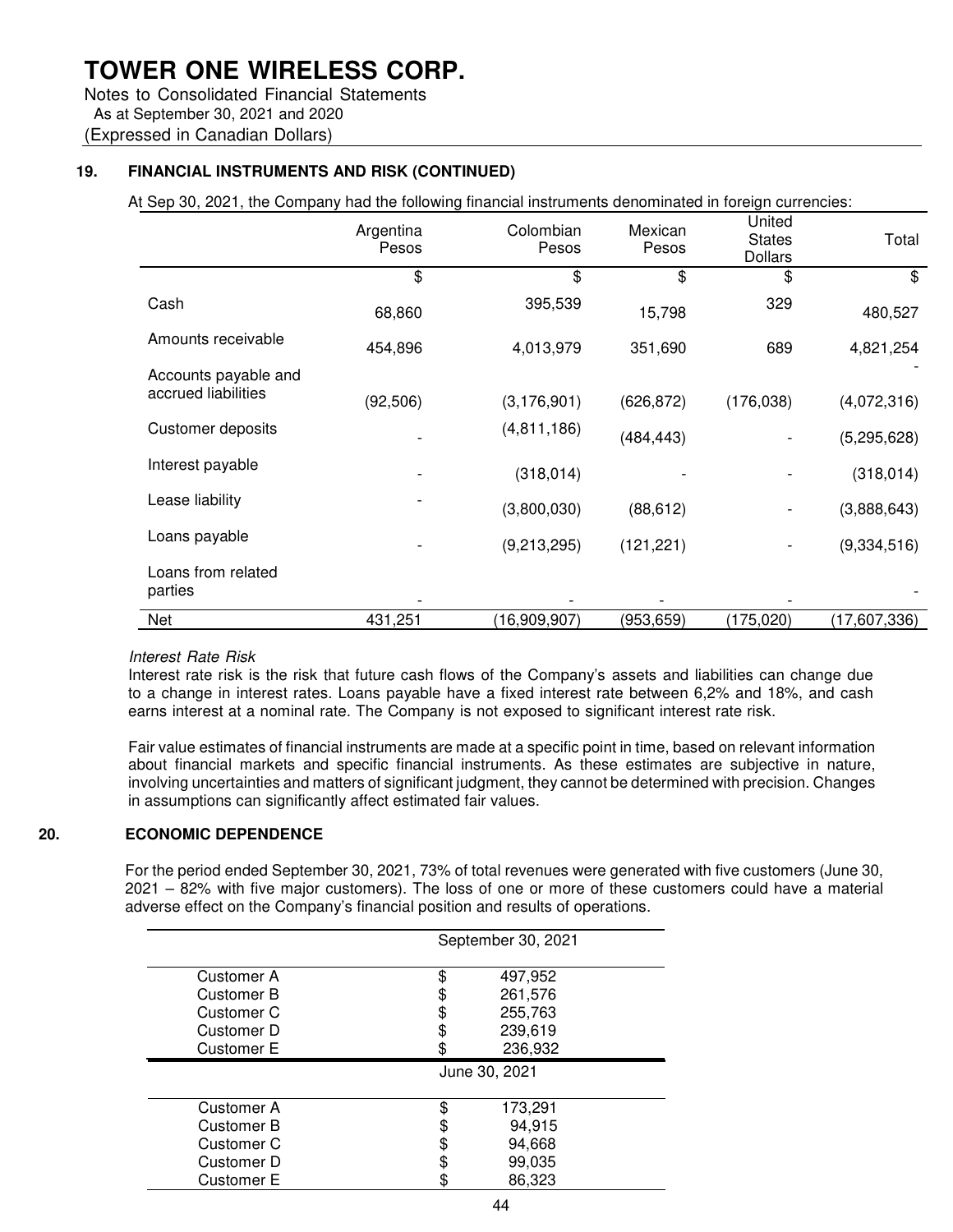# TOWER ONE WIRELESS CORP.

Notes to Consolidated Financial Statements
As at September 30, 2021 and 2020
(Expressed in Canadian Dollars)

## 19. FINANCIAL INSTRUMENTS AND RISK (CONTINUED)

At Sep 30, 2021, the Company had the following financial instruments denominated in foreign currencies:

| | Argentina Pesos | Colombian Pesos | Mexican Pesos | United States Dollars | Total |
|---|---|---|---|---|---|
| | $ | $ | $ | $ | $ |
| Cash | 68,860 | 395,539 | 15,798 | 329 | 480,527 |
| Amounts receivable | 454,896 | 4,013,979 | 351,690 | 689 | 4,821,254 |
| Accounts payable and accrued liabilities | (92,506) | (3,176,901) | (626,872) | (176,038) | (4,072,316) |
| Customer deposits | - | (4,811,186) | (484,443) | - | (5,295,628) |
| Interest payable | - | (318,014) | - | - | (318,014) |
| Lease liability | - | (3,800,030) | (88,612) | - | (3,888,643) |
| Loans payable | - | (9,213,295) | (121,221) | - | (9,334,516) |
| Loans from related parties | - | - | - | - | - |
| Net | 431,251 | (16,909,907) | (953,659) | (175,020) | (17,607,336) |

*Interest Rate Risk*

Interest rate risk is the risk that future cash flows of the Company's assets and liabilities can change due to a change in interest rates. Loans payable have a fixed interest rate between 6,2% and 18%, and cash earns interest at a nominal rate. The Company is not exposed to significant interest rate risk.

Fair value estimates of financial instruments are made at a specific point in time, based on relevant information about financial markets and specific financial instruments. As these estimates are subjective in nature, involving uncertainties and matters of significant judgment, they cannot be determined with precision. Changes in assumptions can significantly affect estimated fair values.

## 20. ECONOMIC DEPENDENCE

For the period ended September 30, 2021, 73% of total revenues were generated with five customers (June 30, 2021 – 82% with five major customers). The loss of one or more of these customers could have a material adverse effect on the Company's financial position and results of operations.

| | September 30, 2021 |
|---|---|
| Customer A | $ 497,952 |
| Customer B | $ 261,576 |
| Customer C | $ 255,763 |
| Customer D | $ 239,619 |
| Customer E | $ 236,932 |

| | June 30, 2021 |
|---|---|
| Customer A | $ 173,291 |
| Customer B | $ 94,915 |
| Customer C | $ 94,668 |
| Customer D | $ 99,035 |
| Customer E | $ 86,323 |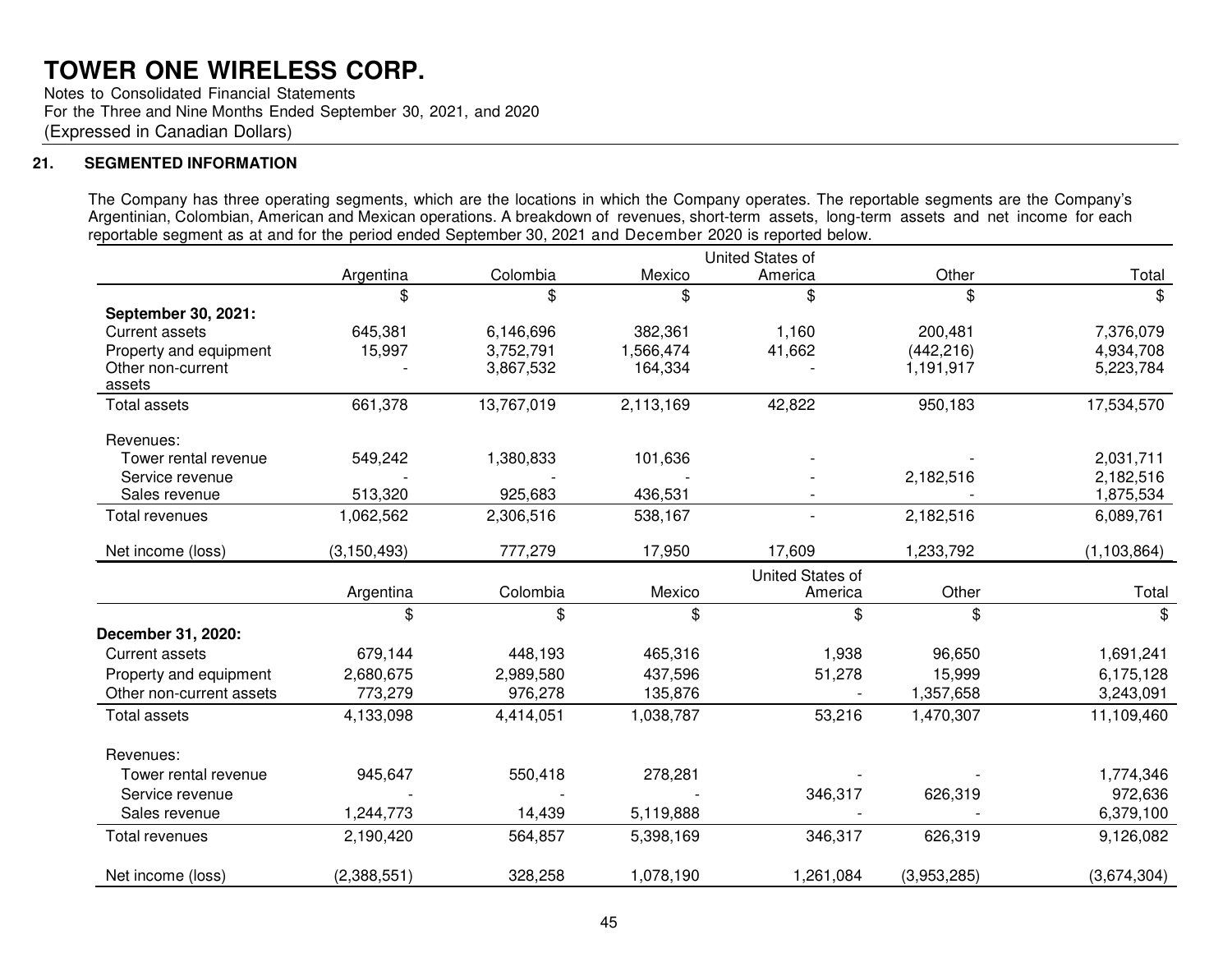# TOWER ONE WIRELESS CORP.

Notes to Consolidated Financial Statements
For the Three and Nine Months Ended September 30, 2021, and 2020
(Expressed in Canadian Dollars)

## 21. SEGMENTED INFORMATION

The Company has three operating segments, which are the locations in which the Company operates. The reportable segments are the Company's Argentinian, Colombian, American and Mexican operations. A breakdown of revenues, short-term assets, long-term assets and net income for each reportable segment as at and for the period ended September 30, 2021 and December 2020 is reported below.

| | Argentina | Colombia | Mexico | United States of America | Other | Total |
|---|---|---|---|---|---|---|
| | $ | $ | $ | $ | $ | $ |
| **September 30, 2021:** | | | | | | |
| Current assets | 645,381 | 6,146,696 | 382,361 | 1,160 | 200,481 | 7,376,079 |
| Property and equipment | 15,997 | 3,752,791 | 1,566,474 | 41,662 | (442,216) | 4,934,708 |
| Other non-current assets | - | 3,867,532 | 164,334 | - | 1,191,917 | 5,223,784 |
| Total assets | 661,378 | 13,767,019 | 2,113,169 | 42,822 | 950,183 | 17,534,570 |
| Revenues: | | | | | | |
| Tower rental revenue | 549,242 | 1,380,833 | 101,636 | - | - | 2,031,711 |
| Service revenue | - | - | - | - | 2,182,516 | 2,182,516 |
| Sales revenue | 513,320 | 925,683 | 436,531 | - | - | 1,875,534 |
| Total revenues | 1,062,562 | 2,306,516 | 538,167 | - | 2,182,516 | 6,089,761 |
| Net income (loss) | (3,150,493) | 777,279 | 17,950 | 17,609 | 1,233,792 | (1,103,864) |

| | Argentina | Colombia | Mexico | United States of America | Other | Total |
|---|---|---|---|---|---|---|
| | $ | $ | $ | $ | $ | $ |
| **December 31, 2020:** | | | | | | |
| Current assets | 679,144 | 448,193 | 465,316 | 1,938 | 96,650 | 1,691,241 |
| Property and equipment | 2,680,675 | 2,989,580 | 437,596 | 51,278 | 15,999 | 6,175,128 |
| Other non-current assets | 773,279 | 976,278 | 135,876 | - | 1,357,658 | 3,243,091 |
| Total assets | 4,133,098 | 4,414,051 | 1,038,787 | 53,216 | 1,470,307 | 11,109,460 |
| Revenues: | | | | | | |
| Tower rental revenue | 945,647 | 550,418 | 278,281 | - | - | 1,774,346 |
| Service revenue | - | - | - | 346,317 | 626,319 | 972,636 |
| Sales revenue | 1,244,773 | 14,439 | 5,119,888 | - | - | 6,379,100 |
| Total revenues | 2,190,420 | 564,857 | 5,398,169 | 346,317 | 626,319 | 9,126,082 |
| Net income (loss) | (2,388,551) | 328,258 | 1,078,190 | 1,261,084 | (3,953,285) | (3,674,304) |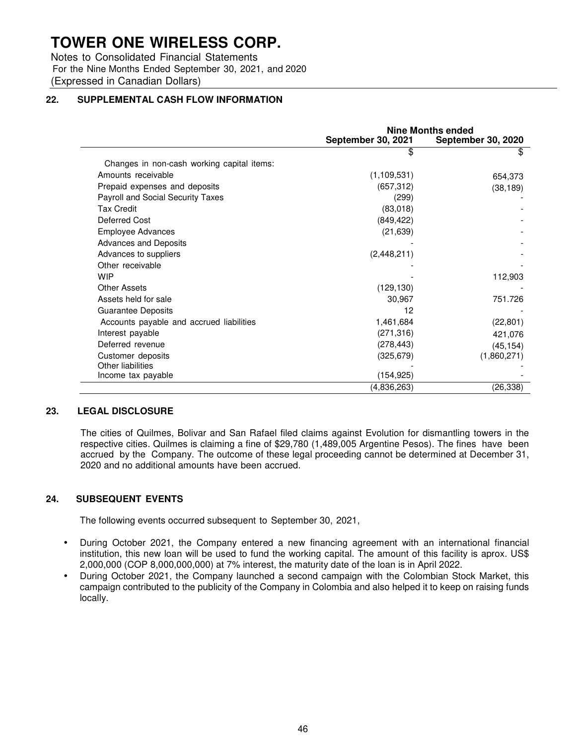# TOWER ONE WIRELESS CORP.

Notes to Consolidated Financial Statements
For the Nine Months Ended September 30, 2021, and 2020
(Expressed in Canadian Dollars)

## 22. SUPPLEMENTAL CASH FLOW INFORMATION

| | Nine Months ended | |
|---|---|---|
| | September 30, 2021 | September 30, 2020 |
| | $ | $ |
| Changes in non-cash working capital items: | | |
| Amounts receivable | (1,109,531) | 654,373 |
| Prepaid expenses and deposits | (657,312) | (38,189) |
| Payroll and Social Security Taxes | (299) | - |
| Tax Credit | (83,018) | - |
| Deferred Cost | (849,422) | - |
| Employee Advances | (21,639) | - |
| Advances and Deposits | - | - |
| Advances to suppliers | (2,448,211) | - |
| Other receivable | - | - |
| WIP | - | 112,903 |
| Other Assets | (129,130) | - |
| Assets held for sale | 30,967 | 751.726 |
| Guarantee Deposits | 12 | - |
| Accounts payable and accrued liabilities | 1,461,684 | (22,801) |
| Interest payable | (271,316) | 421,076 |
| Deferred revenue | (278,443) | (45,154) |
| Customer deposits | (325,679) | (1,860,271) |
| Other liabilities | - | - |
| Income tax payable | (154,925) | - |
| | (4,836,263) | (26,338) |

## 23. LEGAL DISCLOSURE

The cities of Quilmes, Bolivar and San Rafael filed claims against Evolution for dismantling towers in the respective cities. Quilmes is claiming a fine of $29,780 (1,489,005 Argentine Pesos). The fines have been accrued by the Company. The outcome of these legal proceeding cannot be determined at December 31, 2020 and no additional amounts have been accrued.

## 24. SUBSEQUENT EVENTS

The following events occurred subsequent to September 30, 2021,

- During October 2021, the Company entered a new financing agreement with an international financial institution, this new loan will be used to fund the working capital. The amount of this facility is aprox. US$ 2,000,000 (COP 8,000,000,000) at 7% interest, the maturity date of the loan is in April 2022.
- During October 2021, the Company launched a second campaign with the Colombian Stock Market, this campaign contributed to the publicity of the Company in Colombia and also helped it to keep on raising funds locally.